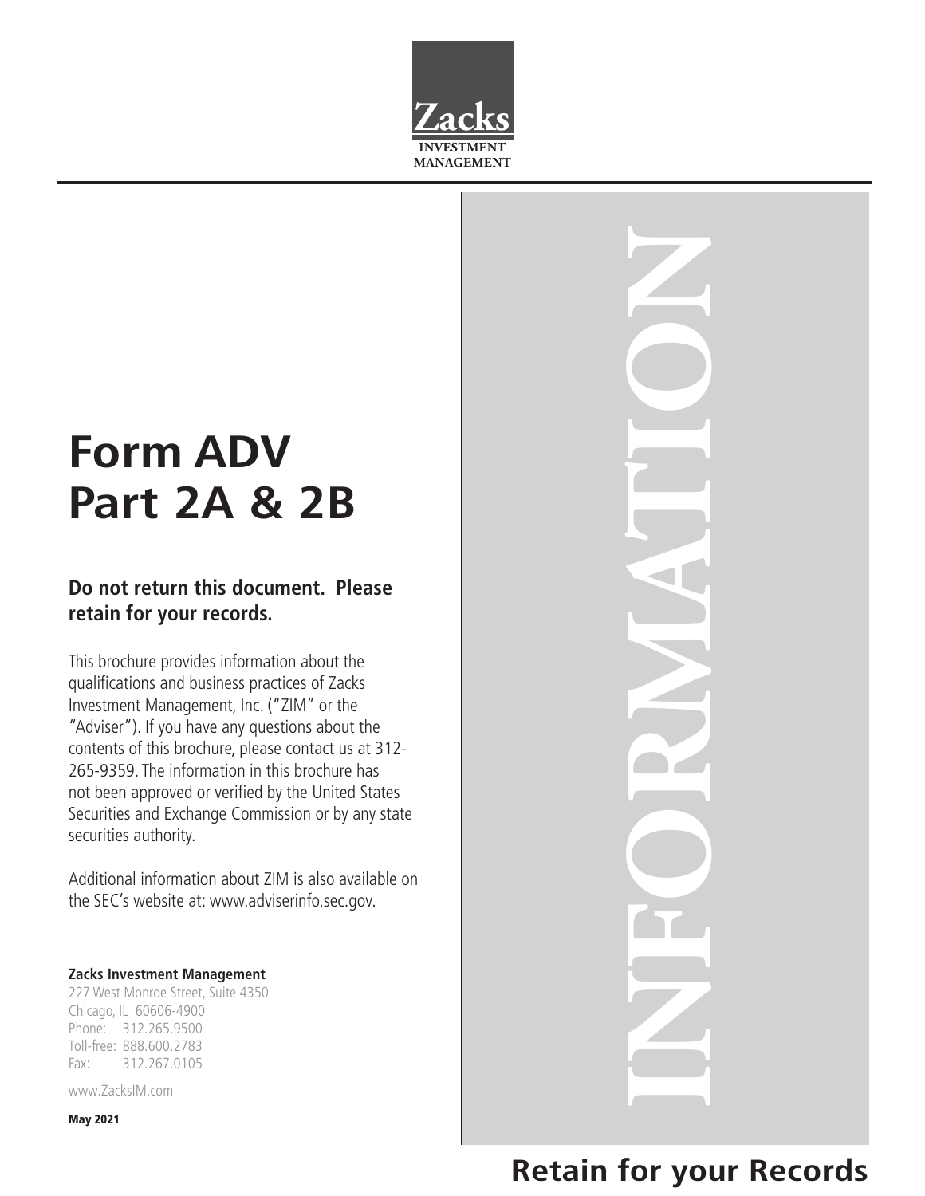Zacks

INVESTMENT MANAGEMENT

# Form ADV Part 2A & 2B

**Do not return this document. Please retain for your records.**

This brochure provides information about the qualifications and business practices of Zacks Investment Management, Inc. ("ZIM" or the "Adviser"). If you have any questions about the contents of this brochure, please contact us at 312-265-9359. The information in this brochure has not been approved or verified by the United States Securities and Exchange Commission or by any state securities authority.

Additional information about ZIM is also available on the SEC's website at: www.adviserinfo.sec.gov.

**Zacks Investment Management**
227 West Monroe Street, Suite 4350
Chicago, IL 60606-4900
Phone: 312.265.9500
Toll-free: 888.600.2783
Fax: 312.267.0105

www.ZacksIM.com

**May 2021**

INFORMATION

**Retain for your Records**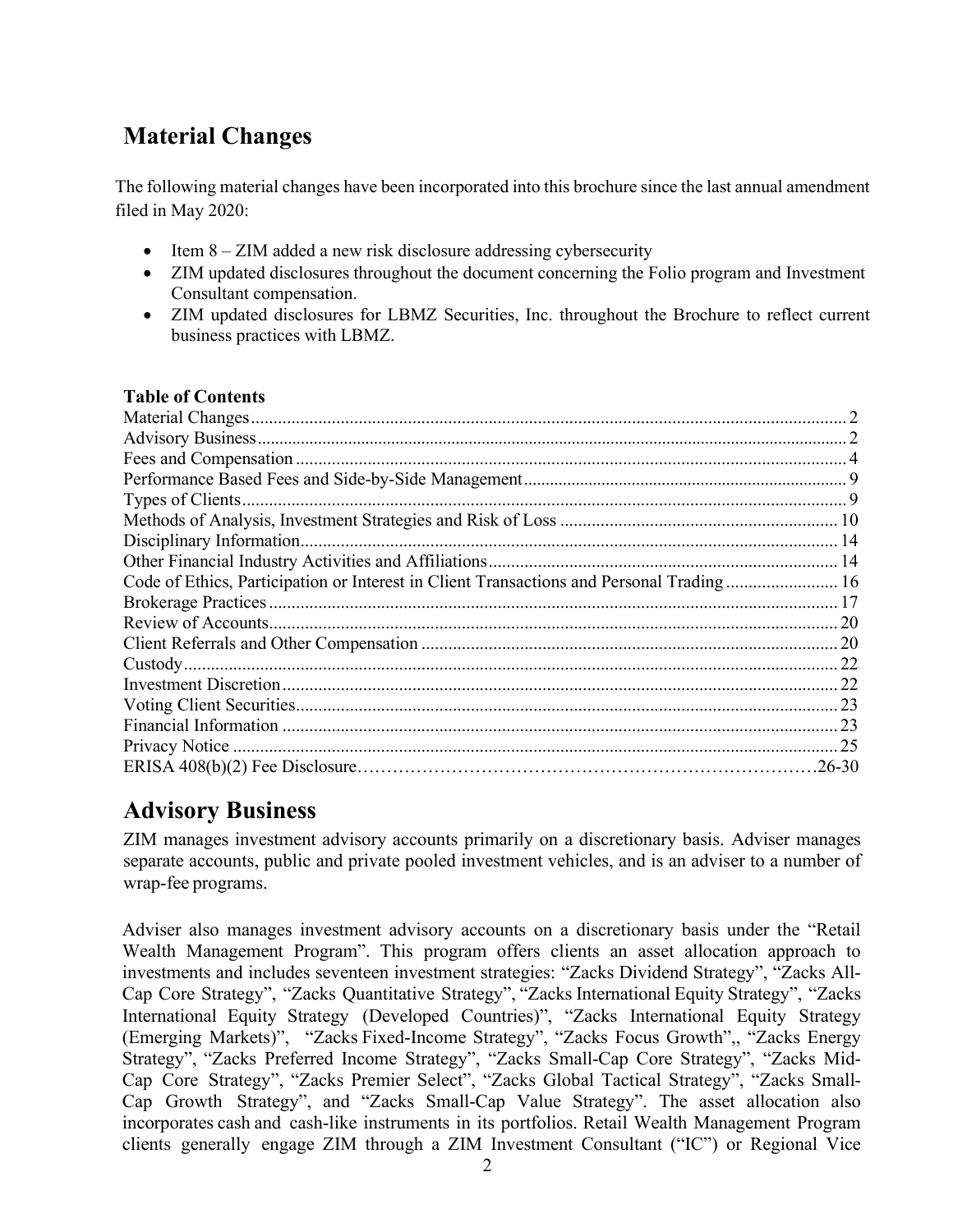# Material Changes

The following material changes have been incorporated into this brochure since the last annual amendment filed in May 2020:

- Item 8 – ZIM added a new risk disclosure addressing cybersecurity
- ZIM updated disclosures throughout the document concerning the Folio program and Investment Consultant compensation.
- ZIM updated disclosures for LBMZ Securities, Inc. throughout the Brochure to reflect current business practices with LBMZ.

**Table of Contents**

| | |
|---|---|
| Material Changes | 2 |
| Advisory Business | 2 |
| Fees and Compensation | 4 |
| Performance Based Fees and Side-by-Side Management | 9 |
| Types of Clients | 9 |
| Methods of Analysis, Investment Strategies and Risk of Loss | 10 |
| Disciplinary Information | 14 |
| Other Financial Industry Activities and Affiliations | 14 |
| Code of Ethics, Participation or Interest in Client Transactions and Personal Trading | 16 |
| Brokerage Practices | 17 |
| Review of Accounts | 20 |
| Client Referrals and Other Compensation | 20 |
| Custody | 22 |
| Investment Discretion | 22 |
| Voting Client Securities | 23 |
| Financial Information | 23 |
| Privacy Notice | 25 |
| ERISA 408(b)(2) Fee Disclosure | 26-30 |

# Advisory Business

ZIM manages investment advisory accounts primarily on a discretionary basis. Adviser manages separate accounts, public and private pooled investment vehicles, and is an adviser to a number of wrap-fee programs.

Adviser also manages investment advisory accounts on a discretionary basis under the "Retail Wealth Management Program". This program offers clients an asset allocation approach to investments and includes seventeen investment strategies: "Zacks Dividend Strategy", "Zacks All-Cap Core Strategy", "Zacks Quantitative Strategy", "Zacks International Equity Strategy", "Zacks International Equity Strategy (Developed Countries)", "Zacks International Equity Strategy (Emerging Markets)", "Zacks Fixed-Income Strategy", "Zacks Focus Growth",, "Zacks Energy Strategy", "Zacks Preferred Income Strategy", "Zacks Small-Cap Core Strategy", "Zacks Mid-Cap Core Strategy", "Zacks Premier Select", "Zacks Global Tactical Strategy", "Zacks Small-Cap Growth Strategy", and "Zacks Small-Cap Value Strategy". The asset allocation also incorporates cash and cash-like instruments in its portfolios. Retail Wealth Management Program clients generally engage ZIM through a ZIM Investment Consultant ("IC") or Regional Vice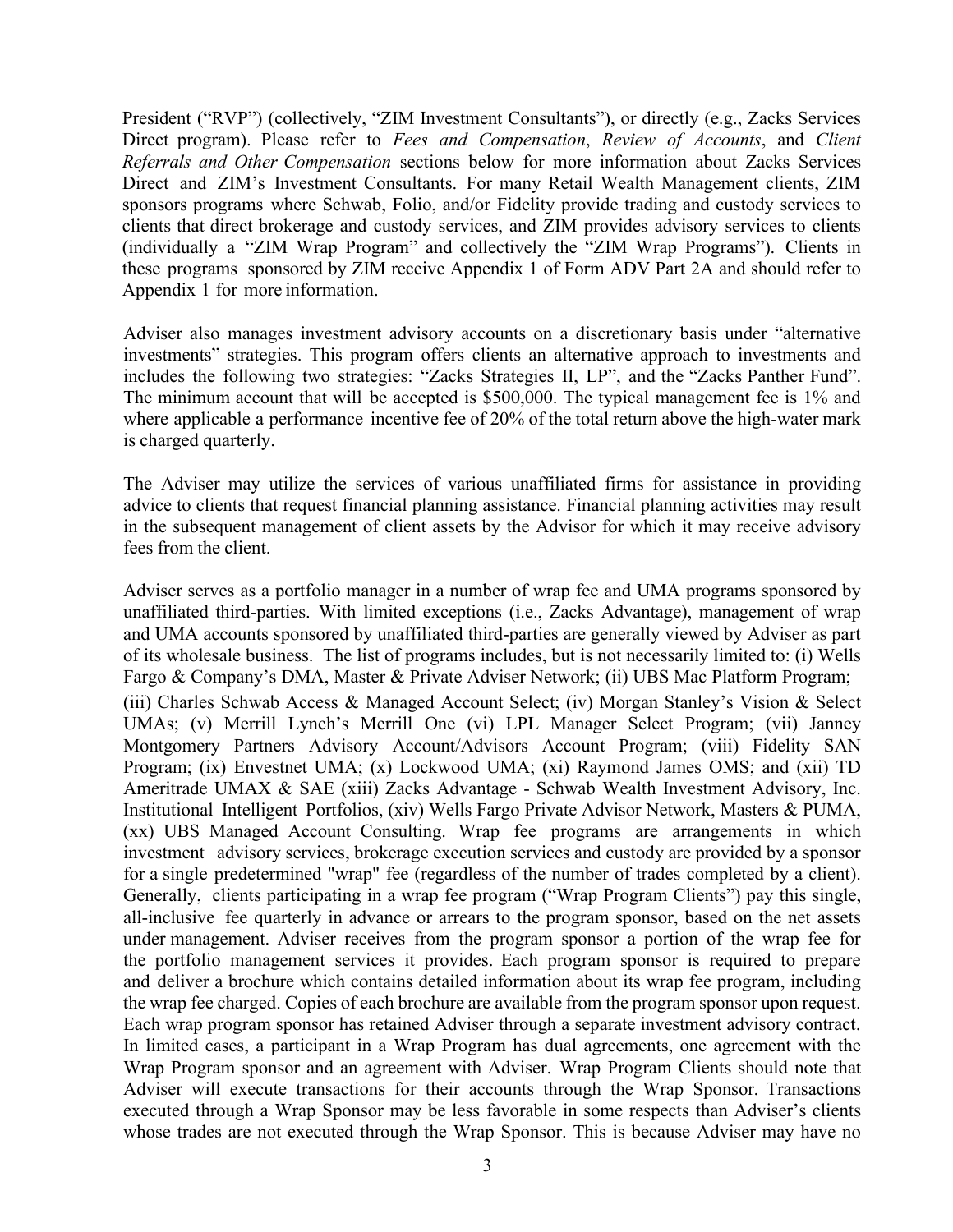President ("RVP") (collectively, "ZIM Investment Consultants"), or directly (e.g., Zacks Services Direct program). Please refer to *Fees and Compensation*, *Review of Accounts*, and *Client Referrals and Other Compensation* sections below for more information about Zacks Services Direct and ZIM's Investment Consultants. For many Retail Wealth Management clients, ZIM sponsors programs where Schwab, Folio, and/or Fidelity provide trading and custody services to clients that direct brokerage and custody services, and ZIM provides advisory services to clients (individually a "ZIM Wrap Program" and collectively the "ZIM Wrap Programs"). Clients in these programs sponsored by ZIM receive Appendix 1 of Form ADV Part 2A and should refer to Appendix 1 for more information.

Adviser also manages investment advisory accounts on a discretionary basis under "alternative investments" strategies. This program offers clients an alternative approach to investments and includes the following two strategies: "Zacks Strategies II, LP", and the "Zacks Panther Fund". The minimum account that will be accepted is $500,000. The typical management fee is 1% and where applicable a performance incentive fee of 20% of the total return above the high-water mark is charged quarterly.

The Adviser may utilize the services of various unaffiliated firms for assistance in providing advice to clients that request financial planning assistance. Financial planning activities may result in the subsequent management of client assets by the Advisor for which it may receive advisory fees from the client.

Adviser serves as a portfolio manager in a number of wrap fee and UMA programs sponsored by unaffiliated third-parties. With limited exceptions (i.e., Zacks Advantage), management of wrap and UMA accounts sponsored by unaffiliated third-parties are generally viewed by Adviser as part of its wholesale business. The list of programs includes, but is not necessarily limited to: (i) Wells Fargo & Company's DMA, Master & Private Adviser Network; (ii) UBS Mac Platform Program; (iii) Charles Schwab Access & Managed Account Select; (iv) Morgan Stanley's Vision & Select UMAs; (v) Merrill Lynch's Merrill One (vi) LPL Manager Select Program; (vii) Janney Montgomery Partners Advisory Account/Advisors Account Program; (viii) Fidelity SAN Program; (ix) Envestnet UMA; (x) Lockwood UMA; (xi) Raymond James OMS; and (xii) TD Ameritrade UMAX & SAE (xiii) Zacks Advantage - Schwab Wealth Investment Advisory, Inc. Institutional Intelligent Portfolios, (xiv) Wells Fargo Private Advisor Network, Masters & PUMA, (xx) UBS Managed Account Consulting. Wrap fee programs are arrangements in which investment advisory services, brokerage execution services and custody are provided by a sponsor for a single predetermined "wrap" fee (regardless of the number of trades completed by a client). Generally, clients participating in a wrap fee program ("Wrap Program Clients") pay this single, all-inclusive fee quarterly in advance or arrears to the program sponsor, based on the net assets under management. Adviser receives from the program sponsor a portion of the wrap fee for the portfolio management services it provides. Each program sponsor is required to prepare and deliver a brochure which contains detailed information about its wrap fee program, including the wrap fee charged. Copies of each brochure are available from the program sponsor upon request. Each wrap program sponsor has retained Adviser through a separate investment advisory contract. In limited cases, a participant in a Wrap Program has dual agreements, one agreement with the Wrap Program sponsor and an agreement with Adviser. Wrap Program Clients should note that Adviser will execute transactions for their accounts through the Wrap Sponsor. Transactions executed through a Wrap Sponsor may be less favorable in some respects than Adviser's clients whose trades are not executed through the Wrap Sponsor. This is because Adviser may have no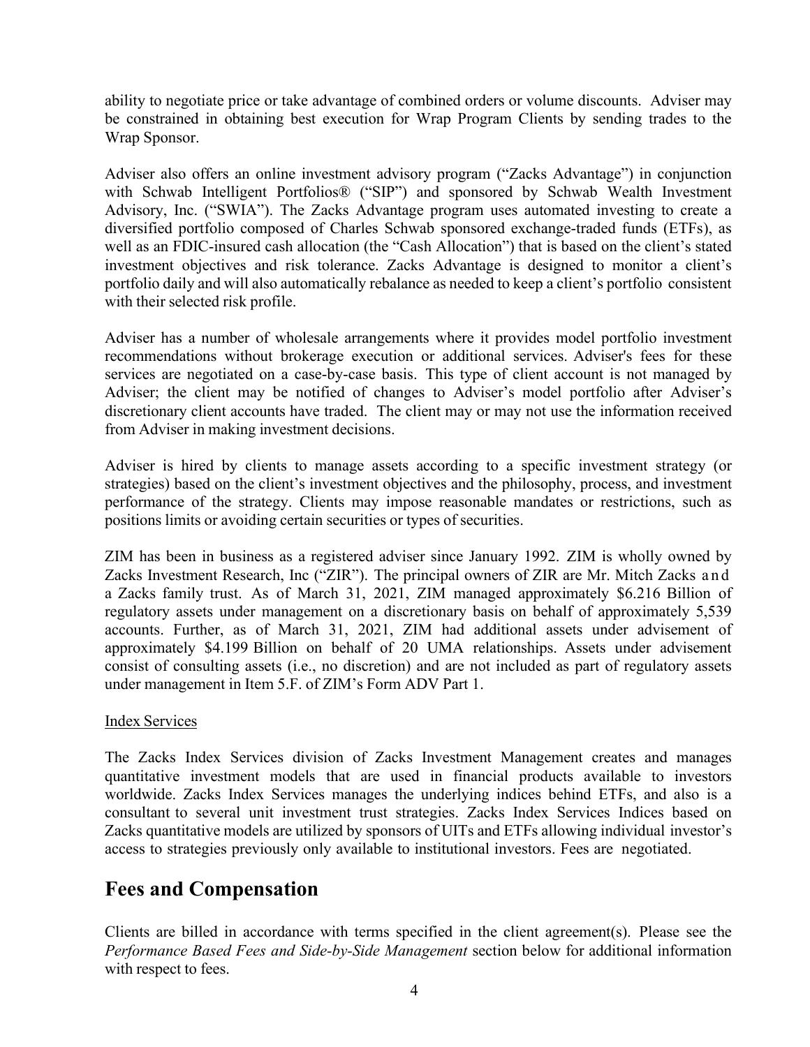ability to negotiate price or take advantage of combined orders or volume discounts. Adviser may be constrained in obtaining best execution for Wrap Program Clients by sending trades to the Wrap Sponsor.

Adviser also offers an online investment advisory program ("Zacks Advantage") in conjunction with Schwab Intelligent Portfolios® ("SIP") and sponsored by Schwab Wealth Investment Advisory, Inc. ("SWIA"). The Zacks Advantage program uses automated investing to create a diversified portfolio composed of Charles Schwab sponsored exchange-traded funds (ETFs), as well as an FDIC-insured cash allocation (the "Cash Allocation") that is based on the client's stated investment objectives and risk tolerance. Zacks Advantage is designed to monitor a client's portfolio daily and will also automatically rebalance as needed to keep a client's portfolio consistent with their selected risk profile.

Adviser has a number of wholesale arrangements where it provides model portfolio investment recommendations without brokerage execution or additional services. Adviser's fees for these services are negotiated on a case-by-case basis. This type of client account is not managed by Adviser; the client may be notified of changes to Adviser's model portfolio after Adviser's discretionary client accounts have traded. The client may or may not use the information received from Adviser in making investment decisions.

Adviser is hired by clients to manage assets according to a specific investment strategy (or strategies) based on the client's investment objectives and the philosophy, process, and investment performance of the strategy. Clients may impose reasonable mandates or restrictions, such as positions limits or avoiding certain securities or types of securities.

ZIM has been in business as a registered adviser since January 1992. ZIM is wholly owned by Zacks Investment Research, Inc ("ZIR"). The principal owners of ZIR are Mr. Mitch Zacks and a Zacks family trust. As of March 31, 2021, ZIM managed approximately $6.216 Billion of regulatory assets under management on a discretionary basis on behalf of approximately 5,539 accounts. Further, as of March 31, 2021, ZIM had additional assets under advisement of approximately $4.199 Billion on behalf of 20 UMA relationships. Assets under advisement consist of consulting assets (i.e., no discretion) and are not included as part of regulatory assets under management in Item 5.F. of ZIM's Form ADV Part 1.

Index Services

The Zacks Index Services division of Zacks Investment Management creates and manages quantitative investment models that are used in financial products available to investors worldwide. Zacks Index Services manages the underlying indices behind ETFs, and also is a consultant to several unit investment trust strategies. Zacks Index Services Indices based on Zacks quantitative models are utilized by sponsors of UITs and ETFs allowing individual investor's access to strategies previously only available to institutional investors. Fees are negotiated.

## Fees and Compensation

Clients are billed in accordance with terms specified in the client agreement(s). Please see the *Performance Based Fees and Side-by-Side Management* section below for additional information with respect to fees.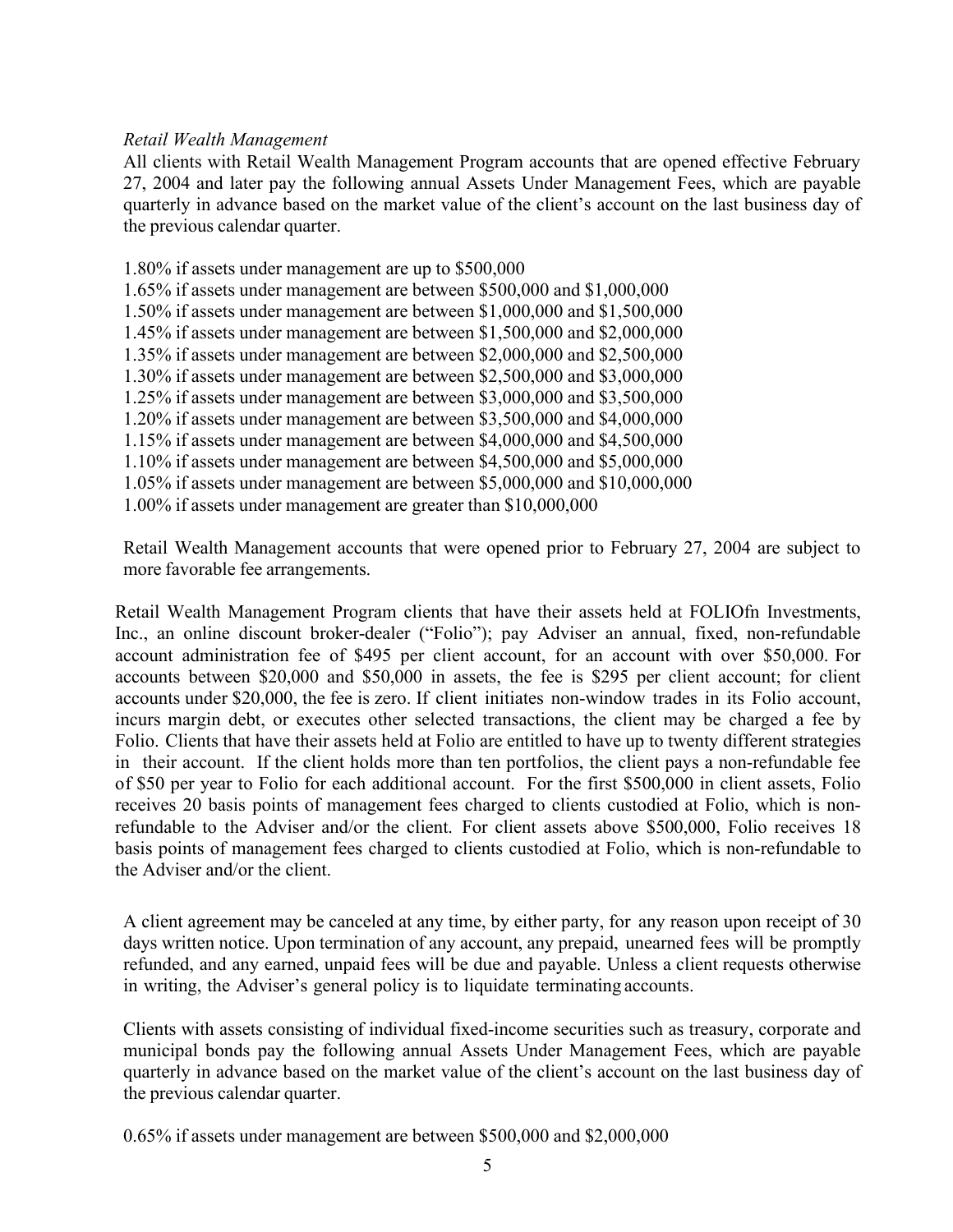*Retail Wealth Management*

All clients with Retail Wealth Management Program accounts that are opened effective February 27, 2004 and later pay the following annual Assets Under Management Fees, which are payable quarterly in advance based on the market value of the client's account on the last business day of the previous calendar quarter.

1.80% if assets under management are up to $500,000
1.65% if assets under management are between $500,000 and $1,000,000
1.50% if assets under management are between $1,000,000 and $1,500,000
1.45% if assets under management are between $1,500,000 and $2,000,000
1.35% if assets under management are between $2,000,000 and $2,500,000
1.30% if assets under management are between $2,500,000 and $3,000,000
1.25% if assets under management are between $3,000,000 and $3,500,000
1.20% if assets under management are between $3,500,000 and $4,000,000
1.15% if assets under management are between $4,000,000 and $4,500,000
1.10% if assets under management are between $4,500,000 and $5,000,000
1.05% if assets under management are between $5,000,000 and $10,000,000
1.00% if assets under management are greater than $10,000,000

Retail Wealth Management accounts that were opened prior to February 27, 2004 are subject to more favorable fee arrangements.

Retail Wealth Management Program clients that have their assets held at FOLIOfn Investments, Inc., an online discount broker-dealer ("Folio"); pay Adviser an annual, fixed, non-refundable account administration fee of $495 per client account, for an account with over $50,000. For accounts between $20,000 and $50,000 in assets, the fee is $295 per client account; for client accounts under $20,000, the fee is zero. If client initiates non-window trades in its Folio account, incurs margin debt, or executes other selected transactions, the client may be charged a fee by Folio. Clients that have their assets held at Folio are entitled to have up to twenty different strategies in their account. If the client holds more than ten portfolios, the client pays a non-refundable fee of $50 per year to Folio for each additional account. For the first $500,000 in client assets, Folio receives 20 basis points of management fees charged to clients custodied at Folio, which is non-refundable to the Adviser and/or the client. For client assets above $500,000, Folio receives 18 basis points of management fees charged to clients custodied at Folio, which is non-refundable to the Adviser and/or the client.

A client agreement may be canceled at any time, by either party, for any reason upon receipt of 30 days written notice. Upon termination of any account, any prepaid, unearned fees will be promptly refunded, and any earned, unpaid fees will be due and payable. Unless a client requests otherwise in writing, the Adviser's general policy is to liquidate terminating accounts.

Clients with assets consisting of individual fixed-income securities such as treasury, corporate and municipal bonds pay the following annual Assets Under Management Fees, which are payable quarterly in advance based on the market value of the client's account on the last business day of the previous calendar quarter.

0.65% if assets under management are between $500,000 and $2,000,000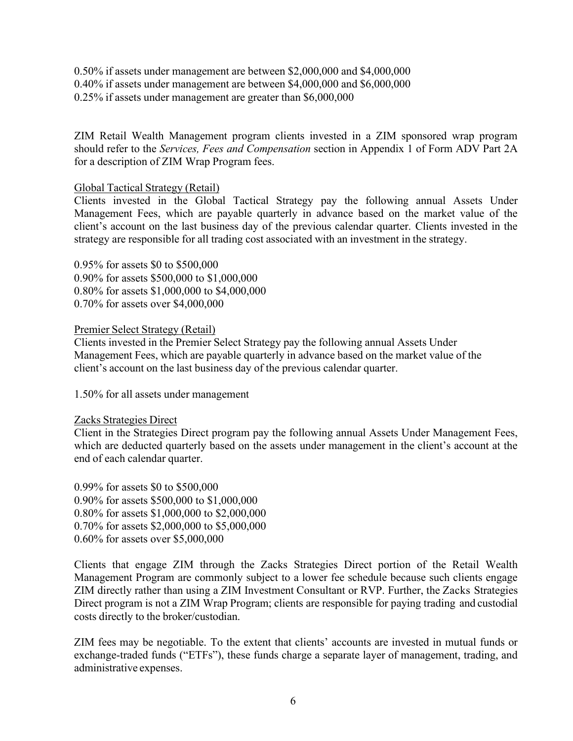0.50% if assets under management are between \$2,000,000 and \$4,000,000
0.40% if assets under management are between \$4,000,000 and \$6,000,000
0.25% if assets under management are greater than \$6,000,000

ZIM Retail Wealth Management program clients invested in a ZIM sponsored wrap program should refer to the *Services, Fees and Compensation* section in Appendix 1 of Form ADV Part 2A for a description of ZIM Wrap Program fees.

<u>Global Tactical Strategy (Retail)</u>

Clients invested in the Global Tactical Strategy pay the following annual Assets Under Management Fees, which are payable quarterly in advance based on the market value of the client's account on the last business day of the previous calendar quarter. Clients invested in the strategy are responsible for all trading cost associated with an investment in the strategy.

0.95% for assets \$0 to \$500,000
0.90% for assets \$500,000 to \$1,000,000
0.80% for assets \$1,000,000 to \$4,000,000
0.70% for assets over \$4,000,000

<u>Premier Select Strategy (Retail)</u>

Clients invested in the Premier Select Strategy pay the following annual Assets Under Management Fees, which are payable quarterly in advance based on the market value of the client's account on the last business day of the previous calendar quarter.

1.50% for all assets under management

<u>Zacks Strategies Direct</u>

Client in the Strategies Direct program pay the following annual Assets Under Management Fees, which are deducted quarterly based on the assets under management in the client's account at the end of each calendar quarter.

0.99% for assets \$0 to \$500,000
0.90% for assets \$500,000 to \$1,000,000
0.80% for assets \$1,000,000 to \$2,000,000
0.70% for assets \$2,000,000 to \$5,000,000
0.60% for assets over \$5,000,000

Clients that engage ZIM through the Zacks Strategies Direct portion of the Retail Wealth Management Program are commonly subject to a lower fee schedule because such clients engage ZIM directly rather than using a ZIM Investment Consultant or RVP. Further, the Zacks Strategies Direct program is not a ZIM Wrap Program; clients are responsible for paying trading and custodial costs directly to the broker/custodian.

ZIM fees may be negotiable. To the extent that clients' accounts are invested in mutual funds or exchange-traded funds ("ETFs"), these funds charge a separate layer of management, trading, and administrative expenses.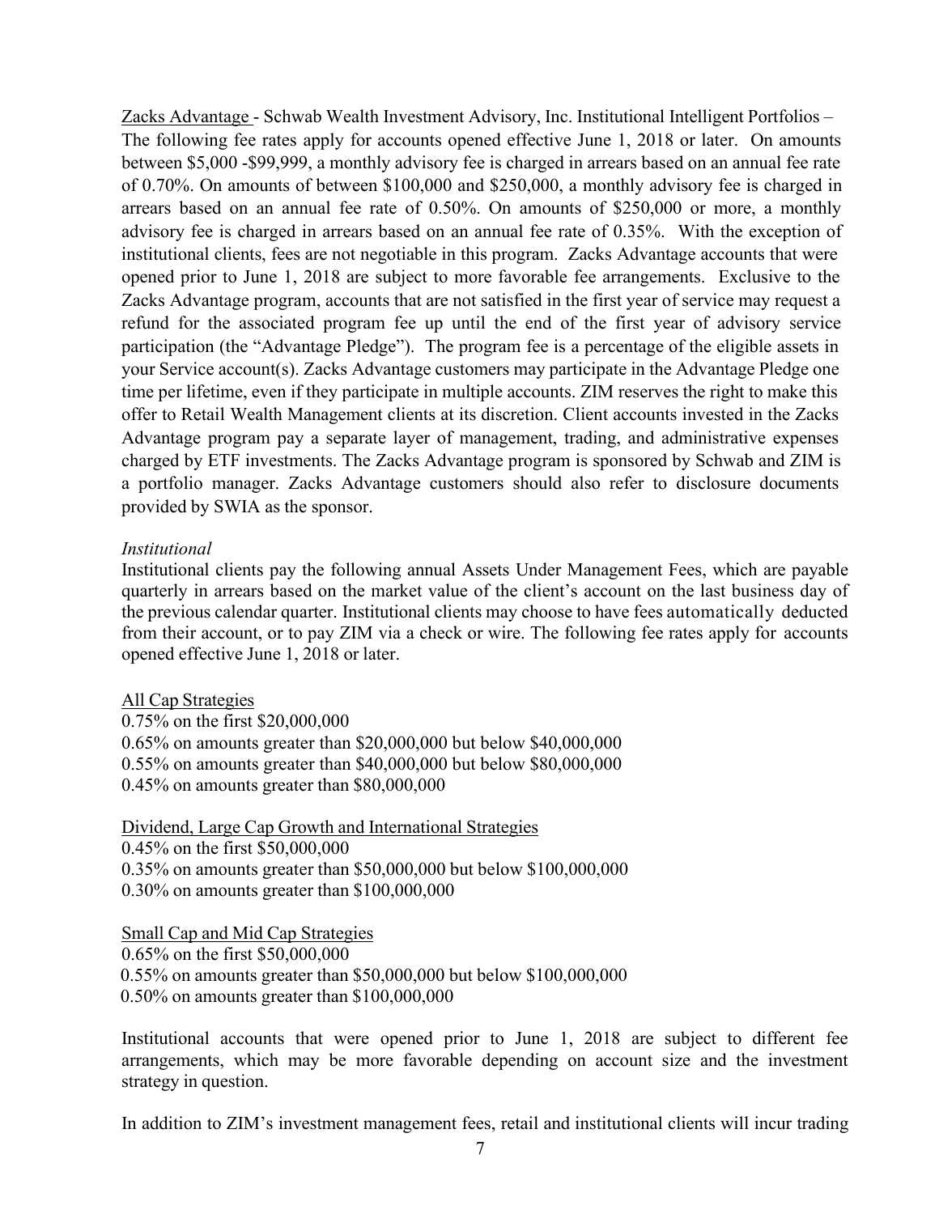Zacks Advantage - Schwab Wealth Investment Advisory, Inc. Institutional Intelligent Portfolios – The following fee rates apply for accounts opened effective June 1, 2018 or later. On amounts between $5,000 -$99,999, a monthly advisory fee is charged in arrears based on an annual fee rate of 0.70%. On amounts of between $100,000 and $250,000, a monthly advisory fee is charged in arrears based on an annual fee rate of 0.50%. On amounts of $250,000 or more, a monthly advisory fee is charged in arrears based on an annual fee rate of 0.35%. With the exception of institutional clients, fees are not negotiable in this program. Zacks Advantage accounts that were opened prior to June 1, 2018 are subject to more favorable fee arrangements. Exclusive to the Zacks Advantage program, accounts that are not satisfied in the first year of service may request a refund for the associated program fee up until the end of the first year of advisory service participation (the "Advantage Pledge"). The program fee is a percentage of the eligible assets in your Service account(s). Zacks Advantage customers may participate in the Advantage Pledge one time per lifetime, even if they participate in multiple accounts. ZIM reserves the right to make this offer to Retail Wealth Management clients at its discretion. Client accounts invested in the Zacks Advantage program pay a separate layer of management, trading, and administrative expenses charged by ETF investments. The Zacks Advantage program is sponsored by Schwab and ZIM is a portfolio manager. Zacks Advantage customers should also refer to disclosure documents provided by SWIA as the sponsor.

*Institutional*

Institutional clients pay the following annual Assets Under Management Fees, which are payable quarterly in arrears based on the market value of the client's account on the last business day of the previous calendar quarter. Institutional clients may choose to have fees automatically deducted from their account, or to pay ZIM via a check or wire. The following fee rates apply for accounts opened effective June 1, 2018 or later.

All Cap Strategies

0.75% on the first $20,000,000
0.65% on amounts greater than $20,000,000 but below $40,000,000
0.55% on amounts greater than $40,000,000 but below $80,000,000
0.45% on amounts greater than $80,000,000

Dividend, Large Cap Growth and International Strategies

0.45% on the first $50,000,000
0.35% on amounts greater than $50,000,000 but below $100,000,000
0.30% on amounts greater than $100,000,000

Small Cap and Mid Cap Strategies

0.65% on the first $50,000,000
0.55% on amounts greater than $50,000,000 but below $100,000,000
0.50% on amounts greater than $100,000,000

Institutional accounts that were opened prior to June 1, 2018 are subject to different fee arrangements, which may be more favorable depending on account size and the investment strategy in question.

In addition to ZIM's investment management fees, retail and institutional clients will incur trading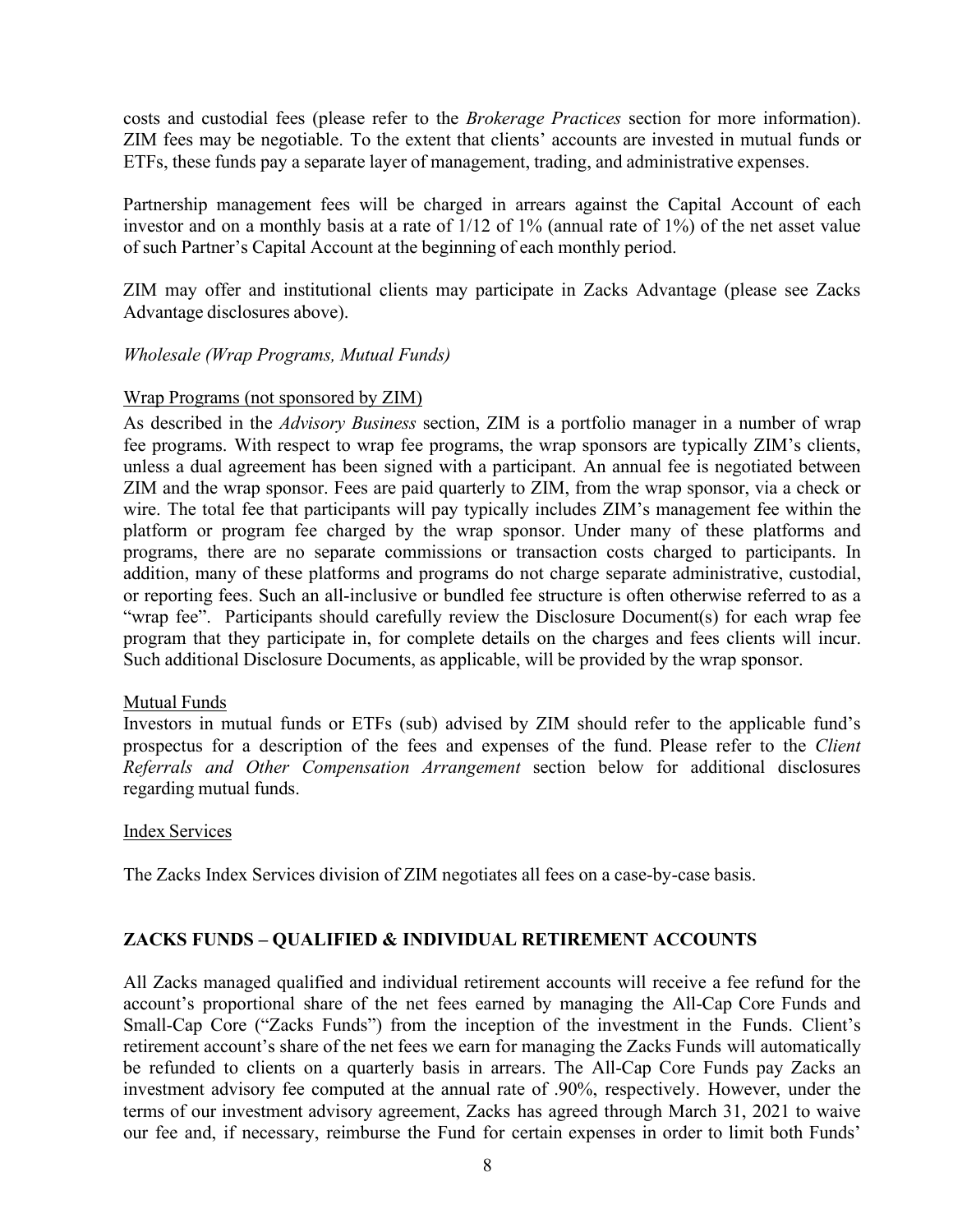costs and custodial fees (please refer to the *Brokerage Practices* section for more information). ZIM fees may be negotiable. To the extent that clients' accounts are invested in mutual funds or ETFs, these funds pay a separate layer of management, trading, and administrative expenses.

Partnership management fees will be charged in arrears against the Capital Account of each investor and on a monthly basis at a rate of 1/12 of 1% (annual rate of 1%) of the net asset value of such Partner's Capital Account at the beginning of each monthly period.

ZIM may offer and institutional clients may participate in Zacks Advantage (please see Zacks Advantage disclosures above).

*Wholesale (Wrap Programs, Mutual Funds)*

Wrap Programs (not sponsored by ZIM)

As described in the *Advisory Business* section, ZIM is a portfolio manager in a number of wrap fee programs. With respect to wrap fee programs, the wrap sponsors are typically ZIM's clients, unless a dual agreement has been signed with a participant. An annual fee is negotiated between ZIM and the wrap sponsor. Fees are paid quarterly to ZIM, from the wrap sponsor, via a check or wire. The total fee that participants will pay typically includes ZIM's management fee within the platform or program fee charged by the wrap sponsor. Under many of these platforms and programs, there are no separate commissions or transaction costs charged to participants. In addition, many of these platforms and programs do not charge separate administrative, custodial, or reporting fees. Such an all-inclusive or bundled fee structure is often otherwise referred to as a "wrap fee". Participants should carefully review the Disclosure Document(s) for each wrap fee program that they participate in, for complete details on the charges and fees clients will incur. Such additional Disclosure Documents, as applicable, will be provided by the wrap sponsor.

Mutual Funds

Investors in mutual funds or ETFs (sub) advised by ZIM should refer to the applicable fund's prospectus for a description of the fees and expenses of the fund. Please refer to the *Client Referrals and Other Compensation Arrangement* section below for additional disclosures regarding mutual funds.

Index Services

The Zacks Index Services division of ZIM negotiates all fees on a case-by-case basis.

## ZACKS FUNDS – QUALIFIED & INDIVIDUAL RETIREMENT ACCOUNTS

All Zacks managed qualified and individual retirement accounts will receive a fee refund for the account's proportional share of the net fees earned by managing the All-Cap Core Funds and Small-Cap Core ("Zacks Funds") from the inception of the investment in the Funds. Client's retirement account's share of the net fees we earn for managing the Zacks Funds will automatically be refunded to clients on a quarterly basis in arrears. The All-Cap Core Funds pay Zacks an investment advisory fee computed at the annual rate of .90%, respectively. However, under the terms of our investment advisory agreement, Zacks has agreed through March 31, 2021 to waive our fee and, if necessary, reimburse the Fund for certain expenses in order to limit both Funds'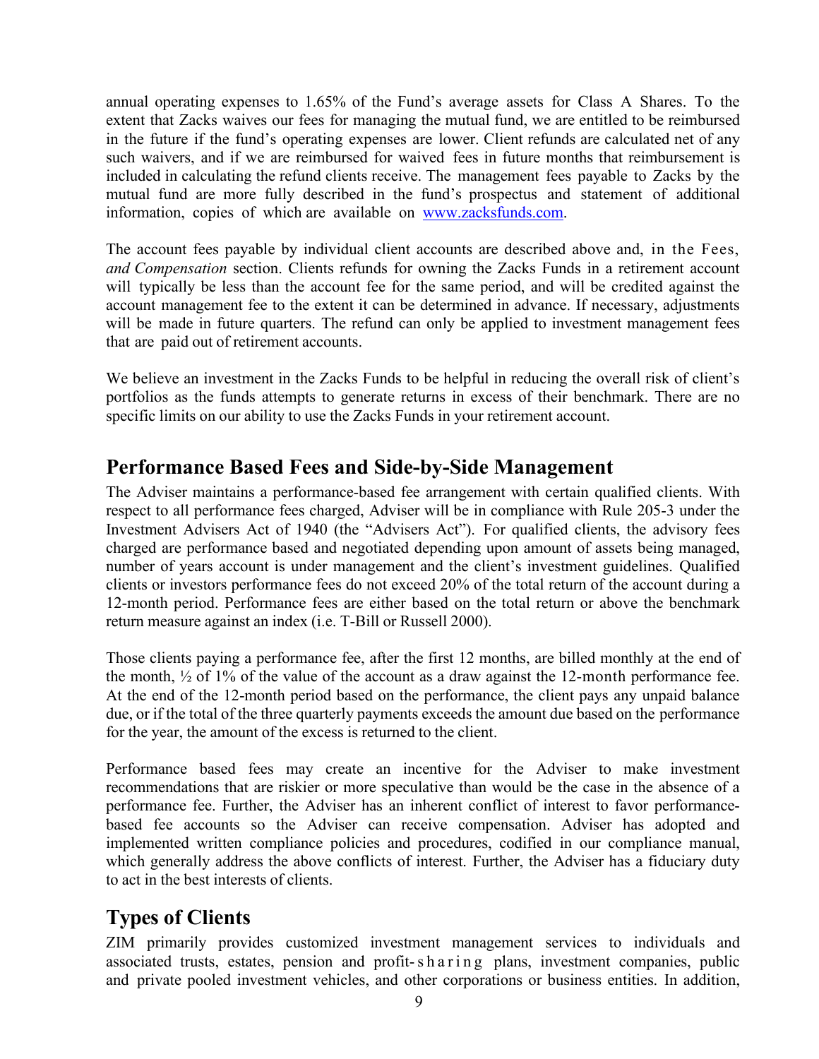annual operating expenses to 1.65% of the Fund's average assets for Class A Shares. To the extent that Zacks waives our fees for managing the mutual fund, we are entitled to be reimbursed in the future if the fund's operating expenses are lower. Client refunds are calculated net of any such waivers, and if we are reimbursed for waived fees in future months that reimbursement is included in calculating the refund clients receive. The management fees payable to Zacks by the mutual fund are more fully described in the fund's prospectus and statement of additional information, copies of which are available on [www.zacksfunds.com](http://www.zacksfunds.com).

The account fees payable by individual client accounts are described above and, in the Fees, *and Compensation* section. Clients refunds for owning the Zacks Funds in a retirement account will typically be less than the account fee for the same period, and will be credited against the account management fee to the extent it can be determined in advance. If necessary, adjustments will be made in future quarters. The refund can only be applied to investment management fees that are paid out of retirement accounts.

We believe an investment in the Zacks Funds to be helpful in reducing the overall risk of client's portfolios as the funds attempts to generate returns in excess of their benchmark. There are no specific limits on our ability to use the Zacks Funds in your retirement account.

## Performance Based Fees and Side-by-Side Management

The Adviser maintains a performance-based fee arrangement with certain qualified clients. With respect to all performance fees charged, Adviser will be in compliance with Rule 205-3 under the Investment Advisers Act of 1940 (the "Advisers Act"). For qualified clients, the advisory fees charged are performance based and negotiated depending upon amount of assets being managed, number of years account is under management and the client's investment guidelines. Qualified clients or investors performance fees do not exceed 20% of the total return of the account during a 12-month period. Performance fees are either based on the total return or above the benchmark return measure against an index (i.e. T-Bill or Russell 2000).

Those clients paying a performance fee, after the first 12 months, are billed monthly at the end of the month, ½ of 1% of the value of the account as a draw against the 12-month performance fee. At the end of the 12-month period based on the performance, the client pays any unpaid balance due, or if the total of the three quarterly payments exceeds the amount due based on the performance for the year, the amount of the excess is returned to the client.

Performance based fees may create an incentive for the Adviser to make investment recommendations that are riskier or more speculative than would be the case in the absence of a performance fee. Further, the Adviser has an inherent conflict of interest to favor performance-based fee accounts so the Adviser can receive compensation. Adviser has adopted and implemented written compliance policies and procedures, codified in our compliance manual, which generally address the above conflicts of interest. Further, the Adviser has a fiduciary duty to act in the best interests of clients.

## Types of Clients

ZIM primarily provides customized investment management services to individuals and associated trusts, estates, pension and profit-sharing plans, investment companies, public and private pooled investment vehicles, and other corporations or business entities. In addition,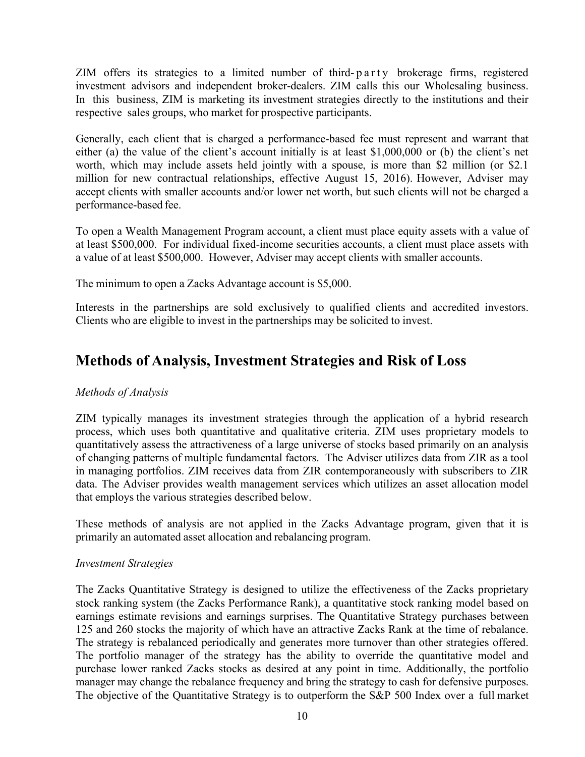ZIM offers its strategies to a limited number of third-party brokerage firms, registered investment advisors and independent broker-dealers. ZIM calls this our Wholesaling business. In this business, ZIM is marketing its investment strategies directly to the institutions and their respective sales groups, who market for prospective participants.

Generally, each client that is charged a performance-based fee must represent and warrant that either (a) the value of the client's account initially is at least $1,000,000 or (b) the client's net worth, which may include assets held jointly with a spouse, is more than $2 million (or $2.1 million for new contractual relationships, effective August 15, 2016). However, Adviser may accept clients with smaller accounts and/or lower net worth, but such clients will not be charged a performance-based fee.

To open a Wealth Management Program account, a client must place equity assets with a value of at least $500,000. For individual fixed-income securities accounts, a client must place assets with a value of at least $500,000. However, Adviser may accept clients with smaller accounts.

The minimum to open a Zacks Advantage account is $5,000.

Interests in the partnerships are sold exclusively to qualified clients and accredited investors. Clients who are eligible to invest in the partnerships may be solicited to invest.

## Methods of Analysis, Investment Strategies and Risk of Loss

*Methods of Analysis*

ZIM typically manages its investment strategies through the application of a hybrid research process, which uses both quantitative and qualitative criteria. ZIM uses proprietary models to quantitatively assess the attractiveness of a large universe of stocks based primarily on an analysis of changing patterns of multiple fundamental factors. The Adviser utilizes data from ZIR as a tool in managing portfolios. ZIM receives data from ZIR contemporaneously with subscribers to ZIR data. The Adviser provides wealth management services which utilizes an asset allocation model that employs the various strategies described below.

These methods of analysis are not applied in the Zacks Advantage program, given that it is primarily an automated asset allocation and rebalancing program.

*Investment Strategies*

The Zacks Quantitative Strategy is designed to utilize the effectiveness of the Zacks proprietary stock ranking system (the Zacks Performance Rank), a quantitative stock ranking model based on earnings estimate revisions and earnings surprises. The Quantitative Strategy purchases between 125 and 260 stocks the majority of which have an attractive Zacks Rank at the time of rebalance. The strategy is rebalanced periodically and generates more turnover than other strategies offered. The portfolio manager of the strategy has the ability to override the quantitative model and purchase lower ranked Zacks stocks as desired at any point in time. Additionally, the portfolio manager may change the rebalance frequency and bring the strategy to cash for defensive purposes. The objective of the Quantitative Strategy is to outperform the S&P 500 Index over a full market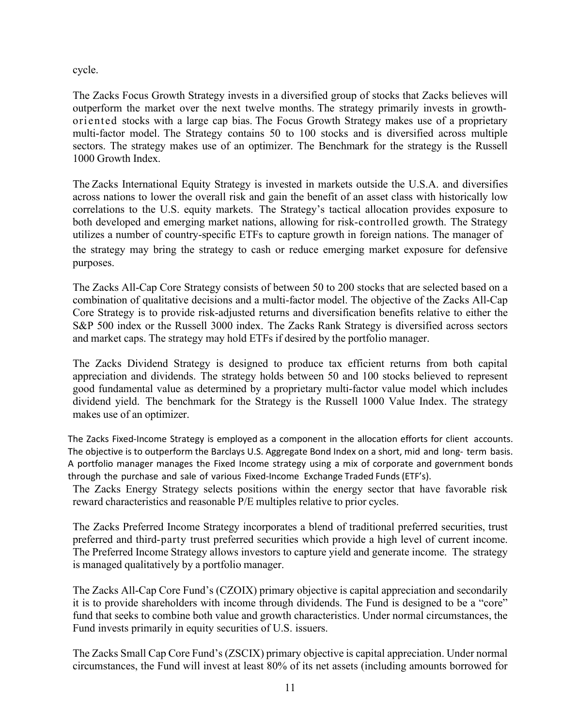cycle.

The Zacks Focus Growth Strategy invests in a diversified group of stocks that Zacks believes will outperform the market over the next twelve months. The strategy primarily invests in growth-oriented stocks with a large cap bias. The Focus Growth Strategy makes use of a proprietary multi-factor model. The Strategy contains 50 to 100 stocks and is diversified across multiple sectors. The strategy makes use of an optimizer. The Benchmark for the strategy is the Russell 1000 Growth Index.

The Zacks International Equity Strategy is invested in markets outside the U.S.A. and diversifies across nations to lower the overall risk and gain the benefit of an asset class with historically low correlations to the U.S. equity markets. The Strategy's tactical allocation provides exposure to both developed and emerging market nations, allowing for risk-controlled growth. The Strategy utilizes a number of country-specific ETFs to capture growth in foreign nations. The manager of the strategy may bring the strategy to cash or reduce emerging market exposure for defensive purposes.

The Zacks All-Cap Core Strategy consists of between 50 to 200 stocks that are selected based on a combination of qualitative decisions and a multi-factor model. The objective of the Zacks All-Cap Core Strategy is to provide risk-adjusted returns and diversification benefits relative to either the S&P 500 index or the Russell 3000 index. The Zacks Rank Strategy is diversified across sectors and market caps. The strategy may hold ETFs if desired by the portfolio manager.

The Zacks Dividend Strategy is designed to produce tax efficient returns from both capital appreciation and dividends. The strategy holds between 50 and 100 stocks believed to represent good fundamental value as determined by a proprietary multi-factor value model which includes dividend yield. The benchmark for the Strategy is the Russell 1000 Value Index. The strategy makes use of an optimizer.

The Zacks Fixed-Income Strategy is employed as a component in the allocation efforts for client accounts. The objective is to outperform the Barclays U.S. Aggregate Bond Index on a short, mid and long- term basis. A portfolio manager manages the Fixed Income strategy using a mix of corporate and government bonds through the purchase and sale of various Fixed-Income Exchange Traded Funds (ETF's).

The Zacks Energy Strategy selects positions within the energy sector that have favorable risk reward characteristics and reasonable P/E multiples relative to prior cycles.

The Zacks Preferred Income Strategy incorporates a blend of traditional preferred securities, trust preferred and third-party trust preferred securities which provide a high level of current income. The Preferred Income Strategy allows investors to capture yield and generate income. The strategy is managed qualitatively by a portfolio manager.

The Zacks All-Cap Core Fund's (CZOIX) primary objective is capital appreciation and secondarily it is to provide shareholders with income through dividends. The Fund is designed to be a "core" fund that seeks to combine both value and growth characteristics. Under normal circumstances, the Fund invests primarily in equity securities of U.S. issuers.

The Zacks Small Cap Core Fund's (ZSCIX) primary objective is capital appreciation. Under normal circumstances, the Fund will invest at least 80% of its net assets (including amounts borrowed for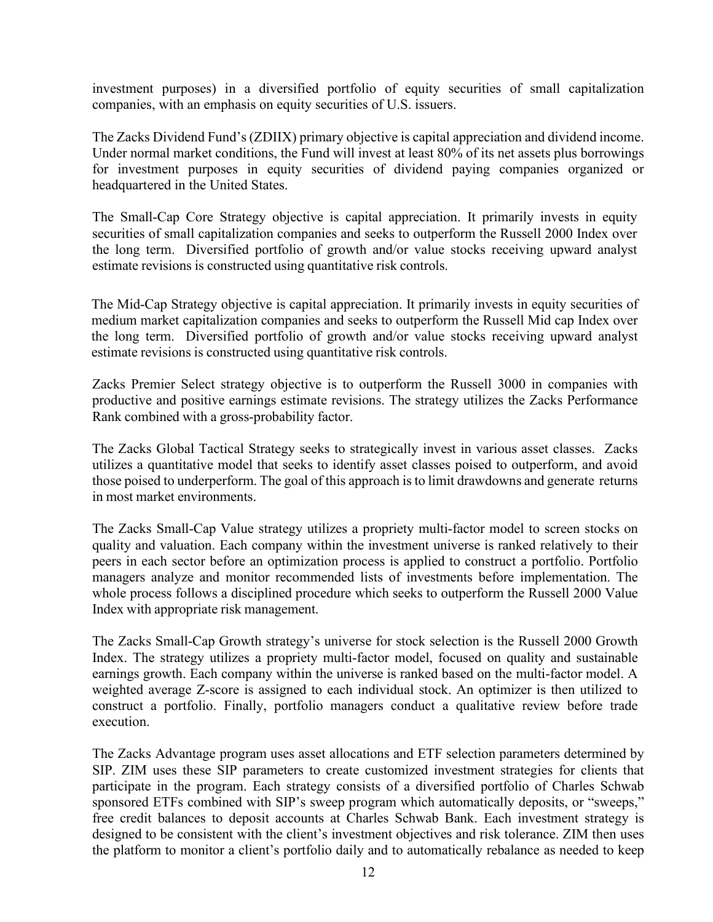investment purposes) in a diversified portfolio of equity securities of small capitalization companies, with an emphasis on equity securities of U.S. issuers.

The Zacks Dividend Fund's (ZDIIX) primary objective is capital appreciation and dividend income. Under normal market conditions, the Fund will invest at least 80% of its net assets plus borrowings for investment purposes in equity securities of dividend paying companies organized or headquartered in the United States.

The Small-Cap Core Strategy objective is capital appreciation. It primarily invests in equity securities of small capitalization companies and seeks to outperform the Russell 2000 Index over the long term. Diversified portfolio of growth and/or value stocks receiving upward analyst estimate revisions is constructed using quantitative risk controls.

The Mid-Cap Strategy objective is capital appreciation. It primarily invests in equity securities of medium market capitalization companies and seeks to outperform the Russell Mid cap Index over the long term. Diversified portfolio of growth and/or value stocks receiving upward analyst estimate revisions is constructed using quantitative risk controls.

Zacks Premier Select strategy objective is to outperform the Russell 3000 in companies with productive and positive earnings estimate revisions. The strategy utilizes the Zacks Performance Rank combined with a gross-probability factor.

The Zacks Global Tactical Strategy seeks to strategically invest in various asset classes. Zacks utilizes a quantitative model that seeks to identify asset classes poised to outperform, and avoid those poised to underperform. The goal of this approach is to limit drawdowns and generate returns in most market environments.

The Zacks Small-Cap Value strategy utilizes a propriety multi-factor model to screen stocks on quality and valuation. Each company within the investment universe is ranked relatively to their peers in each sector before an optimization process is applied to construct a portfolio. Portfolio managers analyze and monitor recommended lists of investments before implementation. The whole process follows a disciplined procedure which seeks to outperform the Russell 2000 Value Index with appropriate risk management.

The Zacks Small-Cap Growth strategy's universe for stock selection is the Russell 2000 Growth Index. The strategy utilizes a propriety multi-factor model, focused on quality and sustainable earnings growth. Each company within the universe is ranked based on the multi-factor model. A weighted average Z-score is assigned to each individual stock. An optimizer is then utilized to construct a portfolio. Finally, portfolio managers conduct a qualitative review before trade execution.

The Zacks Advantage program uses asset allocations and ETF selection parameters determined by SIP. ZIM uses these SIP parameters to create customized investment strategies for clients that participate in the program. Each strategy consists of a diversified portfolio of Charles Schwab sponsored ETFs combined with SIP's sweep program which automatically deposits, or "sweeps," free credit balances to deposit accounts at Charles Schwab Bank. Each investment strategy is designed to be consistent with the client's investment objectives and risk tolerance. ZIM then uses the platform to monitor a client's portfolio daily and to automatically rebalance as needed to keep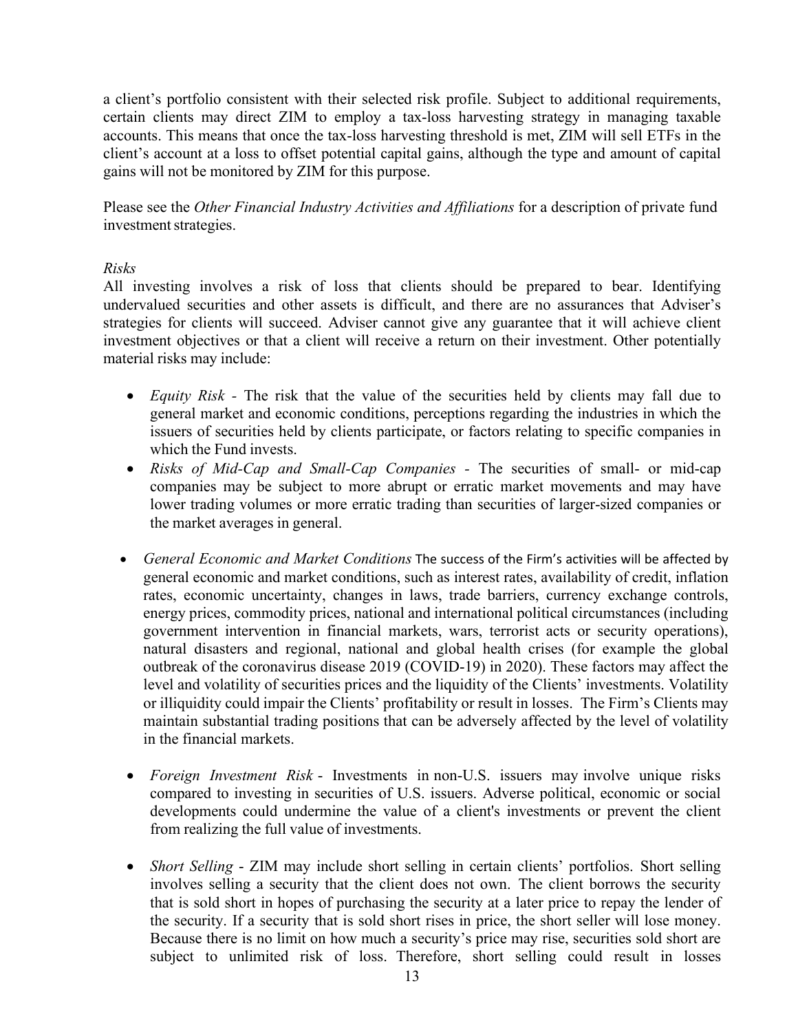a client's portfolio consistent with their selected risk profile. Subject to additional requirements, certain clients may direct ZIM to employ a tax-loss harvesting strategy in managing taxable accounts. This means that once the tax-loss harvesting threshold is met, ZIM will sell ETFs in the client's account at a loss to offset potential capital gains, although the type and amount of capital gains will not be monitored by ZIM for this purpose.

Please see the *Other Financial Industry Activities and Affiliations* for a description of private fund investment strategies.

*Risks*

All investing involves a risk of loss that clients should be prepared to bear. Identifying undervalued securities and other assets is difficult, and there are no assurances that Adviser's strategies for clients will succeed. Adviser cannot give any guarantee that it will achieve client investment objectives or that a client will receive a return on their investment. Other potentially material risks may include:

- *Equity Risk* - The risk that the value of the securities held by clients may fall due to general market and economic conditions, perceptions regarding the industries in which the issuers of securities held by clients participate, or factors relating to specific companies in which the Fund invests.
- *Risks of Mid-Cap and Small-Cap Companies* - The securities of small- or mid-cap companies may be subject to more abrupt or erratic market movements and may have lower trading volumes or more erratic trading than securities of larger-sized companies or the market averages in general.

- *General Economic and Market Conditions* The success of the Firm's activities will be affected by general economic and market conditions, such as interest rates, availability of credit, inflation rates, economic uncertainty, changes in laws, trade barriers, currency exchange controls, energy prices, commodity prices, national and international political circumstances (including government intervention in financial markets, wars, terrorist acts or security operations), natural disasters and regional, national and global health crises (for example the global outbreak of the coronavirus disease 2019 (COVID-19) in 2020). These factors may affect the level and volatility of securities prices and the liquidity of the Clients' investments. Volatility or illiquidity could impair the Clients' profitability or result in losses. The Firm's Clients may maintain substantial trading positions that can be adversely affected by the level of volatility in the financial markets.

- *Foreign Investment Risk* - Investments in non-U.S. issuers may involve unique risks compared to investing in securities of U.S. issuers. Adverse political, economic or social developments could undermine the value of a client's investments or prevent the client from realizing the full value of investments.

- *Short Selling* - ZIM may include short selling in certain clients' portfolios. Short selling involves selling a security that the client does not own. The client borrows the security that is sold short in hopes of purchasing the security at a later price to repay the lender of the security. If a security that is sold short rises in price, the short seller will lose money. Because there is no limit on how much a security's price may rise, securities sold short are subject to unlimited risk of loss. Therefore, short selling could result in losses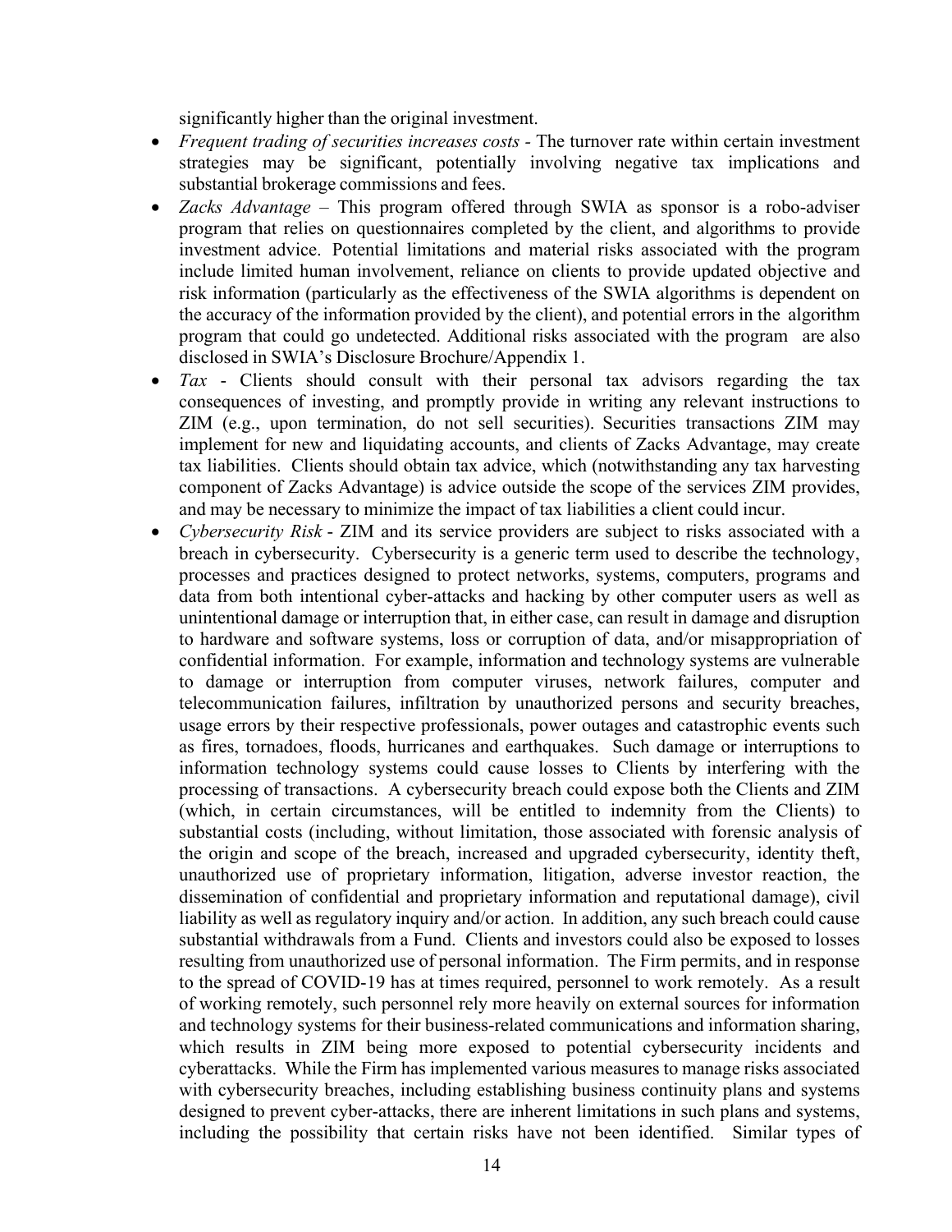significantly higher than the original investment.

- *Frequent trading of securities increases costs* - The turnover rate within certain investment strategies may be significant, potentially involving negative tax implications and substantial brokerage commissions and fees.
- *Zacks Advantage* – This program offered through SWIA as sponsor is a robo-adviser program that relies on questionnaires completed by the client, and algorithms to provide investment advice. Potential limitations and material risks associated with the program include limited human involvement, reliance on clients to provide updated objective and risk information (particularly as the effectiveness of the SWIA algorithms is dependent on the accuracy of the information provided by the client), and potential errors in the algorithm program that could go undetected. Additional risks associated with the program are also disclosed in SWIA's Disclosure Brochure/Appendix 1.
- *Tax* - Clients should consult with their personal tax advisors regarding the tax consequences of investing, and promptly provide in writing any relevant instructions to ZIM (e.g., upon termination, do not sell securities). Securities transactions ZIM may implement for new and liquidating accounts, and clients of Zacks Advantage, may create tax liabilities. Clients should obtain tax advice, which (notwithstanding any tax harvesting component of Zacks Advantage) is advice outside the scope of the services ZIM provides, and may be necessary to minimize the impact of tax liabilities a client could incur.
- *Cybersecurity Risk* - ZIM and its service providers are subject to risks associated with a breach in cybersecurity. Cybersecurity is a generic term used to describe the technology, processes and practices designed to protect networks, systems, computers, programs and data from both intentional cyber-attacks and hacking by other computer users as well as unintentional damage or interruption that, in either case, can result in damage and disruption to hardware and software systems, loss or corruption of data, and/or misappropriation of confidential information. For example, information and technology systems are vulnerable to damage or interruption from computer viruses, network failures, computer and telecommunication failures, infiltration by unauthorized persons and security breaches, usage errors by their respective professionals, power outages and catastrophic events such as fires, tornadoes, floods, hurricanes and earthquakes. Such damage or interruptions to information technology systems could cause losses to Clients by interfering with the processing of transactions. A cybersecurity breach could expose both the Clients and ZIM (which, in certain circumstances, will be entitled to indemnity from the Clients) to substantial costs (including, without limitation, those associated with forensic analysis of the origin and scope of the breach, increased and upgraded cybersecurity, identity theft, unauthorized use of proprietary information, litigation, adverse investor reaction, the dissemination of confidential and proprietary information and reputational damage), civil liability as well as regulatory inquiry and/or action. In addition, any such breach could cause substantial withdrawals from a Fund. Clients and investors could also be exposed to losses resulting from unauthorized use of personal information. The Firm permits, and in response to the spread of COVID-19 has at times required, personnel to work remotely. As a result of working remotely, such personnel rely more heavily on external sources for information and technology systems for their business-related communications and information sharing, which results in ZIM being more exposed to potential cybersecurity incidents and cyberattacks. While the Firm has implemented various measures to manage risks associated with cybersecurity breaches, including establishing business continuity plans and systems designed to prevent cyber-attacks, there are inherent limitations in such plans and systems, including the possibility that certain risks have not been identified. Similar types of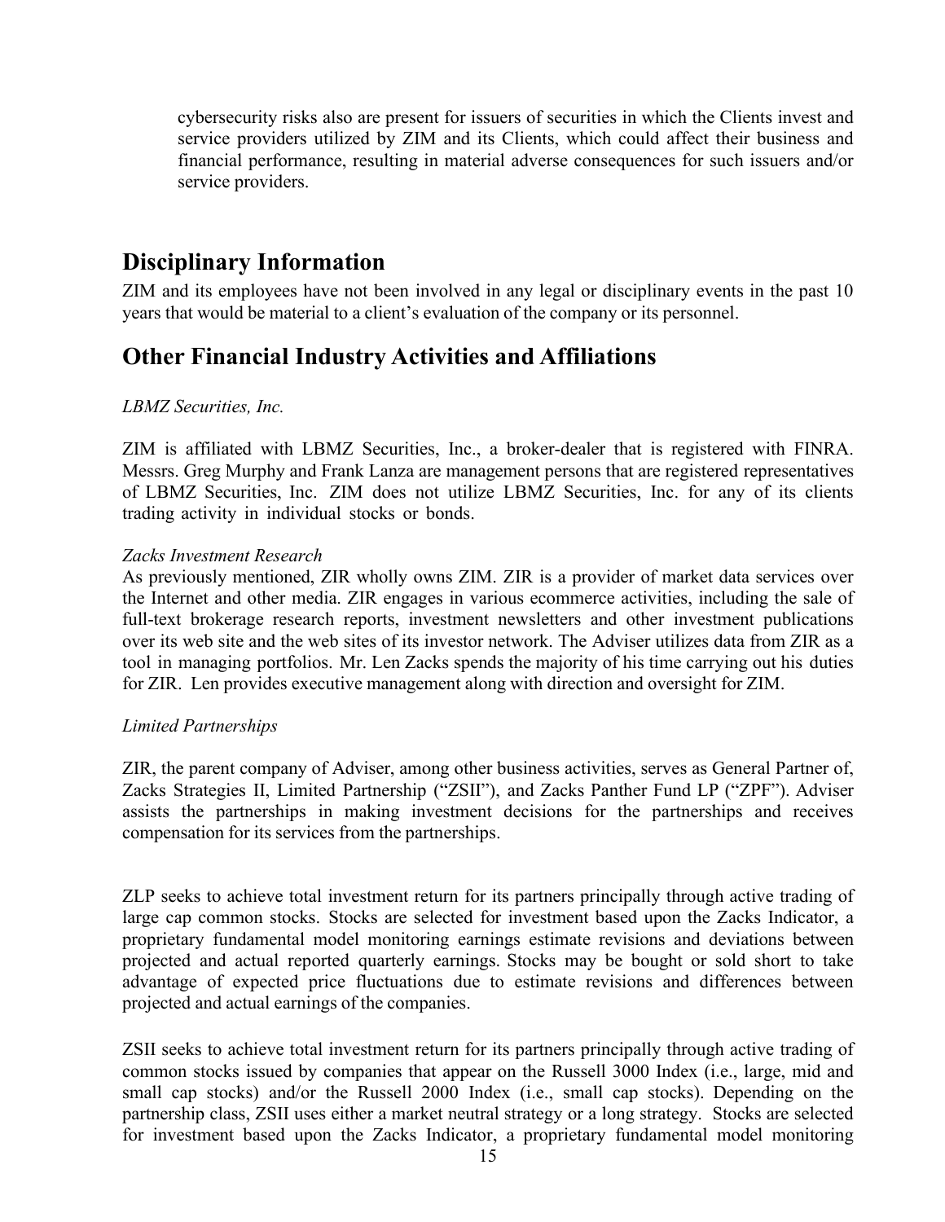cybersecurity risks also are present for issuers of securities in which the Clients invest and service providers utilized by ZIM and its Clients, which could affect their business and financial performance, resulting in material adverse consequences for such issuers and/or service providers.

## Disciplinary Information

ZIM and its employees have not been involved in any legal or disciplinary events in the past 10 years that would be material to a client's evaluation of the company or its personnel.

## Other Financial Industry Activities and Affiliations

*LBMZ Securities, Inc.*

ZIM is affiliated with LBMZ Securities, Inc., a broker-dealer that is registered with FINRA. Messrs. Greg Murphy and Frank Lanza are management persons that are registered representatives of LBMZ Securities, Inc. ZIM does not utilize LBMZ Securities, Inc. for any of its clients trading activity in individual stocks or bonds.

*Zacks Investment Research*

As previously mentioned, ZIR wholly owns ZIM. ZIR is a provider of market data services over the Internet and other media. ZIR engages in various ecommerce activities, including the sale of full-text brokerage research reports, investment newsletters and other investment publications over its web site and the web sites of its investor network. The Adviser utilizes data from ZIR as a tool in managing portfolios. Mr. Len Zacks spends the majority of his time carrying out his duties for ZIR. Len provides executive management along with direction and oversight for ZIM.

*Limited Partnerships*

ZIR, the parent company of Adviser, among other business activities, serves as General Partner of, Zacks Strategies II, Limited Partnership ("ZSII"), and Zacks Panther Fund LP ("ZPF"). Adviser assists the partnerships in making investment decisions for the partnerships and receives compensation for its services from the partnerships.

ZLP seeks to achieve total investment return for its partners principally through active trading of large cap common stocks. Stocks are selected for investment based upon the Zacks Indicator, a proprietary fundamental model monitoring earnings estimate revisions and deviations between projected and actual reported quarterly earnings. Stocks may be bought or sold short to take advantage of expected price fluctuations due to estimate revisions and differences between projected and actual earnings of the companies.

ZSII seeks to achieve total investment return for its partners principally through active trading of common stocks issued by companies that appear on the Russell 3000 Index (i.e., large, mid and small cap stocks) and/or the Russell 2000 Index (i.e., small cap stocks). Depending on the partnership class, ZSII uses either a market neutral strategy or a long strategy. Stocks are selected for investment based upon the Zacks Indicator, a proprietary fundamental model monitoring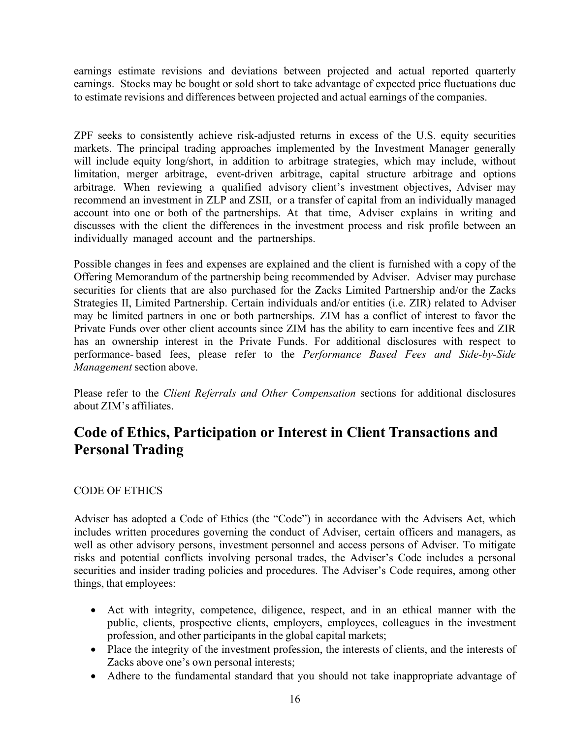earnings estimate revisions and deviations between projected and actual reported quarterly earnings. Stocks may be bought or sold short to take advantage of expected price fluctuations due to estimate revisions and differences between projected and actual earnings of the companies.

ZPF seeks to consistently achieve risk-adjusted returns in excess of the U.S. equity securities markets. The principal trading approaches implemented by the Investment Manager generally will include equity long/short, in addition to arbitrage strategies, which may include, without limitation, merger arbitrage, event-driven arbitrage, capital structure arbitrage and options arbitrage. When reviewing a qualified advisory client's investment objectives, Adviser may recommend an investment in ZLP and ZSII, or a transfer of capital from an individually managed account into one or both of the partnerships. At that time, Adviser explains in writing and discusses with the client the differences in the investment process and risk profile between an individually managed account and the partnerships.

Possible changes in fees and expenses are explained and the client is furnished with a copy of the Offering Memorandum of the partnership being recommended by Adviser. Adviser may purchase securities for clients that are also purchased for the Zacks Limited Partnership and/or the Zacks Strategies II, Limited Partnership. Certain individuals and/or entities (i.e. ZIR) related to Adviser may be limited partners in one or both partnerships. ZIM has a conflict of interest to favor the Private Funds over other client accounts since ZIM has the ability to earn incentive fees and ZIR has an ownership interest in the Private Funds. For additional disclosures with respect to performance- based fees, please refer to the *Performance Based Fees and Side-by-Side Management* section above.

Please refer to the *Client Referrals and Other Compensation* sections for additional disclosures about ZIM's affiliates.

## Code of Ethics, Participation or Interest in Client Transactions and Personal Trading

CODE OF ETHICS

Adviser has adopted a Code of Ethics (the "Code") in accordance with the Advisers Act, which includes written procedures governing the conduct of Adviser, certain officers and managers, as well as other advisory persons, investment personnel and access persons of Adviser. To mitigate risks and potential conflicts involving personal trades, the Adviser's Code includes a personal securities and insider trading policies and procedures. The Adviser's Code requires, among other things, that employees:

- Act with integrity, competence, diligence, respect, and in an ethical manner with the public, clients, prospective clients, employers, employees, colleagues in the investment profession, and other participants in the global capital markets;
- Place the integrity of the investment profession, the interests of clients, and the interests of Zacks above one's own personal interests;
- Adhere to the fundamental standard that you should not take inappropriate advantage of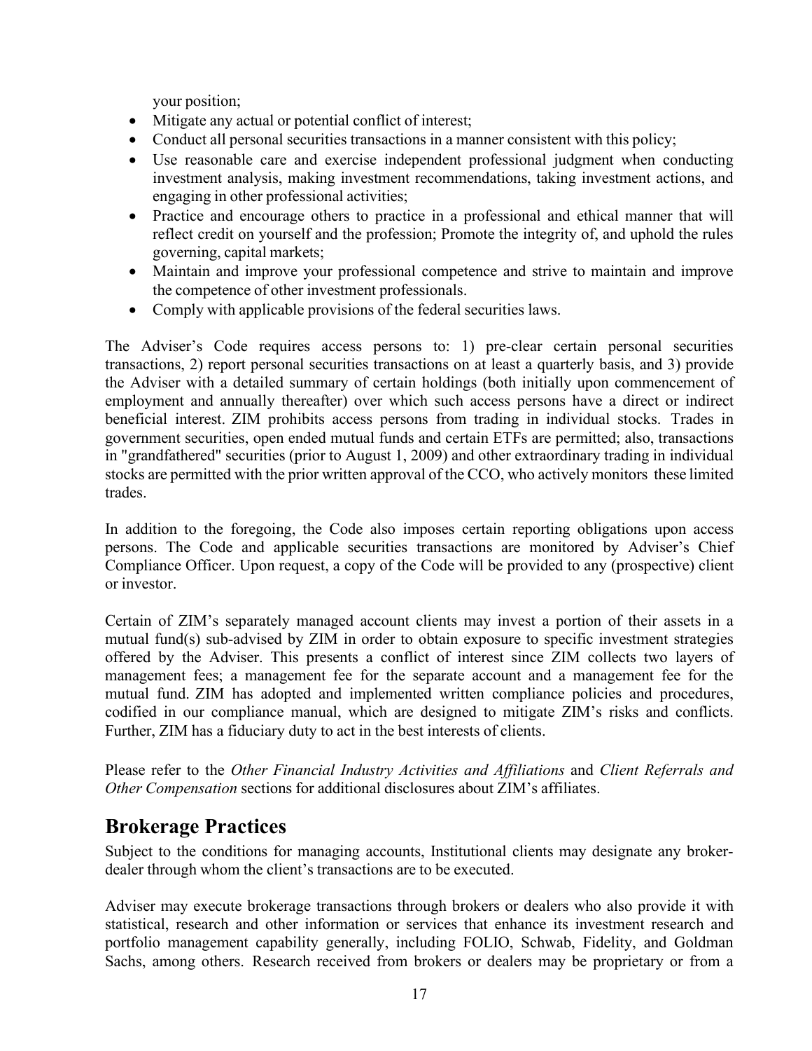your position;

- Mitigate any actual or potential conflict of interest;
- Conduct all personal securities transactions in a manner consistent with this policy;
- Use reasonable care and exercise independent professional judgment when conducting investment analysis, making investment recommendations, taking investment actions, and engaging in other professional activities;
- Practice and encourage others to practice in a professional and ethical manner that will reflect credit on yourself and the profession; Promote the integrity of, and uphold the rules governing, capital markets;
- Maintain and improve your professional competence and strive to maintain and improve the competence of other investment professionals.
- Comply with applicable provisions of the federal securities laws.

The Adviser's Code requires access persons to: 1) pre-clear certain personal securities transactions, 2) report personal securities transactions on at least a quarterly basis, and 3) provide the Adviser with a detailed summary of certain holdings (both initially upon commencement of employment and annually thereafter) over which such access persons have a direct or indirect beneficial interest. ZIM prohibits access persons from trading in individual stocks. Trades in government securities, open ended mutual funds and certain ETFs are permitted; also, transactions in "grandfathered" securities (prior to August 1, 2009) and other extraordinary trading in individual stocks are permitted with the prior written approval of the CCO, who actively monitors these limited trades.

In addition to the foregoing, the Code also imposes certain reporting obligations upon access persons. The Code and applicable securities transactions are monitored by Adviser's Chief Compliance Officer. Upon request, a copy of the Code will be provided to any (prospective) client or investor.

Certain of ZIM's separately managed account clients may invest a portion of their assets in a mutual fund(s) sub-advised by ZIM in order to obtain exposure to specific investment strategies offered by the Adviser. This presents a conflict of interest since ZIM collects two layers of management fees; a management fee for the separate account and a management fee for the mutual fund. ZIM has adopted and implemented written compliance policies and procedures, codified in our compliance manual, which are designed to mitigate ZIM's risks and conflicts. Further, ZIM has a fiduciary duty to act in the best interests of clients.

Please refer to the *Other Financial Industry Activities and Affiliations* and *Client Referrals and Other Compensation* sections for additional disclosures about ZIM's affiliates.

## Brokerage Practices

Subject to the conditions for managing accounts, Institutional clients may designate any broker-dealer through whom the client's transactions are to be executed.

Adviser may execute brokerage transactions through brokers or dealers who also provide it with statistical, research and other information or services that enhance its investment research and portfolio management capability generally, including FOLIO, Schwab, Fidelity, and Goldman Sachs, among others. Research received from brokers or dealers may be proprietary or from a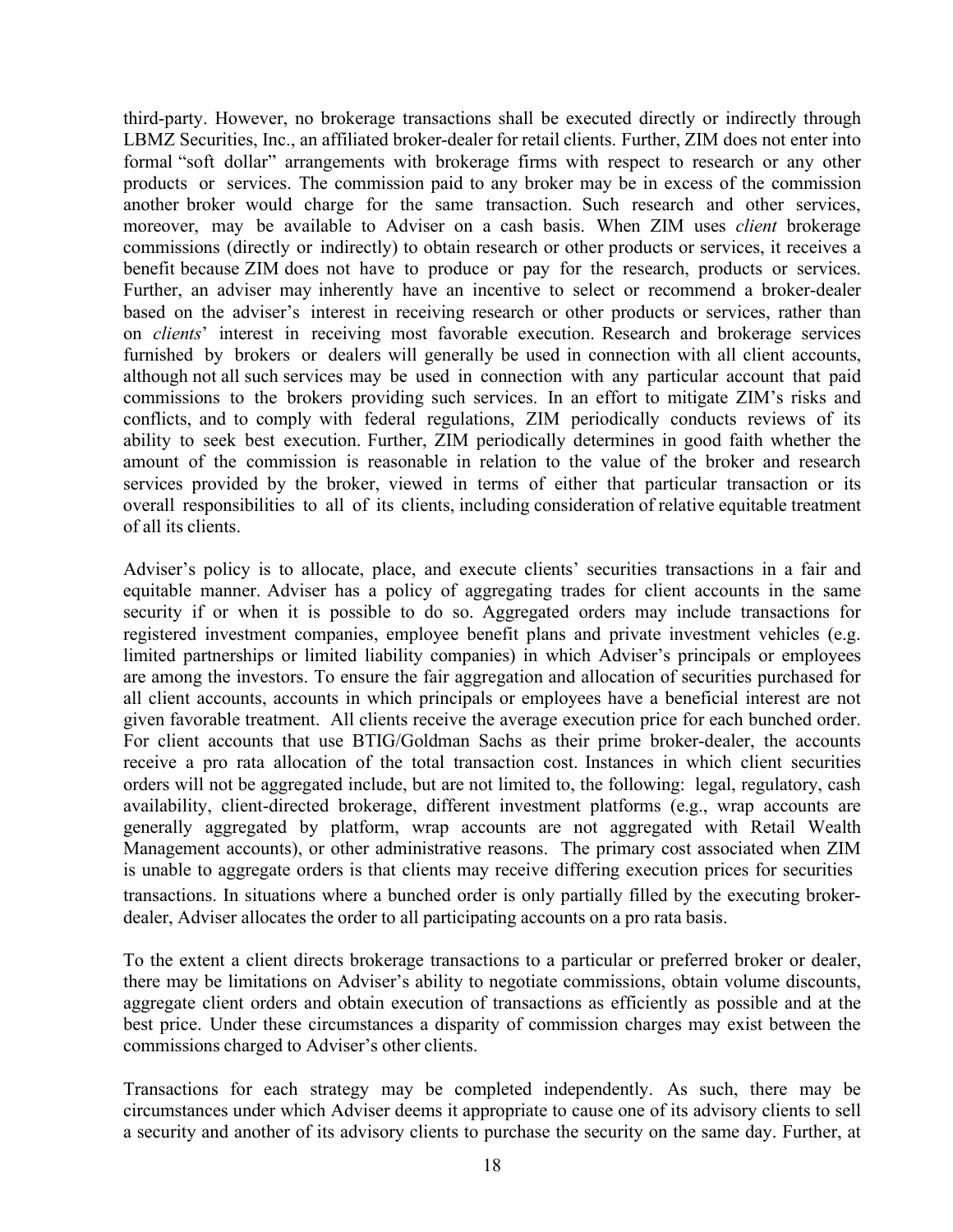third-party. However, no brokerage transactions shall be executed directly or indirectly through LBMZ Securities, Inc., an affiliated broker-dealer for retail clients. Further, ZIM does not enter into formal "soft dollar" arrangements with brokerage firms with respect to research or any other products or services. The commission paid to any broker may be in excess of the commission another broker would charge for the same transaction. Such research and other services, moreover, may be available to Adviser on a cash basis. When ZIM uses *client* brokerage commissions (directly or indirectly) to obtain research or other products or services, it receives a benefit because ZIM does not have to produce or pay for the research, products or services. Further, an adviser may inherently have an incentive to select or recommend a broker-dealer based on the adviser's interest in receiving research or other products or services, rather than on *clients*' interest in receiving most favorable execution. Research and brokerage services furnished by brokers or dealers will generally be used in connection with all client accounts, although not all such services may be used in connection with any particular account that paid commissions to the brokers providing such services. In an effort to mitigate ZIM's risks and conflicts, and to comply with federal regulations, ZIM periodically conducts reviews of its ability to seek best execution. Further, ZIM periodically determines in good faith whether the amount of the commission is reasonable in relation to the value of the broker and research services provided by the broker, viewed in terms of either that particular transaction or its overall responsibilities to all of its clients, including consideration of relative equitable treatment of all its clients.

Adviser's policy is to allocate, place, and execute clients' securities transactions in a fair and equitable manner. Adviser has a policy of aggregating trades for client accounts in the same security if or when it is possible to do so. Aggregated orders may include transactions for registered investment companies, employee benefit plans and private investment vehicles (e.g. limited partnerships or limited liability companies) in which Adviser's principals or employees are among the investors. To ensure the fair aggregation and allocation of securities purchased for all client accounts, accounts in which principals or employees have a beneficial interest are not given favorable treatment. All clients receive the average execution price for each bunched order. For client accounts that use BTIG/Goldman Sachs as their prime broker-dealer, the accounts receive a pro rata allocation of the total transaction cost. Instances in which client securities orders will not be aggregated include, but are not limited to, the following: legal, regulatory, cash availability, client-directed brokerage, different investment platforms (e.g., wrap accounts are generally aggregated by platform, wrap accounts are not aggregated with Retail Wealth Management accounts), or other administrative reasons. The primary cost associated when ZIM is unable to aggregate orders is that clients may receive differing execution prices for securities transactions. In situations where a bunched order is only partially filled by the executing broker-dealer, Adviser allocates the order to all participating accounts on a pro rata basis.

To the extent a client directs brokerage transactions to a particular or preferred broker or dealer, there may be limitations on Adviser's ability to negotiate commissions, obtain volume discounts, aggregate client orders and obtain execution of transactions as efficiently as possible and at the best price. Under these circumstances a disparity of commission charges may exist between the commissions charged to Adviser's other clients.

Transactions for each strategy may be completed independently. As such, there may be circumstances under which Adviser deems it appropriate to cause one of its advisory clients to sell a security and another of its advisory clients to purchase the security on the same day. Further, at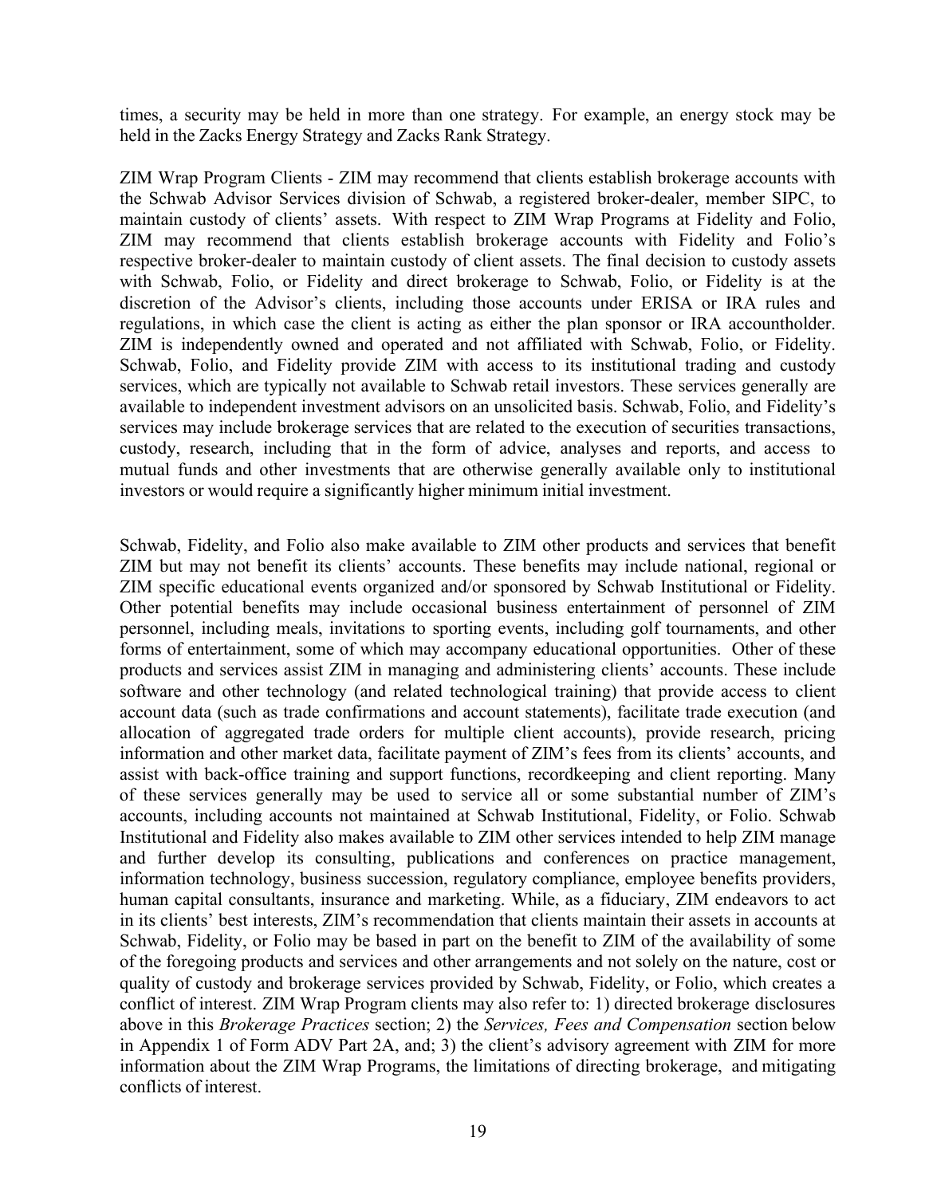times, a security may be held in more than one strategy. For example, an energy stock may be held in the Zacks Energy Strategy and Zacks Rank Strategy.

ZIM Wrap Program Clients - ZIM may recommend that clients establish brokerage accounts with the Schwab Advisor Services division of Schwab, a registered broker-dealer, member SIPC, to maintain custody of clients' assets. With respect to ZIM Wrap Programs at Fidelity and Folio, ZIM may recommend that clients establish brokerage accounts with Fidelity and Folio's respective broker-dealer to maintain custody of client assets. The final decision to custody assets with Schwab, Folio, or Fidelity and direct brokerage to Schwab, Folio, or Fidelity is at the discretion of the Advisor's clients, including those accounts under ERISA or IRA rules and regulations, in which case the client is acting as either the plan sponsor or IRA accountholder. ZIM is independently owned and operated and not affiliated with Schwab, Folio, or Fidelity. Schwab, Folio, and Fidelity provide ZIM with access to its institutional trading and custody services, which are typically not available to Schwab retail investors. These services generally are available to independent investment advisors on an unsolicited basis. Schwab, Folio, and Fidelity's services may include brokerage services that are related to the execution of securities transactions, custody, research, including that in the form of advice, analyses and reports, and access to mutual funds and other investments that are otherwise generally available only to institutional investors or would require a significantly higher minimum initial investment.

Schwab, Fidelity, and Folio also make available to ZIM other products and services that benefit ZIM but may not benefit its clients' accounts. These benefits may include national, regional or ZIM specific educational events organized and/or sponsored by Schwab Institutional or Fidelity. Other potential benefits may include occasional business entertainment of personnel of ZIM personnel, including meals, invitations to sporting events, including golf tournaments, and other forms of entertainment, some of which may accompany educational opportunities. Other of these products and services assist ZIM in managing and administering clients' accounts. These include software and other technology (and related technological training) that provide access to client account data (such as trade confirmations and account statements), facilitate trade execution (and allocation of aggregated trade orders for multiple client accounts), provide research, pricing information and other market data, facilitate payment of ZIM's fees from its clients' accounts, and assist with back-office training and support functions, recordkeeping and client reporting. Many of these services generally may be used to service all or some substantial number of ZIM's accounts, including accounts not maintained at Schwab Institutional, Fidelity, or Folio. Schwab Institutional and Fidelity also makes available to ZIM other services intended to help ZIM manage and further develop its consulting, publications and conferences on practice management, information technology, business succession, regulatory compliance, employee benefits providers, human capital consultants, insurance and marketing. While, as a fiduciary, ZIM endeavors to act in its clients' best interests, ZIM's recommendation that clients maintain their assets in accounts at Schwab, Fidelity, or Folio may be based in part on the benefit to ZIM of the availability of some of the foregoing products and services and other arrangements and not solely on the nature, cost or quality of custody and brokerage services provided by Schwab, Fidelity, or Folio, which creates a conflict of interest. ZIM Wrap Program clients may also refer to: 1) directed brokerage disclosures above in this *Brokerage Practices* section; 2) the *Services, Fees and Compensation* section below in Appendix 1 of Form ADV Part 2A, and; 3) the client's advisory agreement with ZIM for more information about the ZIM Wrap Programs, the limitations of directing brokerage, and mitigating conflicts of interest.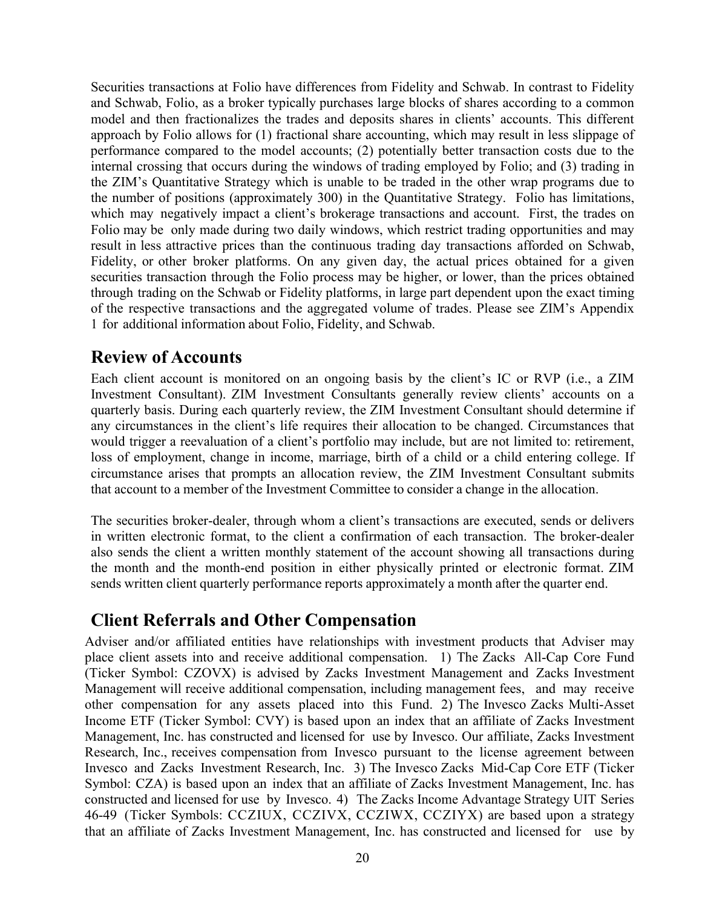Securities transactions at Folio have differences from Fidelity and Schwab. In contrast to Fidelity and Schwab, Folio, as a broker typically purchases large blocks of shares according to a common model and then fractionalizes the trades and deposits shares in clients' accounts. This different approach by Folio allows for (1) fractional share accounting, which may result in less slippage of performance compared to the model accounts; (2) potentially better transaction costs due to the internal crossing that occurs during the windows of trading employed by Folio; and (3) trading in the ZIM's Quantitative Strategy which is unable to be traded in the other wrap programs due to the number of positions (approximately 300) in the Quantitative Strategy. Folio has limitations, which may negatively impact a client's brokerage transactions and account. First, the trades on Folio may be only made during two daily windows, which restrict trading opportunities and may result in less attractive prices than the continuous trading day transactions afforded on Schwab, Fidelity, or other broker platforms. On any given day, the actual prices obtained for a given securities transaction through the Folio process may be higher, or lower, than the prices obtained through trading on the Schwab or Fidelity platforms, in large part dependent upon the exact timing of the respective transactions and the aggregated volume of trades. Please see ZIM's Appendix 1 for additional information about Folio, Fidelity, and Schwab.

## Review of Accounts

Each client account is monitored on an ongoing basis by the client's IC or RVP (i.e., a ZIM Investment Consultant). ZIM Investment Consultants generally review clients' accounts on a quarterly basis. During each quarterly review, the ZIM Investment Consultant should determine if any circumstances in the client's life requires their allocation to be changed. Circumstances that would trigger a reevaluation of a client's portfolio may include, but are not limited to: retirement, loss of employment, change in income, marriage, birth of a child or a child entering college. If circumstance arises that prompts an allocation review, the ZIM Investment Consultant submits that account to a member of the Investment Committee to consider a change in the allocation.

The securities broker-dealer, through whom a client's transactions are executed, sends or delivers in written electronic format, to the client a confirmation of each transaction. The broker-dealer also sends the client a written monthly statement of the account showing all transactions during the month and the month-end position in either physically printed or electronic format. ZIM sends written client quarterly performance reports approximately a month after the quarter end.

## Client Referrals and Other Compensation

Adviser and/or affiliated entities have relationships with investment products that Adviser may place client assets into and receive additional compensation. 1) The Zacks All-Cap Core Fund (Ticker Symbol: CZOVX) is advised by Zacks Investment Management and Zacks Investment Management will receive additional compensation, including management fees, and may receive other compensation for any assets placed into this Fund. 2) The Invesco Zacks Multi-Asset Income ETF (Ticker Symbol: CVY) is based upon an index that an affiliate of Zacks Investment Management, Inc. has constructed and licensed for use by Invesco. Our affiliate, Zacks Investment Research, Inc., receives compensation from Invesco pursuant to the license agreement between Invesco and Zacks Investment Research, Inc. 3) The Invesco Zacks Mid-Cap Core ETF (Ticker Symbol: CZA) is based upon an index that an affiliate of Zacks Investment Management, Inc. has constructed and licensed for use by Invesco. 4) The Zacks Income Advantage Strategy UIT Series 46-49 (Ticker Symbols: CCZIUX, CCZIVX, CCZIWX, CCZIYX) are based upon a strategy that an affiliate of Zacks Investment Management, Inc. has constructed and licensed for use by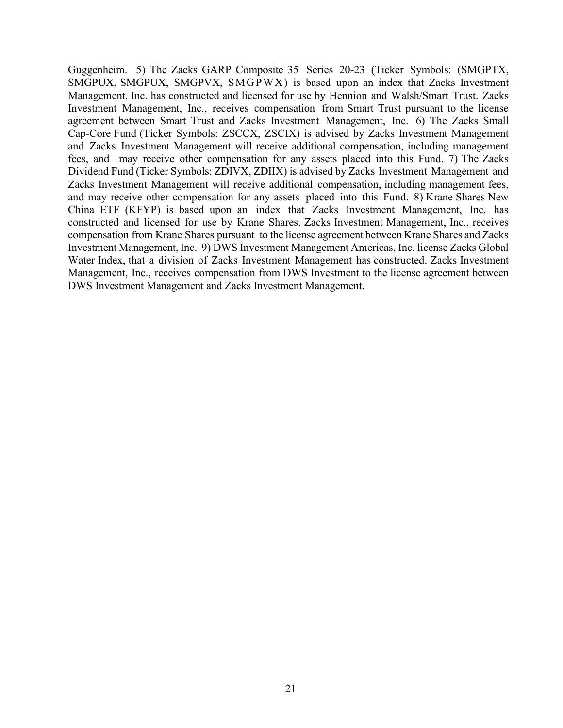Guggenheim. 5) The Zacks GARP Composite 35 Series 20-23 (Ticker Symbols: (SMGPTX, SMGPUX, SMGPUX, SMGPVX, SMGPWX) is based upon an index that Zacks Investment Management, Inc. has constructed and licensed for use by Hennion and Walsh/Smart Trust. Zacks Investment Management, Inc., receives compensation from Smart Trust pursuant to the license agreement between Smart Trust and Zacks Investment Management, Inc. 6) The Zacks Small Cap-Core Fund (Ticker Symbols: ZSCCX, ZSCIX) is advised by Zacks Investment Management and Zacks Investment Management will receive additional compensation, including management fees, and may receive other compensation for any assets placed into this Fund. 7) The Zacks Dividend Fund (Ticker Symbols: ZDIVX, ZDIIX) is advised by Zacks Investment Management and Zacks Investment Management will receive additional compensation, including management fees, and may receive other compensation for any assets placed into this Fund. 8) Krane Shares New China ETF (KFYP) is based upon an index that Zacks Investment Management, Inc. has constructed and licensed for use by Krane Shares. Zacks Investment Management, Inc., receives compensation from Krane Shares pursuant to the license agreement between Krane Shares and Zacks Investment Management, Inc. 9) DWS Investment Management Americas, Inc. license Zacks Global Water Index, that a division of Zacks Investment Management has constructed. Zacks Investment Management, Inc., receives compensation from DWS Investment to the license agreement between DWS Investment Management and Zacks Investment Management.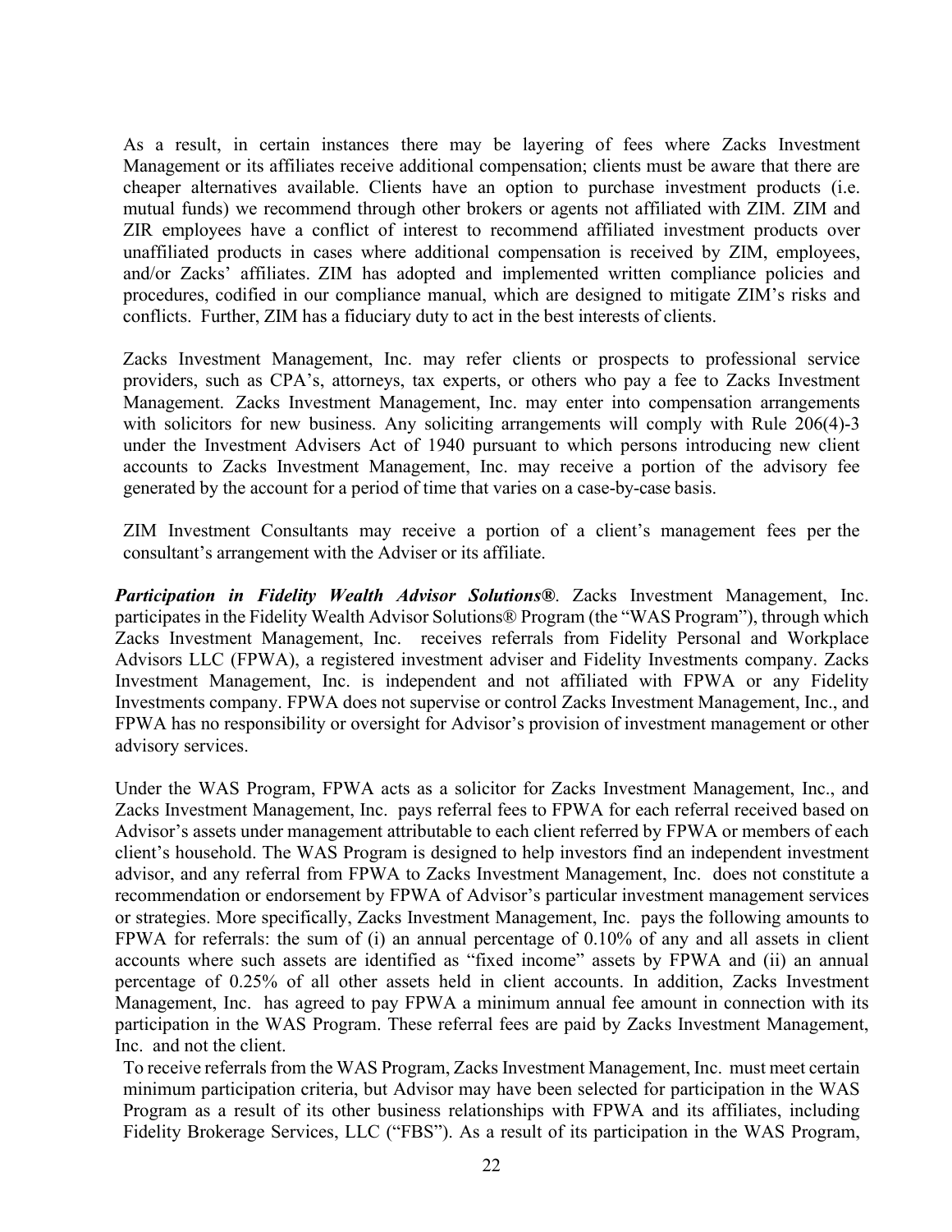As a result, in certain instances there may be layering of fees where Zacks Investment Management or its affiliates receive additional compensation; clients must be aware that there are cheaper alternatives available. Clients have an option to purchase investment products (i.e. mutual funds) we recommend through other brokers or agents not affiliated with ZIM. ZIM and ZIR employees have a conflict of interest to recommend affiliated investment products over unaffiliated products in cases where additional compensation is received by ZIM, employees, and/or Zacks' affiliates. ZIM has adopted and implemented written compliance policies and procedures, codified in our compliance manual, which are designed to mitigate ZIM's risks and conflicts. Further, ZIM has a fiduciary duty to act in the best interests of clients.

Zacks Investment Management, Inc. may refer clients or prospects to professional service providers, such as CPA's, attorneys, tax experts, or others who pay a fee to Zacks Investment Management. Zacks Investment Management, Inc. may enter into compensation arrangements with solicitors for new business. Any soliciting arrangements will comply with Rule 206(4)-3 under the Investment Advisers Act of 1940 pursuant to which persons introducing new client accounts to Zacks Investment Management, Inc. may receive a portion of the advisory fee generated by the account for a period of time that varies on a case-by-case basis.

ZIM Investment Consultants may receive a portion of a client's management fees per the consultant's arrangement with the Adviser or its affiliate.

***Participation in Fidelity Wealth Advisor Solutions®***. Zacks Investment Management, Inc. participates in the Fidelity Wealth Advisor Solutions® Program (the "WAS Program"), through which Zacks Investment Management, Inc. receives referrals from Fidelity Personal and Workplace Advisors LLC (FPWA), a registered investment adviser and Fidelity Investments company. Zacks Investment Management, Inc. is independent and not affiliated with FPWA or any Fidelity Investments company. FPWA does not supervise or control Zacks Investment Management, Inc., and FPWA has no responsibility or oversight for Advisor's provision of investment management or other advisory services.

Under the WAS Program, FPWA acts as a solicitor for Zacks Investment Management, Inc., and Zacks Investment Management, Inc. pays referral fees to FPWA for each referral received based on Advisor's assets under management attributable to each client referred by FPWA or members of each client's household. The WAS Program is designed to help investors find an independent investment advisor, and any referral from FPWA to Zacks Investment Management, Inc. does not constitute a recommendation or endorsement by FPWA of Advisor's particular investment management services or strategies. More specifically, Zacks Investment Management, Inc. pays the following amounts to FPWA for referrals: the sum of (i) an annual percentage of 0.10% of any and all assets in client accounts where such assets are identified as "fixed income" assets by FPWA and (ii) an annual percentage of 0.25% of all other assets held in client accounts. In addition, Zacks Investment Management, Inc. has agreed to pay FPWA a minimum annual fee amount in connection with its participation in the WAS Program. These referral fees are paid by Zacks Investment Management, Inc. and not the client.

To receive referrals from the WAS Program, Zacks Investment Management, Inc. must meet certain minimum participation criteria, but Advisor may have been selected for participation in the WAS Program as a result of its other business relationships with FPWA and its affiliates, including Fidelity Brokerage Services, LLC ("FBS"). As a result of its participation in the WAS Program,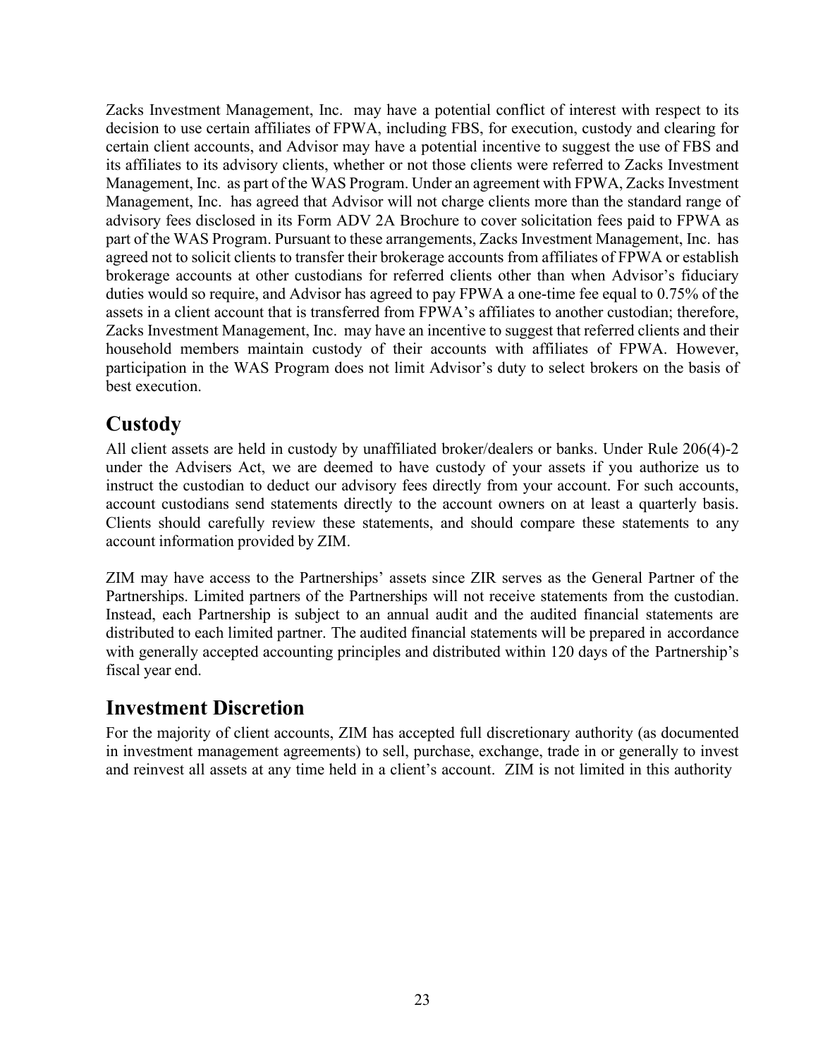Zacks Investment Management, Inc. may have a potential conflict of interest with respect to its decision to use certain affiliates of FPWA, including FBS, for execution, custody and clearing for certain client accounts, and Advisor may have a potential incentive to suggest the use of FBS and its affiliates to its advisory clients, whether or not those clients were referred to Zacks Investment Management, Inc. as part of the WAS Program. Under an agreement with FPWA, Zacks Investment Management, Inc. has agreed that Advisor will not charge clients more than the standard range of advisory fees disclosed in its Form ADV 2A Brochure to cover solicitation fees paid to FPWA as part of the WAS Program. Pursuant to these arrangements, Zacks Investment Management, Inc. has agreed not to solicit clients to transfer their brokerage accounts from affiliates of FPWA or establish brokerage accounts at other custodians for referred clients other than when Advisor's fiduciary duties would so require, and Advisor has agreed to pay FPWA a one-time fee equal to 0.75% of the assets in a client account that is transferred from FPWA's affiliates to another custodian; therefore, Zacks Investment Management, Inc. may have an incentive to suggest that referred clients and their household members maintain custody of their accounts with affiliates of FPWA. However, participation in the WAS Program does not limit Advisor's duty to select brokers on the basis of best execution.

## Custody

All client assets are held in custody by unaffiliated broker/dealers or banks. Under Rule 206(4)-2 under the Advisers Act, we are deemed to have custody of your assets if you authorize us to instruct the custodian to deduct our advisory fees directly from your account. For such accounts, account custodians send statements directly to the account owners on at least a quarterly basis. Clients should carefully review these statements, and should compare these statements to any account information provided by ZIM.

ZIM may have access to the Partnerships' assets since ZIR serves as the General Partner of the Partnerships. Limited partners of the Partnerships will not receive statements from the custodian. Instead, each Partnership is subject to an annual audit and the audited financial statements are distributed to each limited partner. The audited financial statements will be prepared in accordance with generally accepted accounting principles and distributed within 120 days of the Partnership's fiscal year end.

## Investment Discretion

For the majority of client accounts, ZIM has accepted full discretionary authority (as documented in investment management agreements) to sell, purchase, exchange, trade in or generally to invest and reinvest all assets at any time held in a client's account. ZIM is not limited in this authority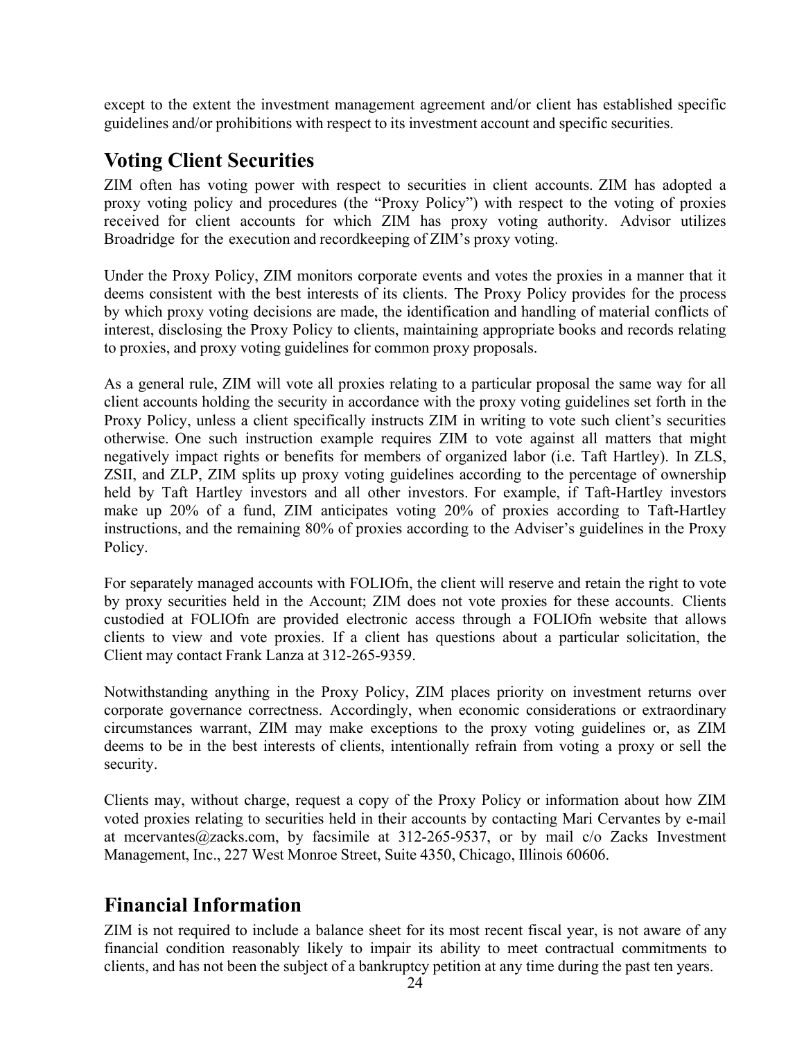except to the extent the investment management agreement and/or client has established specific guidelines and/or prohibitions with respect to its investment account and specific securities.

## Voting Client Securities

ZIM often has voting power with respect to securities in client accounts. ZIM has adopted a proxy voting policy and procedures (the "Proxy Policy") with respect to the voting of proxies received for client accounts for which ZIM has proxy voting authority. Advisor utilizes Broadridge for the execution and recordkeeping of ZIM's proxy voting.

Under the Proxy Policy, ZIM monitors corporate events and votes the proxies in a manner that it deems consistent with the best interests of its clients. The Proxy Policy provides for the process by which proxy voting decisions are made, the identification and handling of material conflicts of interest, disclosing the Proxy Policy to clients, maintaining appropriate books and records relating to proxies, and proxy voting guidelines for common proxy proposals.

As a general rule, ZIM will vote all proxies relating to a particular proposal the same way for all client accounts holding the security in accordance with the proxy voting guidelines set forth in the Proxy Policy, unless a client specifically instructs ZIM in writing to vote such client's securities otherwise. One such instruction example requires ZIM to vote against all matters that might negatively impact rights or benefits for members of organized labor (i.e. Taft Hartley). In ZLS, ZSII, and ZLP, ZIM splits up proxy voting guidelines according to the percentage of ownership held by Taft Hartley investors and all other investors. For example, if Taft-Hartley investors make up 20% of a fund, ZIM anticipates voting 20% of proxies according to Taft-Hartley instructions, and the remaining 80% of proxies according to the Adviser's guidelines in the Proxy Policy.

For separately managed accounts with FOLIOfn, the client will reserve and retain the right to vote by proxy securities held in the Account; ZIM does not vote proxies for these accounts. Clients custodied at FOLIOfn are provided electronic access through a FOLIOfn website that allows clients to view and vote proxies. If a client has questions about a particular solicitation, the Client may contact Frank Lanza at 312-265-9359.

Notwithstanding anything in the Proxy Policy, ZIM places priority on investment returns over corporate governance correctness. Accordingly, when economic considerations or extraordinary circumstances warrant, ZIM may make exceptions to the proxy voting guidelines or, as ZIM deems to be in the best interests of clients, intentionally refrain from voting a proxy or sell the security.

Clients may, without charge, request a copy of the Proxy Policy or information about how ZIM voted proxies relating to securities held in their accounts by contacting Mari Cervantes by e-mail at mcervantes@zacks.com, by facsimile at 312-265-9537, or by mail c/o Zacks Investment Management, Inc., 227 West Monroe Street, Suite 4350, Chicago, Illinois 60606.

## Financial Information

ZIM is not required to include a balance sheet for its most recent fiscal year, is not aware of any financial condition reasonably likely to impair its ability to meet contractual commitments to clients, and has not been the subject of a bankruptcy petition at any time during the past ten years.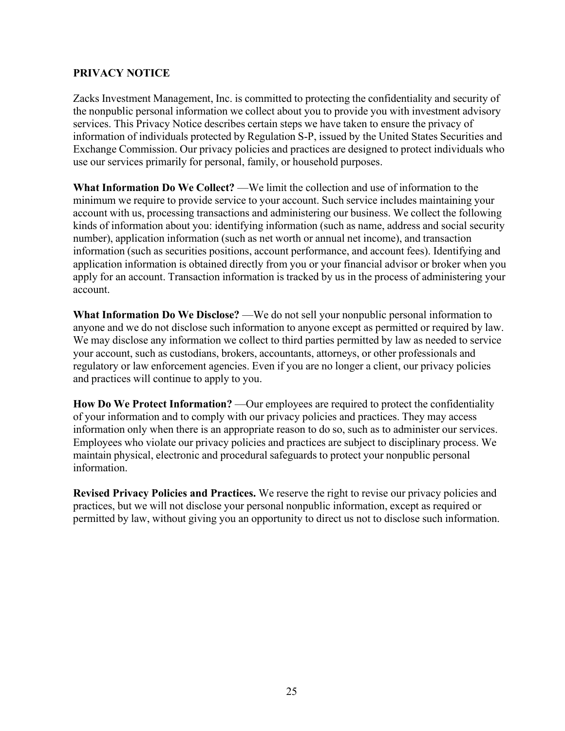## PRIVACY NOTICE

Zacks Investment Management, Inc. is committed to protecting the confidentiality and security of the nonpublic personal information we collect about you to provide you with investment advisory services. This Privacy Notice describes certain steps we have taken to ensure the privacy of information of individuals protected by Regulation S-P, issued by the United States Securities and Exchange Commission. Our privacy policies and practices are designed to protect individuals who use our services primarily for personal, family, or household purposes.

**What Information Do We Collect?** —We limit the collection and use of information to the minimum we require to provide service to your account. Such service includes maintaining your account with us, processing transactions and administering our business. We collect the following kinds of information about you: identifying information (such as name, address and social security number), application information (such as net worth or annual net income), and transaction information (such as securities positions, account performance, and account fees). Identifying and application information is obtained directly from you or your financial advisor or broker when you apply for an account. Transaction information is tracked by us in the process of administering your account.

**What Information Do We Disclose?** —We do not sell your nonpublic personal information to anyone and we do not disclose such information to anyone except as permitted or required by law. We may disclose any information we collect to third parties permitted by law as needed to service your account, such as custodians, brokers, accountants, attorneys, or other professionals and regulatory or law enforcement agencies. Even if you are no longer a client, our privacy policies and practices will continue to apply to you.

**How Do We Protect Information?** —Our employees are required to protect the confidentiality of your information and to comply with our privacy policies and practices. They may access information only when there is an appropriate reason to do so, such as to administer our services. Employees who violate our privacy policies and practices are subject to disciplinary process. We maintain physical, electronic and procedural safeguards to protect your nonpublic personal information.

**Revised Privacy Policies and Practices.** We reserve the right to revise our privacy policies and practices, but we will not disclose your personal nonpublic information, except as required or permitted by law, without giving you an opportunity to direct us not to disclose such information.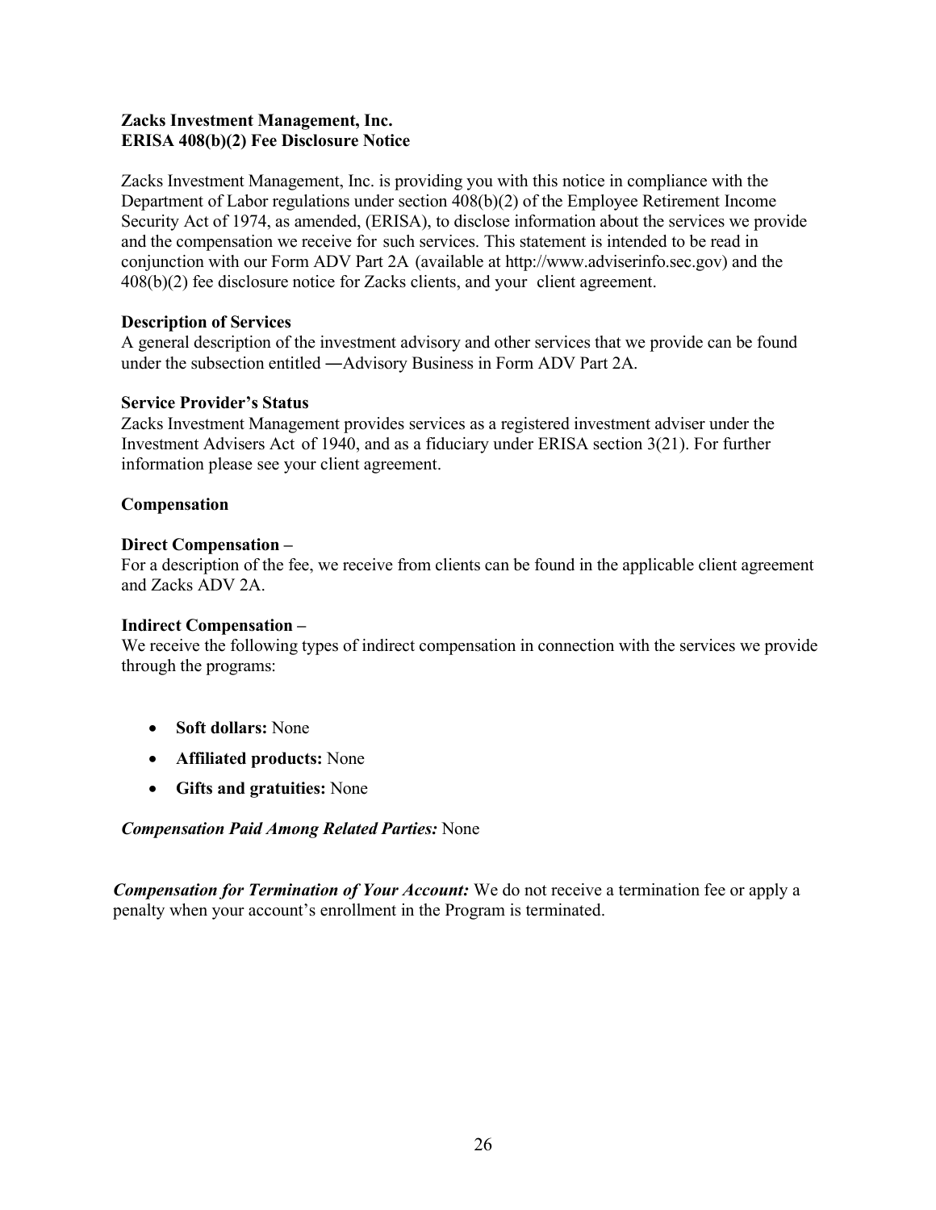**Zacks Investment Management, Inc.**
**ERISA 408(b)(2) Fee Disclosure Notice**

Zacks Investment Management, Inc. is providing you with this notice in compliance with the Department of Labor regulations under section 408(b)(2) of the Employee Retirement Income Security Act of 1974, as amended, (ERISA), to disclose information about the services we provide and the compensation we receive for such services. This statement is intended to be read in conjunction with our Form ADV Part 2A (available at http://www.adviserinfo.sec.gov) and the 408(b)(2) fee disclosure notice for Zacks clients, and your client agreement.

**Description of Services**
A general description of the investment advisory and other services that we provide can be found under the subsection entitled ―Advisory Business in Form ADV Part 2A.

**Service Provider's Status**
Zacks Investment Management provides services as a registered investment adviser under the Investment Advisers Act of 1940, and as a fiduciary under ERISA section 3(21). For further information please see your client agreement.

**Compensation**

**Direct Compensation –**
For a description of the fee, we receive from clients can be found in the applicable client agreement and Zacks ADV 2A.

**Indirect Compensation –**
We receive the following types of indirect compensation in connection with the services we provide through the programs:

- **Soft dollars:** None
- **Affiliated products:** None
- **Gifts and gratuities:** None

***Compensation Paid Among Related Parties:*** None

***Compensation for Termination of Your Account:*** We do not receive a termination fee or apply a penalty when your account's enrollment in the Program is terminated.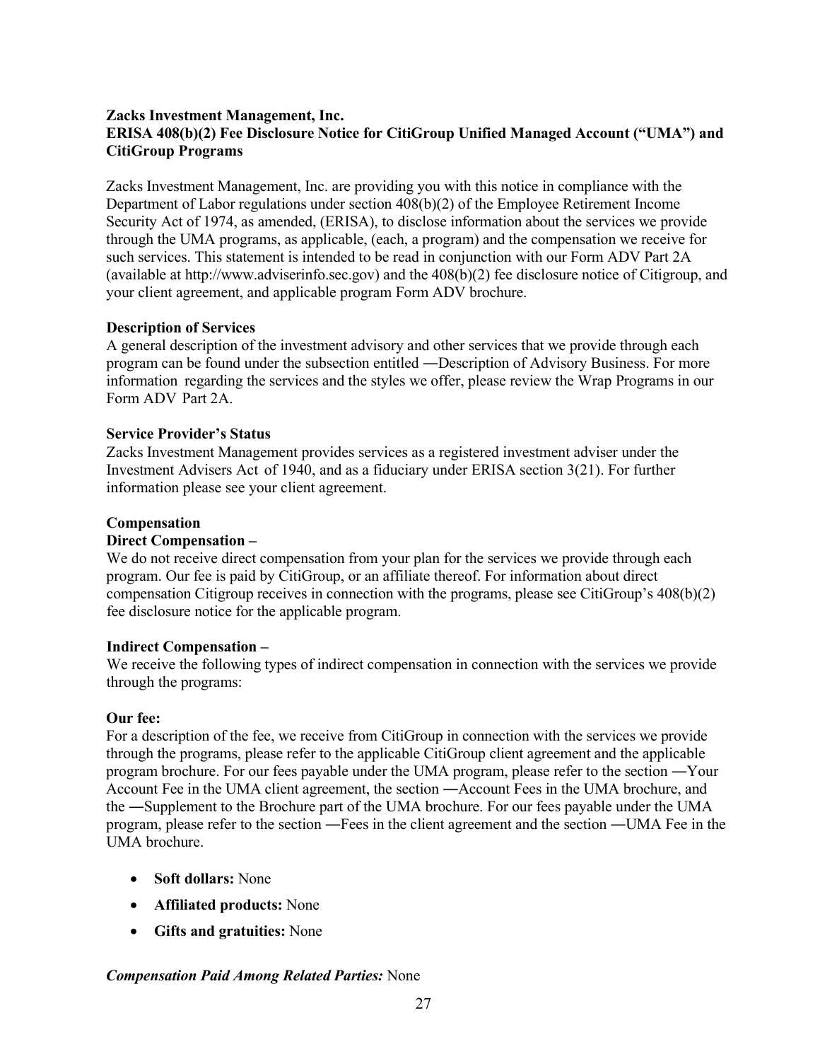**Zacks Investment Management, Inc.**
**ERISA 408(b)(2) Fee Disclosure Notice for CitiGroup Unified Managed Account ("UMA") and CitiGroup Programs**

Zacks Investment Management, Inc. are providing you with this notice in compliance with the Department of Labor regulations under section 408(b)(2) of the Employee Retirement Income Security Act of 1974, as amended, (ERISA), to disclose information about the services we provide through the UMA programs, as applicable, (each, a program) and the compensation we receive for such services. This statement is intended to be read in conjunction with our Form ADV Part 2A (available at http://www.adviserinfo.sec.gov) and the 408(b)(2) fee disclosure notice of Citigroup, and your client agreement, and applicable program Form ADV brochure.

**Description of Services**

A general description of the investment advisory and other services that we provide through each program can be found under the subsection entitled ―Description of Advisory Business. For more information regarding the services and the styles we offer, please review the Wrap Programs in our Form ADV Part 2A.

**Service Provider's Status**

Zacks Investment Management provides services as a registered investment adviser under the Investment Advisers Act of 1940, and as a fiduciary under ERISA section 3(21). For further information please see your client agreement.

**Compensation**

**Direct Compensation –**

We do not receive direct compensation from your plan for the services we provide through each program. Our fee is paid by CitiGroup, or an affiliate thereof. For information about direct compensation Citigroup receives in connection with the programs, please see CitiGroup's 408(b)(2) fee disclosure notice for the applicable program.

**Indirect Compensation –**

We receive the following types of indirect compensation in connection with the services we provide through the programs:

**Our fee:**

For a description of the fee, we receive from CitiGroup in connection with the services we provide through the programs, please refer to the applicable CitiGroup client agreement and the applicable program brochure. For our fees payable under the UMA program, please refer to the section ―Your Account Fee in the UMA client agreement, the section ―Account Fees in the UMA brochure, and the ―Supplement to the Brochure part of the UMA brochure. For our fees payable under the UMA program, please refer to the section ―Fees in the client agreement and the section ―UMA Fee in the UMA brochure.

- **Soft dollars:** None
- **Affiliated products:** None
- **Gifts and gratuities:** None

***Compensation Paid Among Related Parties:*** None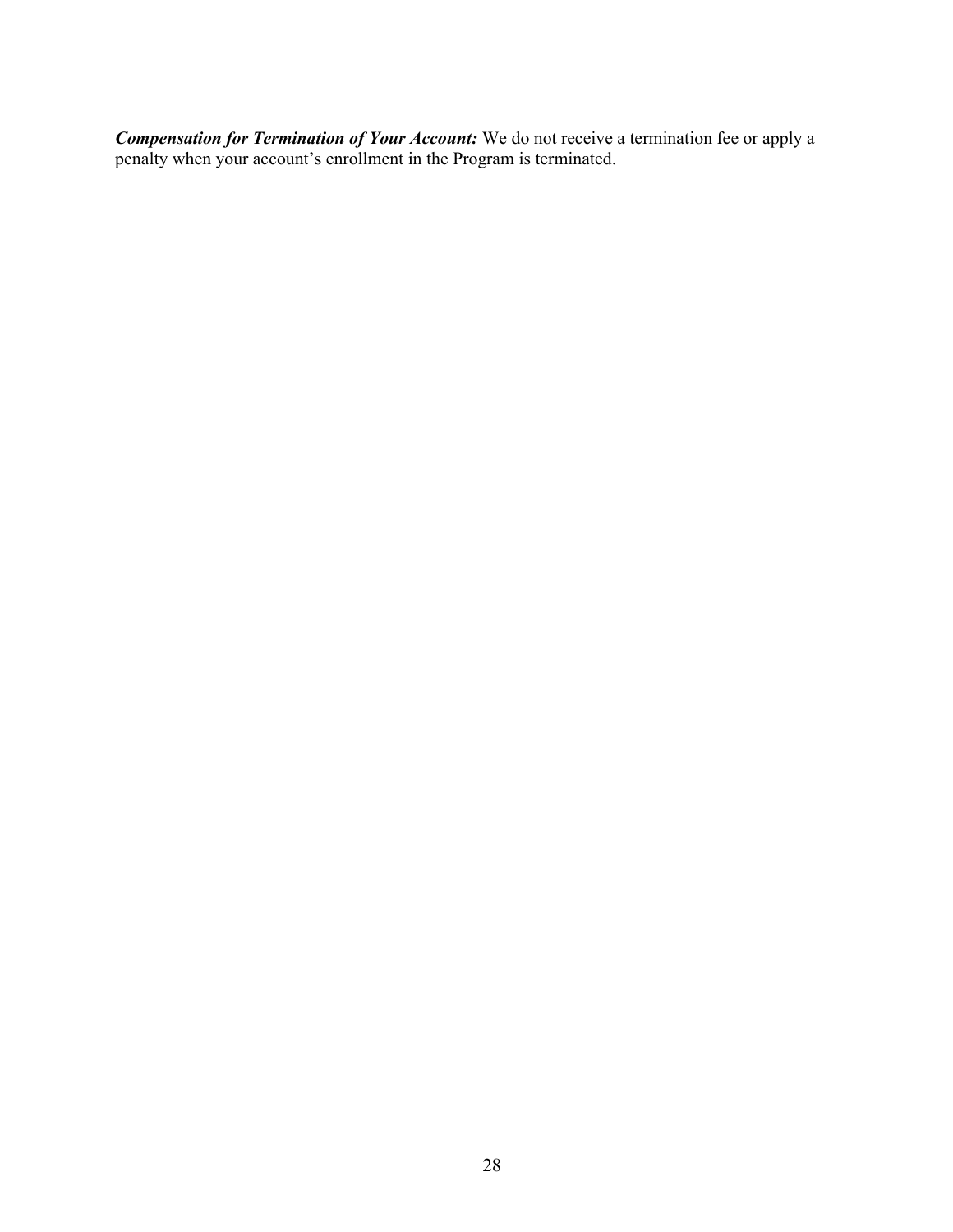***Compensation for Termination of Your Account:*** We do not receive a termination fee or apply a penalty when your account's enrollment in the Program is terminated.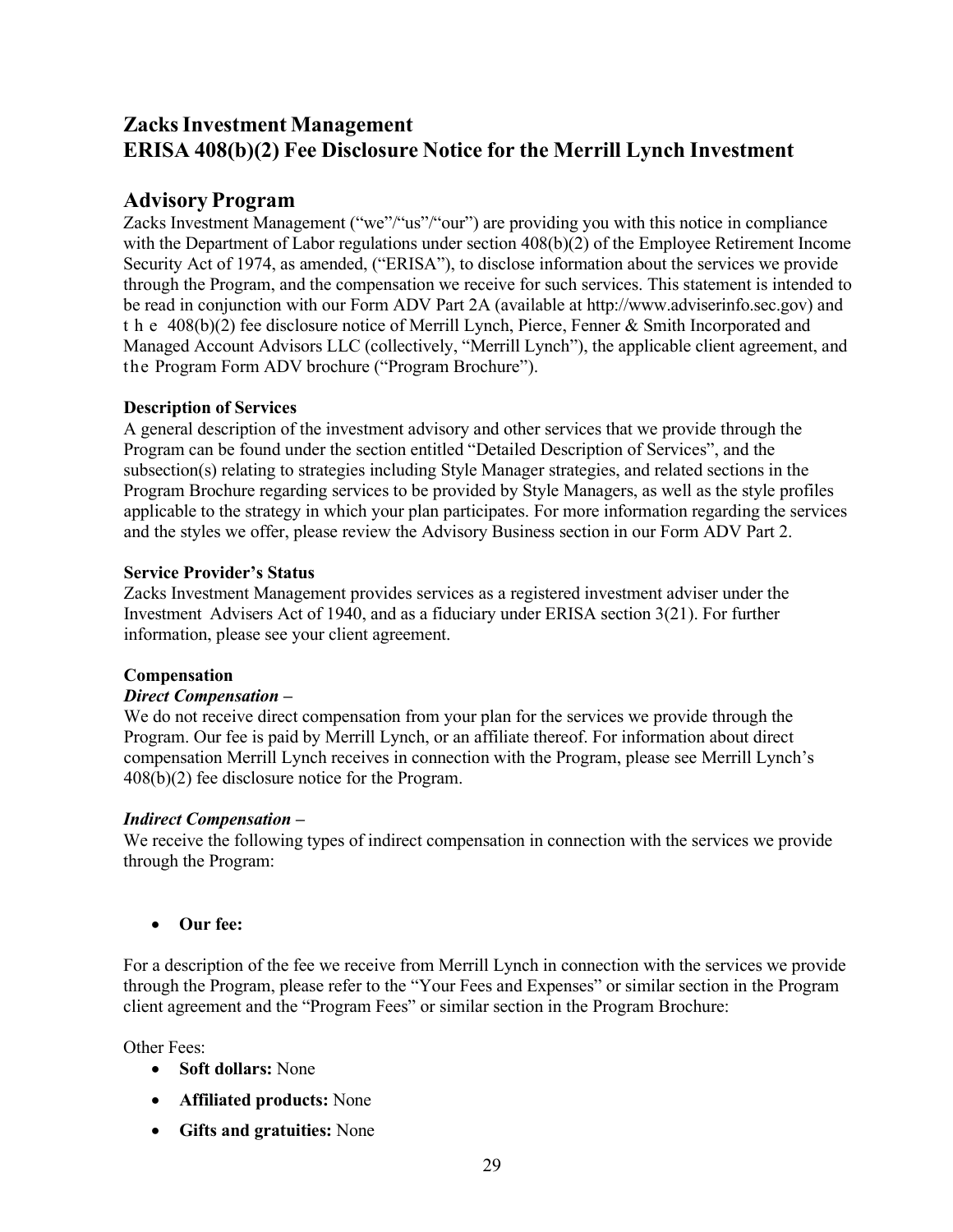## Zacks Investment Management
## ERISA 408(b)(2) Fee Disclosure Notice for the Merrill Lynch Investment Advisory Program

Zacks Investment Management ("we"/"us"/"our") are providing you with this notice in compliance with the Department of Labor regulations under section 408(b)(2) of the Employee Retirement Income Security Act of 1974, as amended, ("ERISA"), to disclose information about the services we provide through the Program, and the compensation we receive for such services. This statement is intended to be read in conjunction with our Form ADV Part 2A (available at http://www.adviserinfo.sec.gov) and the 408(b)(2) fee disclosure notice of Merrill Lynch, Pierce, Fenner & Smith Incorporated and Managed Account Advisors LLC (collectively, "Merrill Lynch"), the applicable client agreement, and the Program Form ADV brochure ("Program Brochure").

**Description of Services**

A general description of the investment advisory and other services that we provide through the Program can be found under the section entitled "Detailed Description of Services", and the subsection(s) relating to strategies including Style Manager strategies, and related sections in the Program Brochure regarding services to be provided by Style Managers, as well as the style profiles applicable to the strategy in which your plan participates. For more information regarding the services and the styles we offer, please review the Advisory Business section in our Form ADV Part 2.

**Service Provider's Status**

Zacks Investment Management provides services as a registered investment adviser under the Investment Advisers Act of 1940, and as a fiduciary under ERISA section 3(21). For further information, please see your client agreement.

**Compensation**

***Direct Compensation –***

We do not receive direct compensation from your plan for the services we provide through the Program. Our fee is paid by Merrill Lynch, or an affiliate thereof. For information about direct compensation Merrill Lynch receives in connection with the Program, please see Merrill Lynch's 408(b)(2) fee disclosure notice for the Program.

***Indirect Compensation –***

We receive the following types of indirect compensation in connection with the services we provide through the Program:

- **Our fee:**

For a description of the fee we receive from Merrill Lynch in connection with the services we provide through the Program, please refer to the "Your Fees and Expenses" or similar section in the Program client agreement and the "Program Fees" or similar section in the Program Brochure:

Other Fees:

- **Soft dollars:** None
- **Affiliated products:** None
- **Gifts and gratuities:** None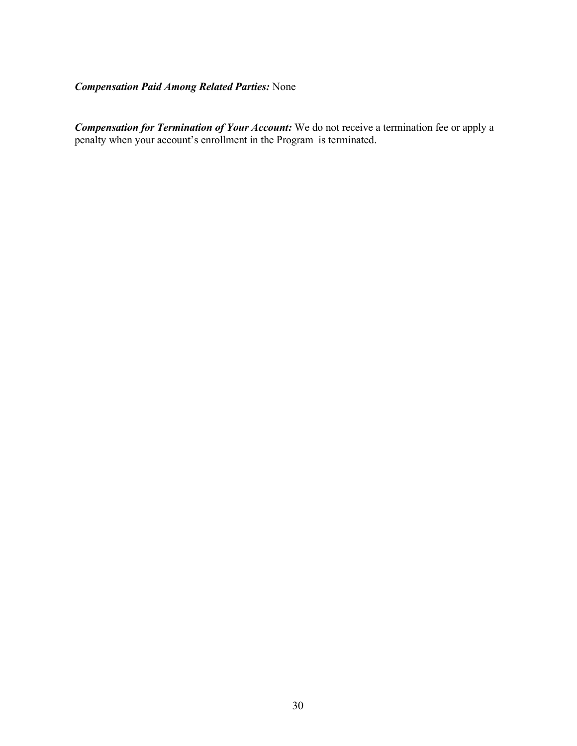***Compensation Paid Among Related Parties:*** None

***Compensation for Termination of Your Account:*** We do not receive a termination fee or apply a penalty when your account's enrollment in the Program is terminated.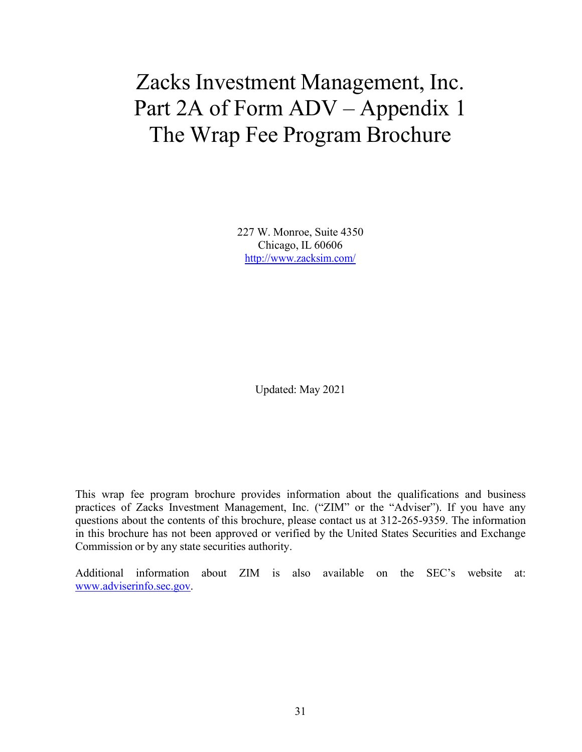# Zacks Investment Management, Inc.
# Part 2A of Form ADV – Appendix 1
# The Wrap Fee Program Brochure

227 W. Monroe, Suite 4350
Chicago, IL 60606
http://www.zacksim.com/

Updated: May 2021

This wrap fee program brochure provides information about the qualifications and business practices of Zacks Investment Management, Inc. ("ZIM" or the "Adviser"). If you have any questions about the contents of this brochure, please contact us at 312-265-9359. The information in this brochure has not been approved or verified by the United States Securities and Exchange Commission or by any state securities authority.

Additional information about ZIM is also available on the SEC's website at: www.adviserinfo.sec.gov.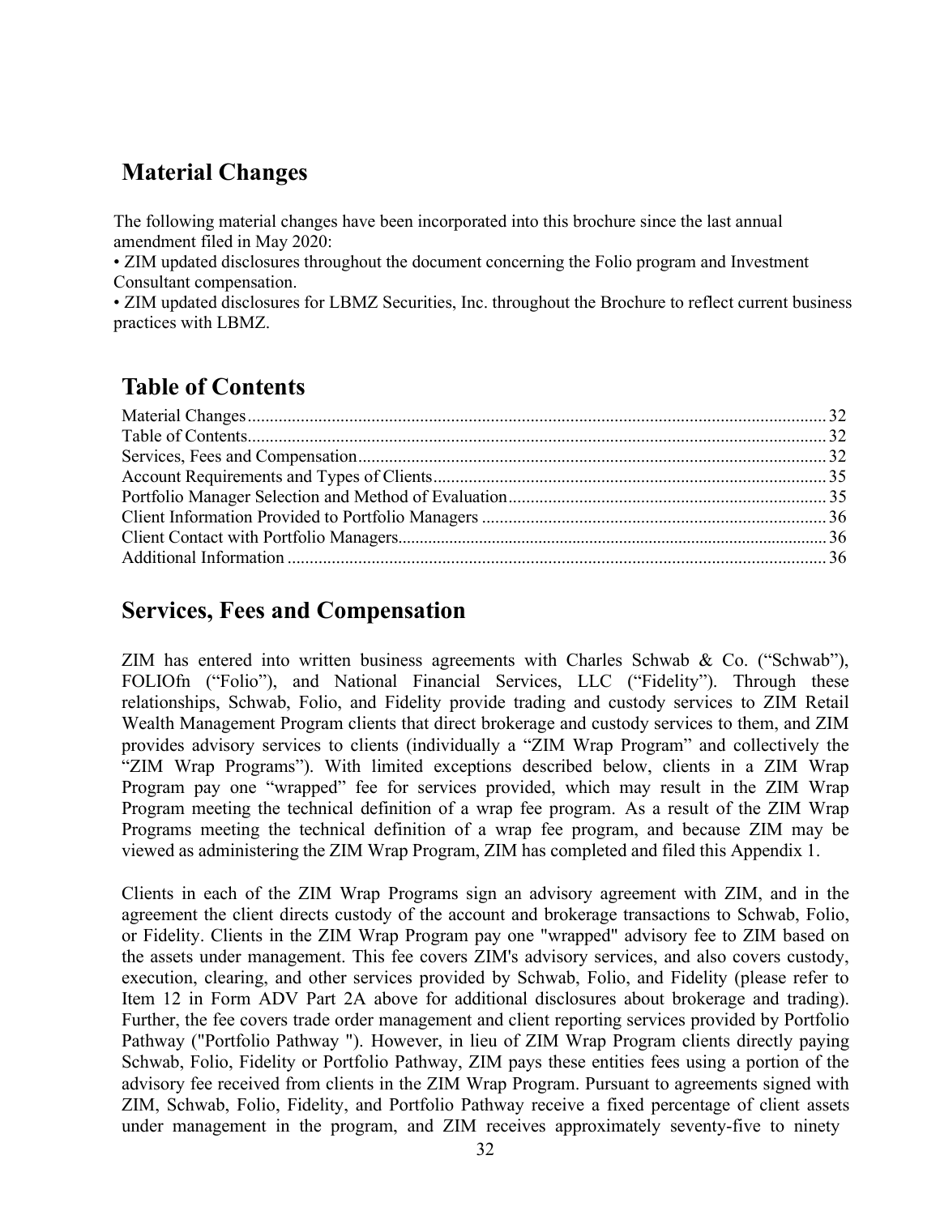## Material Changes

The following material changes have been incorporated into this brochure since the last annual amendment filed in May 2020:

• ZIM updated disclosures throughout the document concerning the Folio program and Investment Consultant compensation.

• ZIM updated disclosures for LBMZ Securities, Inc. throughout the Brochure to reflect current business practices with LBMZ.

## Table of Contents

Material Changes................................................................................................................................ 32
Table of Contents................................................................................................................................ 32
Services, Fees and Compensation........................................................................................................ 32
Account Requirements and Types of Clients........................................................................................ 35
Portfolio Manager Selection and Method of Evaluation........................................................................ 35
Client Information Provided to Portfolio Managers .............................................................................. 36
Client Contact with Portfolio Managers................................................................................................. 36
Additional Information ......................................................................................................................... 36

## Services, Fees and Compensation

ZIM has entered into written business agreements with Charles Schwab & Co. ("Schwab"), FOLIOfn ("Folio"), and National Financial Services, LLC ("Fidelity"). Through these relationships, Schwab, Folio, and Fidelity provide trading and custody services to ZIM Retail Wealth Management Program clients that direct brokerage and custody services to them, and ZIM provides advisory services to clients (individually a "ZIM Wrap Program" and collectively the "ZIM Wrap Programs"). With limited exceptions described below, clients in a ZIM Wrap Program pay one "wrapped" fee for services provided, which may result in the ZIM Wrap Program meeting the technical definition of a wrap fee program. As a result of the ZIM Wrap Programs meeting the technical definition of a wrap fee program, and because ZIM may be viewed as administering the ZIM Wrap Program, ZIM has completed and filed this Appendix 1.

Clients in each of the ZIM Wrap Programs sign an advisory agreement with ZIM, and in the agreement the client directs custody of the account and brokerage transactions to Schwab, Folio, or Fidelity. Clients in the ZIM Wrap Program pay one "wrapped" advisory fee to ZIM based on the assets under management. This fee covers ZIM's advisory services, and also covers custody, execution, clearing, and other services provided by Schwab, Folio, and Fidelity (please refer to Item 12 in Form ADV Part 2A above for additional disclosures about brokerage and trading). Further, the fee covers trade order management and client reporting services provided by Portfolio Pathway ("Portfolio Pathway "). However, in lieu of ZIM Wrap Program clients directly paying Schwab, Folio, Fidelity or Portfolio Pathway, ZIM pays these entities fees using a portion of the advisory fee received from clients in the ZIM Wrap Program. Pursuant to agreements signed with ZIM, Schwab, Folio, Fidelity, and Portfolio Pathway receive a fixed percentage of client assets under management in the program, and ZIM receives approximately seventy-five to ninety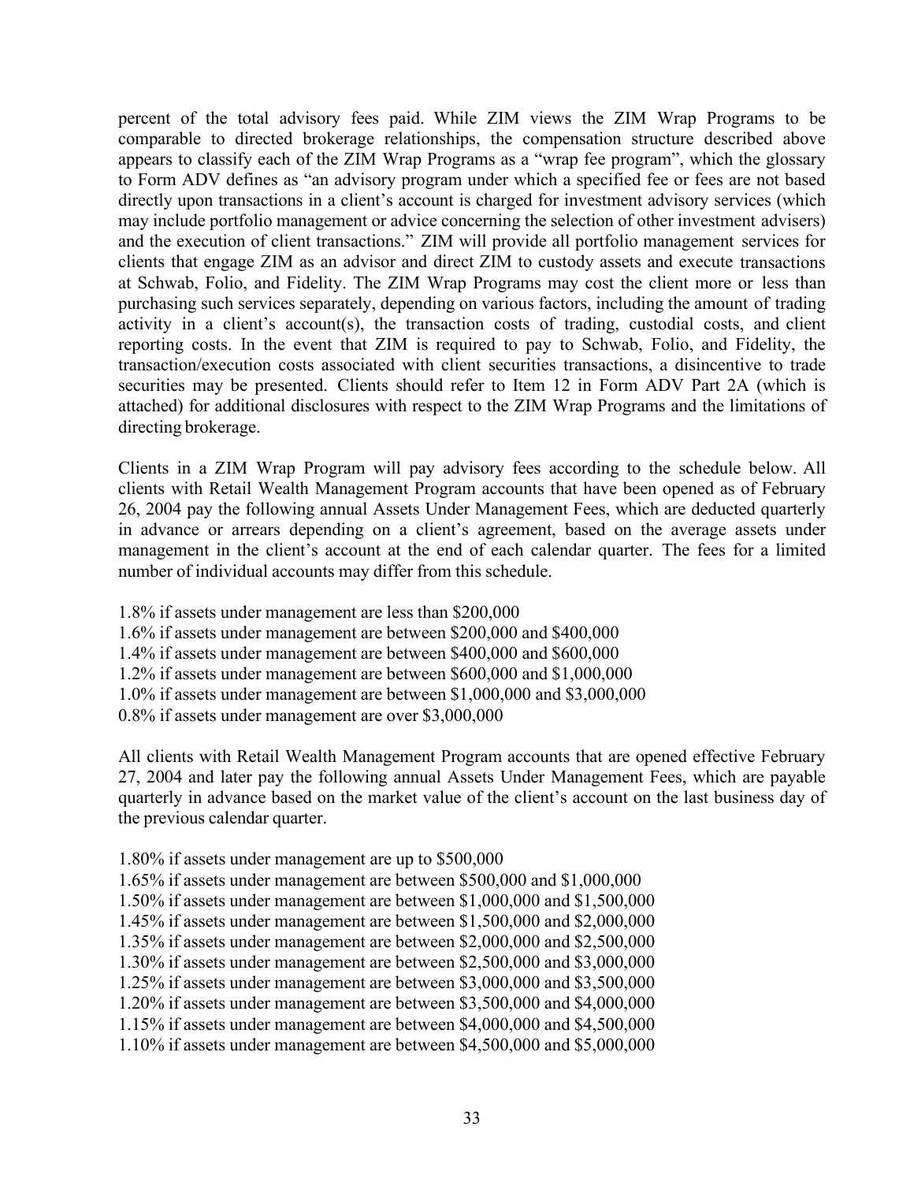percent of the total advisory fees paid. While ZIM views the ZIM Wrap Programs to be comparable to directed brokerage relationships, the compensation structure described above appears to classify each of the ZIM Wrap Programs as a "wrap fee program", which the glossary to Form ADV defines as "an advisory program under which a specified fee or fees are not based directly upon transactions in a client's account is charged for investment advisory services (which may include portfolio management or advice concerning the selection of other investment advisers) and the execution of client transactions." ZIM will provide all portfolio management services for clients that engage ZIM as an advisor and direct ZIM to custody assets and execute transactions at Schwab, Folio, and Fidelity. The ZIM Wrap Programs may cost the client more or less than purchasing such services separately, depending on various factors, including the amount of trading activity in a client's account(s), the transaction costs of trading, custodial costs, and client reporting costs. In the event that ZIM is required to pay to Schwab, Folio, and Fidelity, the transaction/execution costs associated with client securities transactions, a disincentive to trade securities may be presented. Clients should refer to Item 12 in Form ADV Part 2A (which is attached) for additional disclosures with respect to the ZIM Wrap Programs and the limitations of directing brokerage.

Clients in a ZIM Wrap Program will pay advisory fees according to the schedule below. All clients with Retail Wealth Management Program accounts that have been opened as of February 26, 2004 pay the following annual Assets Under Management Fees, which are deducted quarterly in advance or arrears depending on a client's agreement, based on the average assets under management in the client's account at the end of each calendar quarter. The fees for a limited number of individual accounts may differ from this schedule.

1.8% if assets under management are less than $200,000
1.6% if assets under management are between $200,000 and $400,000
1.4% if assets under management are between $400,000 and $600,000
1.2% if assets under management are between $600,000 and $1,000,000
1.0% if assets under management are between $1,000,000 and $3,000,000
0.8% if assets under management are over $3,000,000

All clients with Retail Wealth Management Program accounts that are opened effective February 27, 2004 and later pay the following annual Assets Under Management Fees, which are payable quarterly in advance based on the market value of the client's account on the last business day of the previous calendar quarter.

1.80% if assets under management are up to $500,000
1.65% if assets under management are between $500,000 and $1,000,000
1.50% if assets under management are between $1,000,000 and $1,500,000
1.45% if assets under management are between $1,500,000 and $2,000,000
1.35% if assets under management are between $2,000,000 and $2,500,000
1.30% if assets under management are between $2,500,000 and $3,000,000
1.25% if assets under management are between $3,000,000 and $3,500,000
1.20% if assets under management are between $3,500,000 and $4,000,000
1.15% if assets under management are between $4,000,000 and $4,500,000
1.10% if assets under management are between $4,500,000 and $5,000,000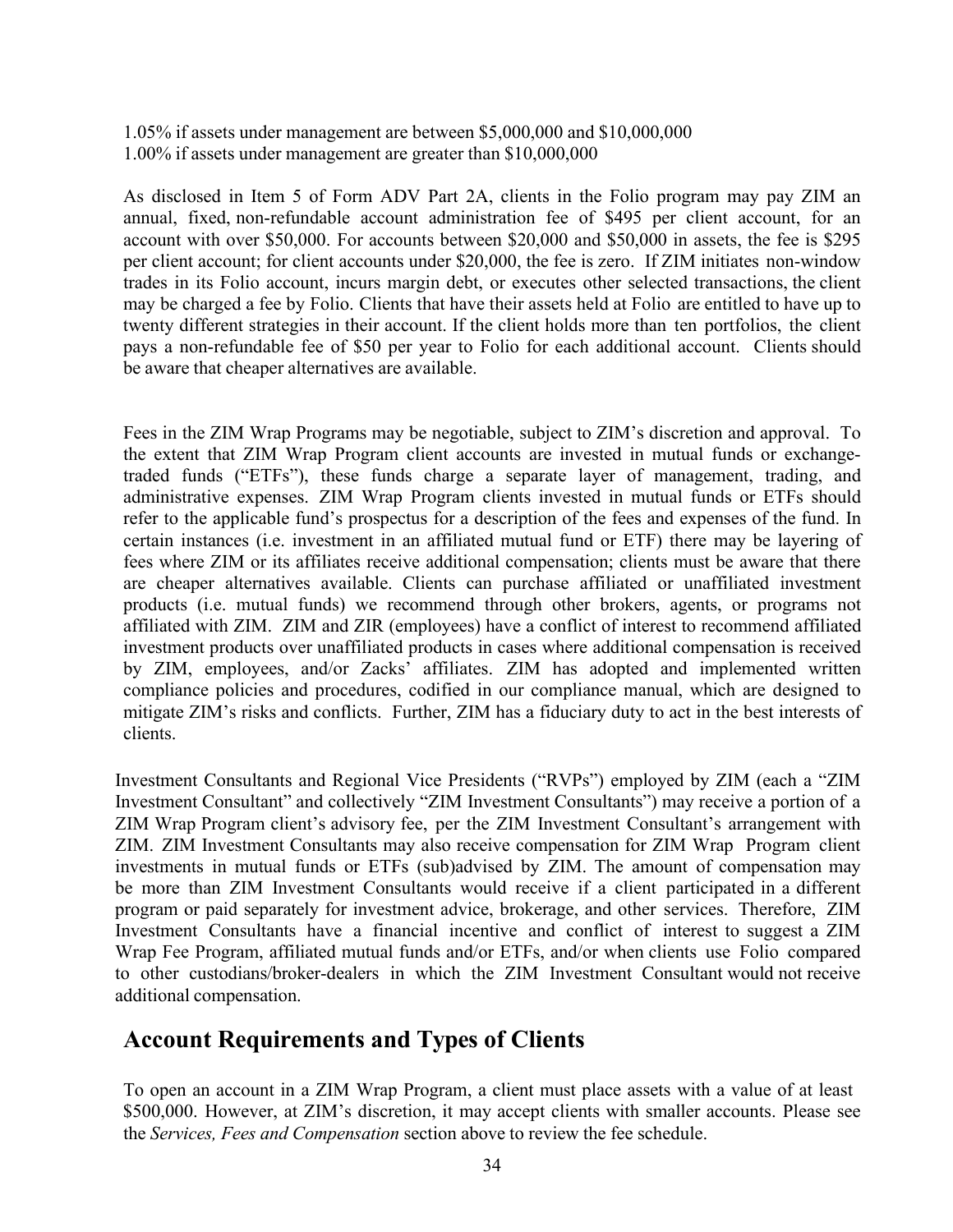1.05% if assets under management are between $5,000,000 and $10,000,000
1.00% if assets under management are greater than $10,000,000

As disclosed in Item 5 of Form ADV Part 2A, clients in the Folio program may pay ZIM an annual, fixed, non-refundable account administration fee of $495 per client account, for an account with over $50,000. For accounts between $20,000 and $50,000 in assets, the fee is $295 per client account; for client accounts under $20,000, the fee is zero. If ZIM initiates non-window trades in its Folio account, incurs margin debt, or executes other selected transactions, the client may be charged a fee by Folio. Clients that have their assets held at Folio are entitled to have up to twenty different strategies in their account. If the client holds more than ten portfolios, the client pays a non-refundable fee of $50 per year to Folio for each additional account. Clients should be aware that cheaper alternatives are available.

Fees in the ZIM Wrap Programs may be negotiable, subject to ZIM's discretion and approval. To the extent that ZIM Wrap Program client accounts are invested in mutual funds or exchange-traded funds ("ETFs"), these funds charge a separate layer of management, trading, and administrative expenses. ZIM Wrap Program clients invested in mutual funds or ETFs should refer to the applicable fund's prospectus for a description of the fees and expenses of the fund. In certain instances (i.e. investment in an affiliated mutual fund or ETF) there may be layering of fees where ZIM or its affiliates receive additional compensation; clients must be aware that there are cheaper alternatives available. Clients can purchase affiliated or unaffiliated investment products (i.e. mutual funds) we recommend through other brokers, agents, or programs not affiliated with ZIM. ZIM and ZIR (employees) have a conflict of interest to recommend affiliated investment products over unaffiliated products in cases where additional compensation is received by ZIM, employees, and/or Zacks' affiliates. ZIM has adopted and implemented written compliance policies and procedures, codified in our compliance manual, which are designed to mitigate ZIM's risks and conflicts. Further, ZIM has a fiduciary duty to act in the best interests of clients.

Investment Consultants and Regional Vice Presidents ("RVPs") employed by ZIM (each a "ZIM Investment Consultant" and collectively "ZIM Investment Consultants") may receive a portion of a ZIM Wrap Program client's advisory fee, per the ZIM Investment Consultant's arrangement with ZIM. ZIM Investment Consultants may also receive compensation for ZIM Wrap Program client investments in mutual funds or ETFs (sub)advised by ZIM. The amount of compensation may be more than ZIM Investment Consultants would receive if a client participated in a different program or paid separately for investment advice, brokerage, and other services. Therefore, ZIM Investment Consultants have a financial incentive and conflict of interest to suggest a ZIM Wrap Fee Program, affiliated mutual funds and/or ETFs, and/or when clients use Folio compared to other custodians/broker-dealers in which the ZIM Investment Consultant would not receive additional compensation.

## Account Requirements and Types of Clients

To open an account in a ZIM Wrap Program, a client must place assets with a value of at least $500,000. However, at ZIM's discretion, it may accept clients with smaller accounts. Please see the *Services, Fees and Compensation* section above to review the fee schedule.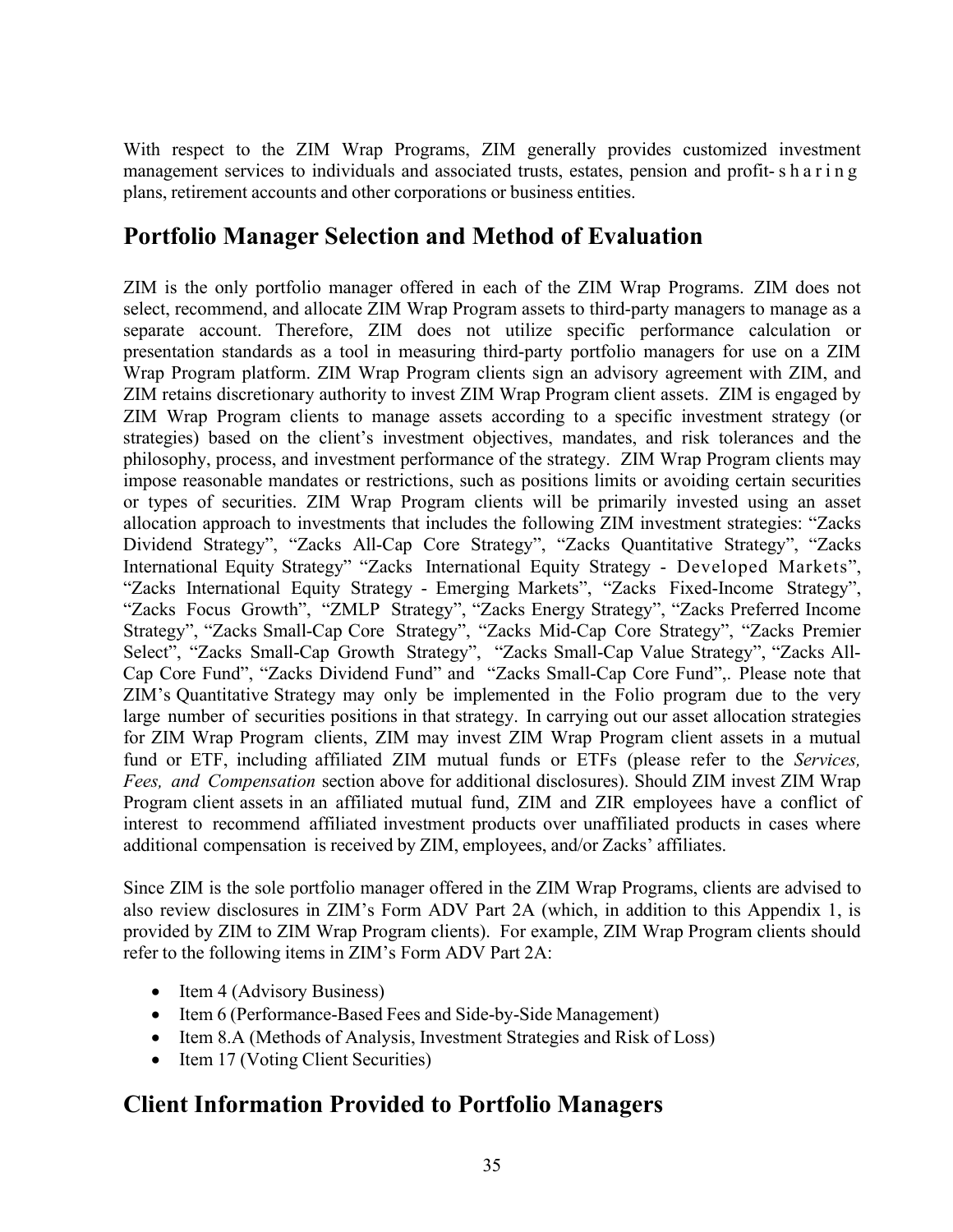With respect to the ZIM Wrap Programs, ZIM generally provides customized investment management services to individuals and associated trusts, estates, pension and profit-sharing plans, retirement accounts and other corporations or business entities.

## Portfolio Manager Selection and Method of Evaluation

ZIM is the only portfolio manager offered in each of the ZIM Wrap Programs. ZIM does not select, recommend, and allocate ZIM Wrap Program assets to third-party managers to manage as a separate account. Therefore, ZIM does not utilize specific performance calculation or presentation standards as a tool in measuring third-party portfolio managers for use on a ZIM Wrap Program platform. ZIM Wrap Program clients sign an advisory agreement with ZIM, and ZIM retains discretionary authority to invest ZIM Wrap Program client assets. ZIM is engaged by ZIM Wrap Program clients to manage assets according to a specific investment strategy (or strategies) based on the client's investment objectives, mandates, and risk tolerances and the philosophy, process, and investment performance of the strategy. ZIM Wrap Program clients may impose reasonable mandates or restrictions, such as positions limits or avoiding certain securities or types of securities. ZIM Wrap Program clients will be primarily invested using an asset allocation approach to investments that includes the following ZIM investment strategies: "Zacks Dividend Strategy", "Zacks All-Cap Core Strategy", "Zacks Quantitative Strategy", "Zacks International Equity Strategy" "Zacks International Equity Strategy - Developed Markets", "Zacks International Equity Strategy - Emerging Markets", "Zacks Fixed-Income Strategy", "Zacks Focus Growth", "ZMLP Strategy", "Zacks Energy Strategy", "Zacks Preferred Income Strategy", "Zacks Small-Cap Core Strategy", "Zacks Mid-Cap Core Strategy", "Zacks Premier Select", "Zacks Small-Cap Growth Strategy", "Zacks Small-Cap Value Strategy", "Zacks All-Cap Core Fund", "Zacks Dividend Fund" and "Zacks Small-Cap Core Fund",. Please note that ZIM's Quantitative Strategy may only be implemented in the Folio program due to the very large number of securities positions in that strategy. In carrying out our asset allocation strategies for ZIM Wrap Program clients, ZIM may invest ZIM Wrap Program client assets in a mutual fund or ETF, including affiliated ZIM mutual funds or ETFs (please refer to the *Services, Fees, and Compensation* section above for additional disclosures). Should ZIM invest ZIM Wrap Program client assets in an affiliated mutual fund, ZIM and ZIR employees have a conflict of interest to recommend affiliated investment products over unaffiliated products in cases where additional compensation is received by ZIM, employees, and/or Zacks' affiliates.

Since ZIM is the sole portfolio manager offered in the ZIM Wrap Programs, clients are advised to also review disclosures in ZIM's Form ADV Part 2A (which, in addition to this Appendix 1, is provided by ZIM to ZIM Wrap Program clients). For example, ZIM Wrap Program clients should refer to the following items in ZIM's Form ADV Part 2A:

- Item 4 (Advisory Business)
- Item 6 (Performance-Based Fees and Side-by-Side Management)
- Item 8.A (Methods of Analysis, Investment Strategies and Risk of Loss)
- Item 17 (Voting Client Securities)

## Client Information Provided to Portfolio Managers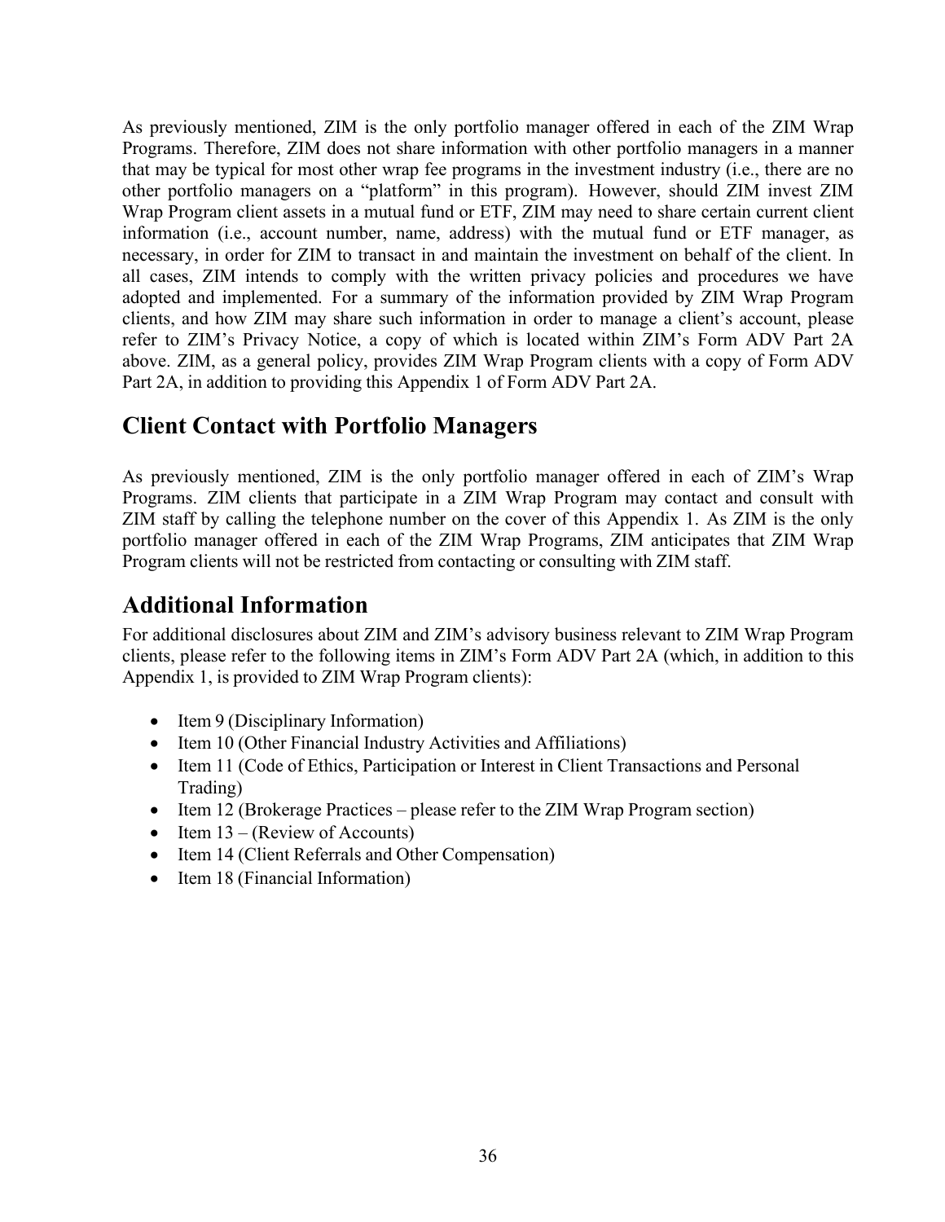As previously mentioned, ZIM is the only portfolio manager offered in each of the ZIM Wrap Programs. Therefore, ZIM does not share information with other portfolio managers in a manner that may be typical for most other wrap fee programs in the investment industry (i.e., there are no other portfolio managers on a "platform" in this program). However, should ZIM invest ZIM Wrap Program client assets in a mutual fund or ETF, ZIM may need to share certain current client information (i.e., account number, name, address) with the mutual fund or ETF manager, as necessary, in order for ZIM to transact in and maintain the investment on behalf of the client. In all cases, ZIM intends to comply with the written privacy policies and procedures we have adopted and implemented. For a summary of the information provided by ZIM Wrap Program clients, and how ZIM may share such information in order to manage a client's account, please refer to ZIM's Privacy Notice, a copy of which is located within ZIM's Form ADV Part 2A above. ZIM, as a general policy, provides ZIM Wrap Program clients with a copy of Form ADV Part 2A, in addition to providing this Appendix 1 of Form ADV Part 2A.

## Client Contact with Portfolio Managers

As previously mentioned, ZIM is the only portfolio manager offered in each of ZIM's Wrap Programs. ZIM clients that participate in a ZIM Wrap Program may contact and consult with ZIM staff by calling the telephone number on the cover of this Appendix 1. As ZIM is the only portfolio manager offered in each of the ZIM Wrap Programs, ZIM anticipates that ZIM Wrap Program clients will not be restricted from contacting or consulting with ZIM staff.

## Additional Information

For additional disclosures about ZIM and ZIM's advisory business relevant to ZIM Wrap Program clients, please refer to the following items in ZIM's Form ADV Part 2A (which, in addition to this Appendix 1, is provided to ZIM Wrap Program clients):

- Item 9 (Disciplinary Information)
- Item 10 (Other Financial Industry Activities and Affiliations)
- Item 11 (Code of Ethics, Participation or Interest in Client Transactions and Personal Trading)
- Item 12 (Brokerage Practices – please refer to the ZIM Wrap Program section)
- Item 13 – (Review of Accounts)
- Item 14 (Client Referrals and Other Compensation)
- Item 18 (Financial Information)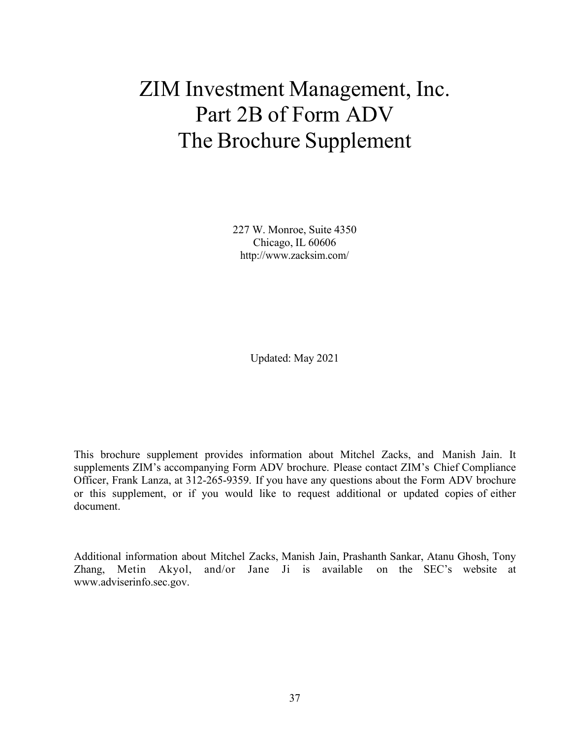# ZIM Investment Management, Inc.
# Part 2B of Form ADV
# The Brochure Supplement

227 W. Monroe, Suite 4350
Chicago, IL 60606
http://www.zacksim.com/

Updated: May 2021

This brochure supplement provides information about Mitchel Zacks, and Manish Jain. It supplements ZIM's accompanying Form ADV brochure. Please contact ZIM's Chief Compliance Officer, Frank Lanza, at 312-265-9359. If you have any questions about the Form ADV brochure or this supplement, or if you would like to request additional or updated copies of either document.

Additional information about Mitchel Zacks, Manish Jain, Prashanth Sankar, Atanu Ghosh, Tony Zhang, Metin Akyol, and/or Jane Ji is available on the SEC's website at www.adviserinfo.sec.gov.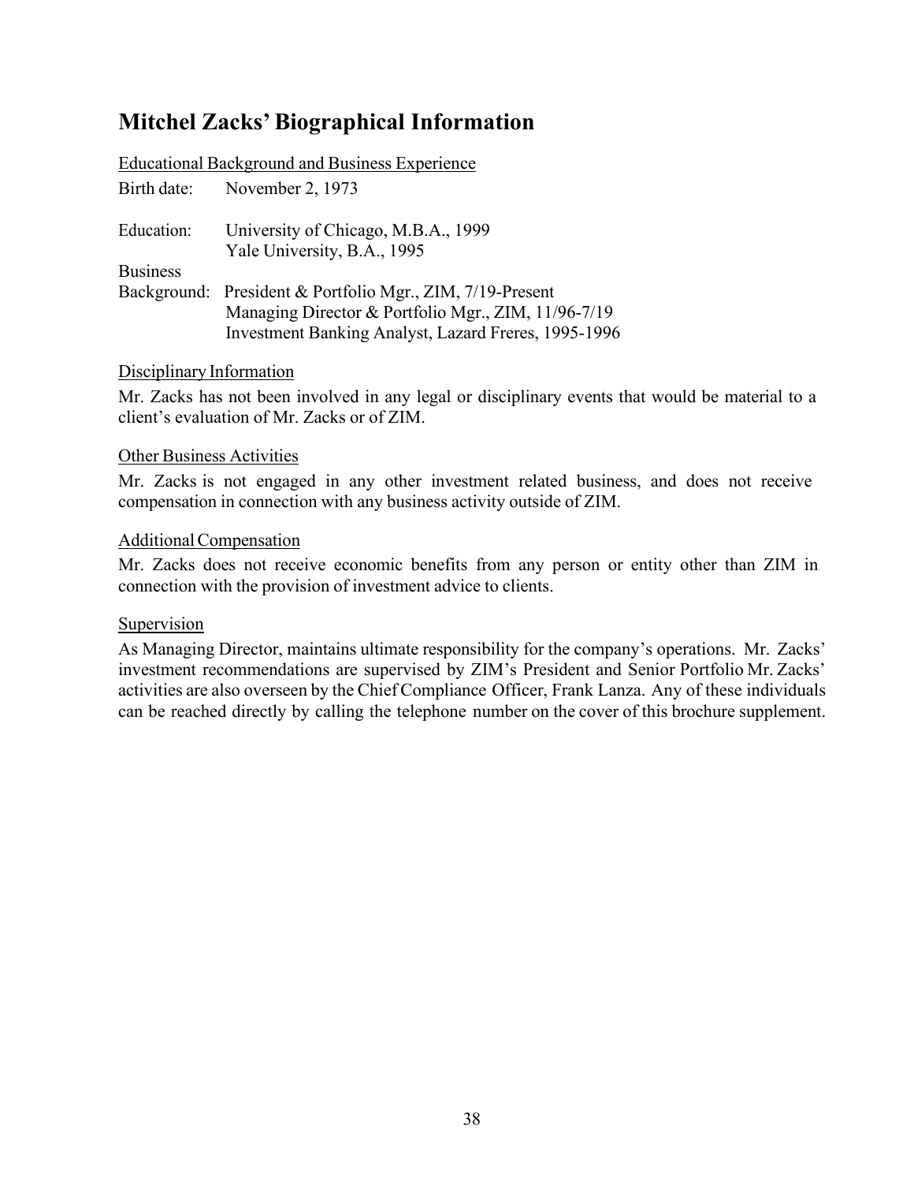# Mitchel Zacks' Biographical Information

Educational Background and Business Experience

Birth date: November 2, 1973

Education: University of Chicago, M.B.A., 1999
Yale University, B.A., 1995

Business Background: President & Portfolio Mgr., ZIM, 7/19-Present
Managing Director & Portfolio Mgr., ZIM, 11/96-7/19
Investment Banking Analyst, Lazard Freres, 1995-1996

Disciplinary Information

Mr. Zacks has not been involved in any legal or disciplinary events that would be material to a client's evaluation of Mr. Zacks or of ZIM.

Other Business Activities

Mr. Zacks is not engaged in any other investment related business, and does not receive compensation in connection with any business activity outside of ZIM.

Additional Compensation

Mr. Zacks does not receive economic benefits from any person or entity other than ZIM in connection with the provision of investment advice to clients.

Supervision

As Managing Director, maintains ultimate responsibility for the company's operations. Mr. Zacks' investment recommendations are supervised by ZIM's President and Senior Portfolio Mr. Zacks' activities are also overseen by the Chief Compliance Officer, Frank Lanza. Any of these individuals can be reached directly by calling the telephone number on the cover of this brochure supplement.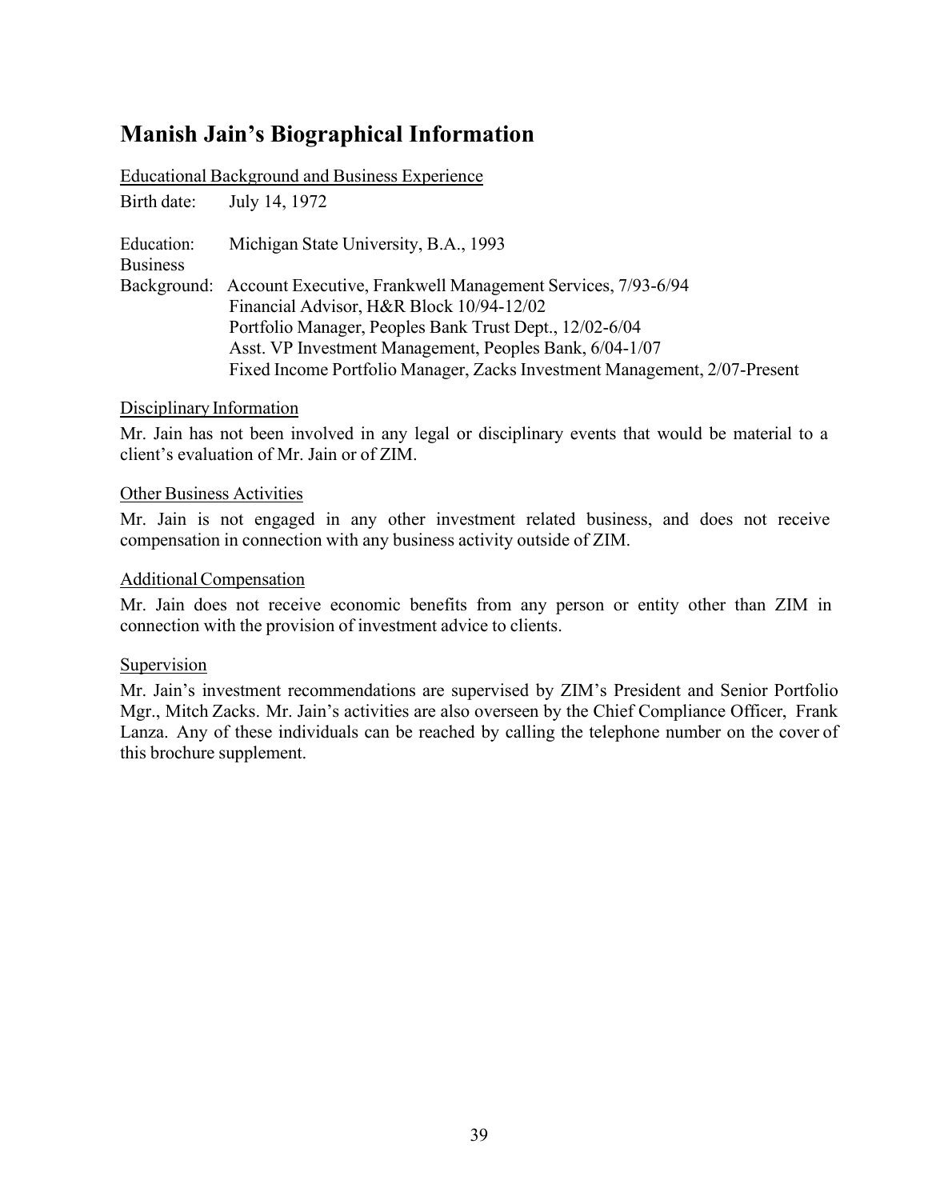## Manish Jain's Biographical Information

Educational Background and Business Experience

Birth date: July 14, 1972

Education: Michigan State University, B.A., 1993

Business Background:
- Account Executive, Frankwell Management Services, 7/93-6/94
- Financial Advisor, H&R Block 10/94-12/02
- Portfolio Manager, Peoples Bank Trust Dept., 12/02-6/04
- Asst. VP Investment Management, Peoples Bank, 6/04-1/07
- Fixed Income Portfolio Manager, Zacks Investment Management, 2/07-Present

Disciplinary Information

Mr. Jain has not been involved in any legal or disciplinary events that would be material to a client's evaluation of Mr. Jain or of ZIM.

Other Business Activities

Mr. Jain is not engaged in any other investment related business, and does not receive compensation in connection with any business activity outside of ZIM.

Additional Compensation

Mr. Jain does not receive economic benefits from any person or entity other than ZIM in connection with the provision of investment advice to clients.

Supervision

Mr. Jain's investment recommendations are supervised by ZIM's President and Senior Portfolio Mgr., Mitch Zacks. Mr. Jain's activities are also overseen by the Chief Compliance Officer, Frank Lanza. Any of these individuals can be reached by calling the telephone number on the cover of this brochure supplement.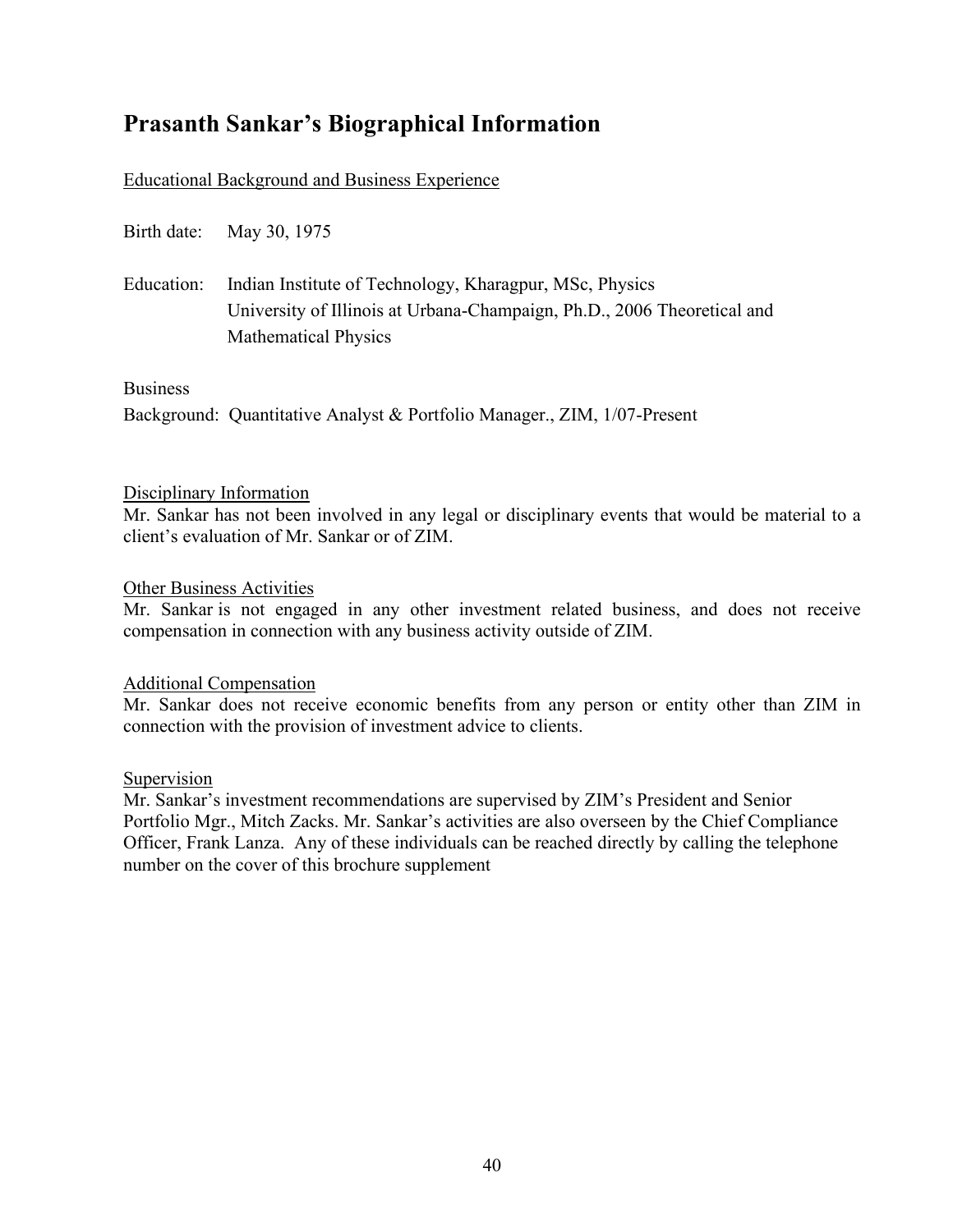## Prasanth Sankar's Biographical Information

Educational Background and Business Experience

Birth date: May 30, 1975

Education: Indian Institute of Technology, Kharagpur, MSc, Physics
University of Illinois at Urbana-Champaign, Ph.D., 2006 Theoretical and Mathematical Physics

Business
Background: Quantitative Analyst & Portfolio Manager., ZIM, 1/07-Present

Disciplinary Information

Mr. Sankar has not been involved in any legal or disciplinary events that would be material to a client's evaluation of Mr. Sankar or of ZIM.

Other Business Activities

Mr. Sankar is not engaged in any other investment related business, and does not receive compensation in connection with any business activity outside of ZIM.

Additional Compensation

Mr. Sankar does not receive economic benefits from any person or entity other than ZIM in connection with the provision of investment advice to clients.

Supervision

Mr. Sankar's investment recommendations are supervised by ZIM's President and Senior Portfolio Mgr., Mitch Zacks. Mr. Sankar's activities are also overseen by the Chief Compliance Officer, Frank Lanza. Any of these individuals can be reached directly by calling the telephone number on the cover of this brochure supplement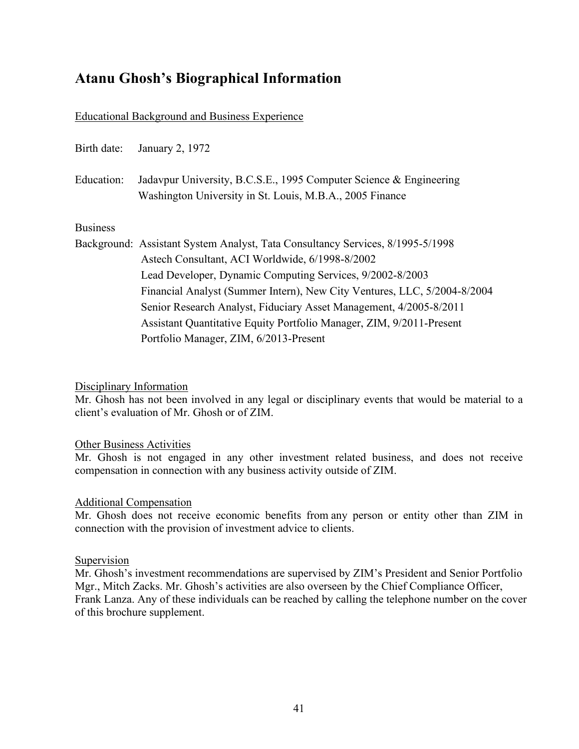# Atanu Ghosh's Biographical Information

Educational Background and Business Experience

Birth date: January 2, 1972

Education: Jadavpur University, B.C.S.E., 1995 Computer Science & Engineering
Washington University in St. Louis, M.B.A., 2005 Finance

Business Background:
Assistant System Analyst, Tata Consultancy Services, 8/1995-5/1998
Astech Consultant, ACI Worldwide, 6/1998-8/2002
Lead Developer, Dynamic Computing Services, 9/2002-8/2003
Financial Analyst (Summer Intern), New City Ventures, LLC, 5/2004-8/2004
Senior Research Analyst, Fiduciary Asset Management, 4/2005-8/2011
Assistant Quantitative Equity Portfolio Manager, ZIM, 9/2011-Present
Portfolio Manager, ZIM, 6/2013-Present

Disciplinary Information
Mr. Ghosh has not been involved in any legal or disciplinary events that would be material to a client's evaluation of Mr. Ghosh or of ZIM.

Other Business Activities
Mr. Ghosh is not engaged in any other investment related business, and does not receive compensation in connection with any business activity outside of ZIM.

Additional Compensation
Mr. Ghosh does not receive economic benefits from any person or entity other than ZIM in connection with the provision of investment advice to clients.

Supervision
Mr. Ghosh's investment recommendations are supervised by ZIM's President and Senior Portfolio Mgr., Mitch Zacks. Mr. Ghosh's activities are also overseen by the Chief Compliance Officer, Frank Lanza. Any of these individuals can be reached by calling the telephone number on the cover of this brochure supplement.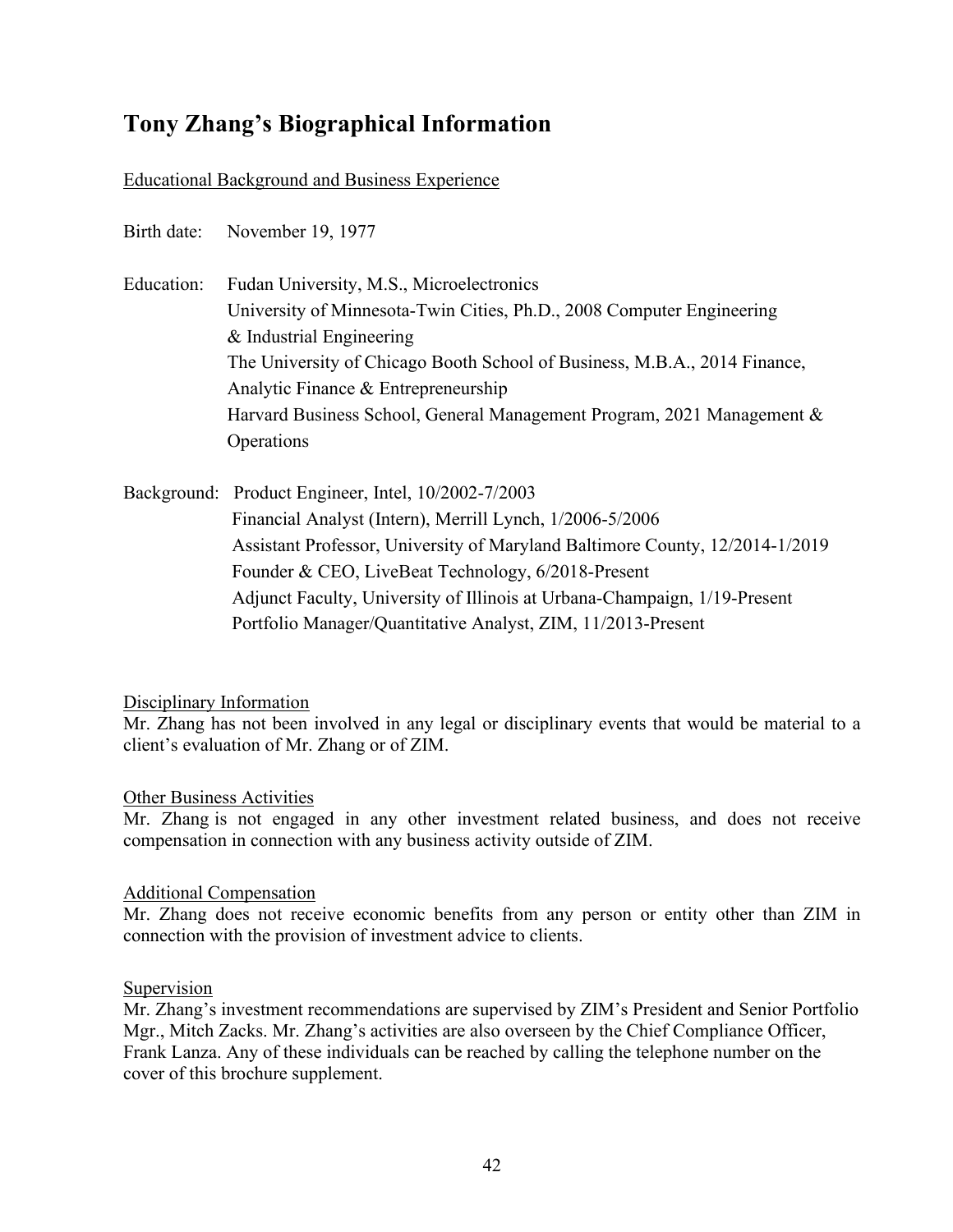# Tony Zhang's Biographical Information

Educational Background and Business Experience

Birth date: November 19, 1977

Education:
Fudan University, M.S., Microelectronics
University of Minnesota-Twin Cities, Ph.D., 2008 Computer Engineering & Industrial Engineering
The University of Chicago Booth School of Business, M.B.A., 2014 Finance, Analytic Finance & Entrepreneurship
Harvard Business School, General Management Program, 2021 Management & Operations

Background:
Product Engineer, Intel, 10/2002-7/2003
Financial Analyst (Intern), Merrill Lynch, 1/2006-5/2006
Assistant Professor, University of Maryland Baltimore County, 12/2014-1/2019
Founder & CEO, LiveBeat Technology, 6/2018-Present
Adjunct Faculty, University of Illinois at Urbana-Champaign, 1/19-Present
Portfolio Manager/Quantitative Analyst, ZIM, 11/2013-Present

Disciplinary Information

Mr. Zhang has not been involved in any legal or disciplinary events that would be material to a client's evaluation of Mr. Zhang or of ZIM.

Other Business Activities

Mr. Zhang is not engaged in any other investment related business, and does not receive compensation in connection with any business activity outside of ZIM.

Additional Compensation

Mr. Zhang does not receive economic benefits from any person or entity other than ZIM in connection with the provision of investment advice to clients.

Supervision

Mr. Zhang's investment recommendations are supervised by ZIM's President and Senior Portfolio Mgr., Mitch Zacks. Mr. Zhang's activities are also overseen by the Chief Compliance Officer, Frank Lanza. Any of these individuals can be reached by calling the telephone number on the cover of this brochure supplement.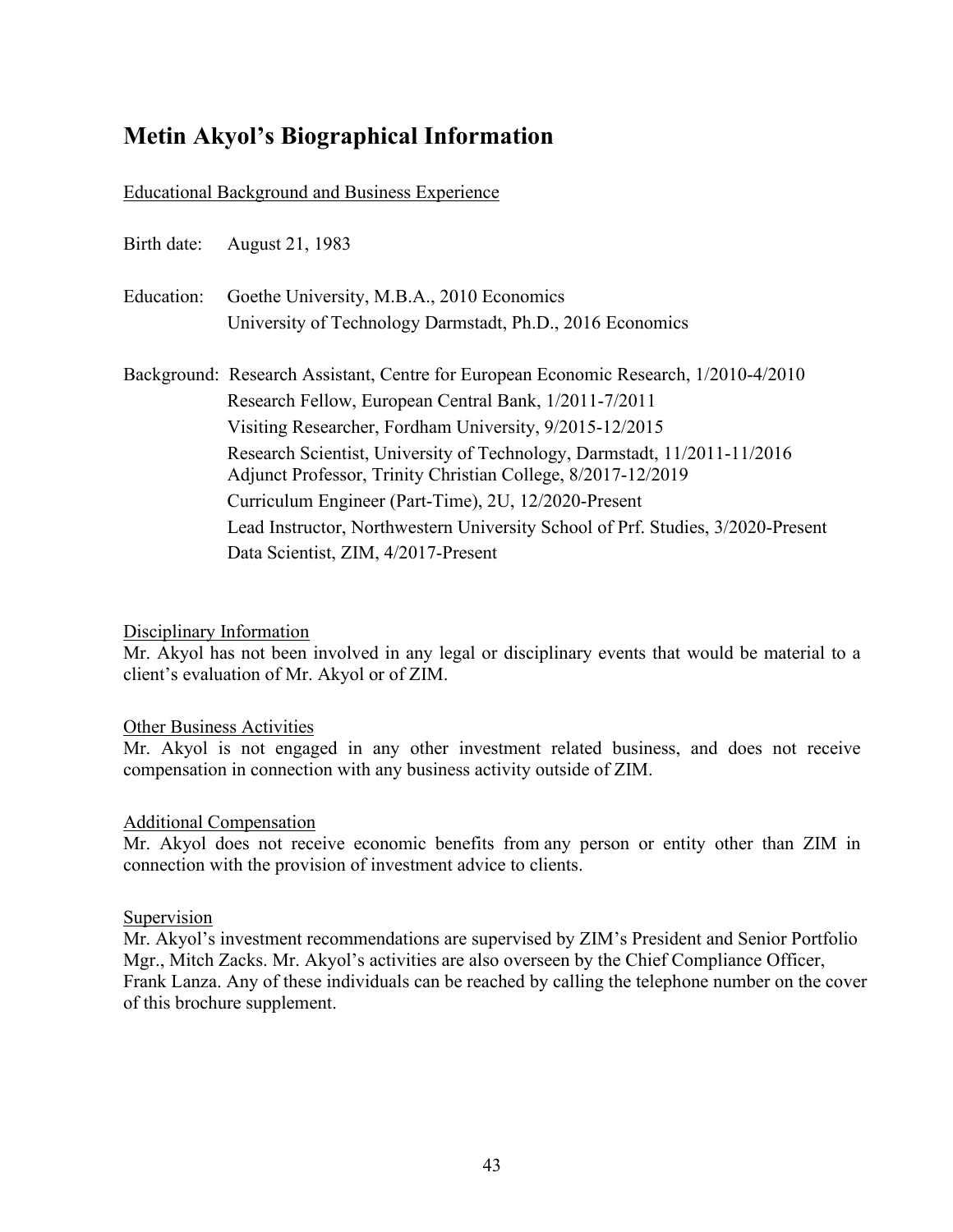# Metin Akyol's Biographical Information

<u>Educational Background and Business Experience</u>

Birth date: August 21, 1983

Education: Goethe University, M.B.A., 2010 Economics
University of Technology Darmstadt, Ph.D., 2016 Economics

Background: Research Assistant, Centre for European Economic Research, 1/2010-4/2010
Research Fellow, European Central Bank, 1/2011-7/2011
Visiting Researcher, Fordham University, 9/2015-12/2015
Research Scientist, University of Technology, Darmstadt, 11/2011-11/2016
Adjunct Professor, Trinity Christian College, 8/2017-12/2019
Curriculum Engineer (Part-Time), 2U, 12/2020-Present
Lead Instructor, Northwestern University School of Prf. Studies, 3/2020-Present
Data Scientist, ZIM, 4/2017-Present

<u>Disciplinary Information</u>

Mr. Akyol has not been involved in any legal or disciplinary events that would be material to a client's evaluation of Mr. Akyol or of ZIM.

<u>Other Business Activities</u>

Mr. Akyol is not engaged in any other investment related business, and does not receive compensation in connection with any business activity outside of ZIM.

<u>Additional Compensation</u>

Mr. Akyol does not receive economic benefits from any person or entity other than ZIM in connection with the provision of investment advice to clients.

<u>Supervision</u>

Mr. Akyol's investment recommendations are supervised by ZIM's President and Senior Portfolio Mgr., Mitch Zacks. Mr. Akyol's activities are also overseen by the Chief Compliance Officer, Frank Lanza. Any of these individuals can be reached by calling the telephone number on the cover of this brochure supplement.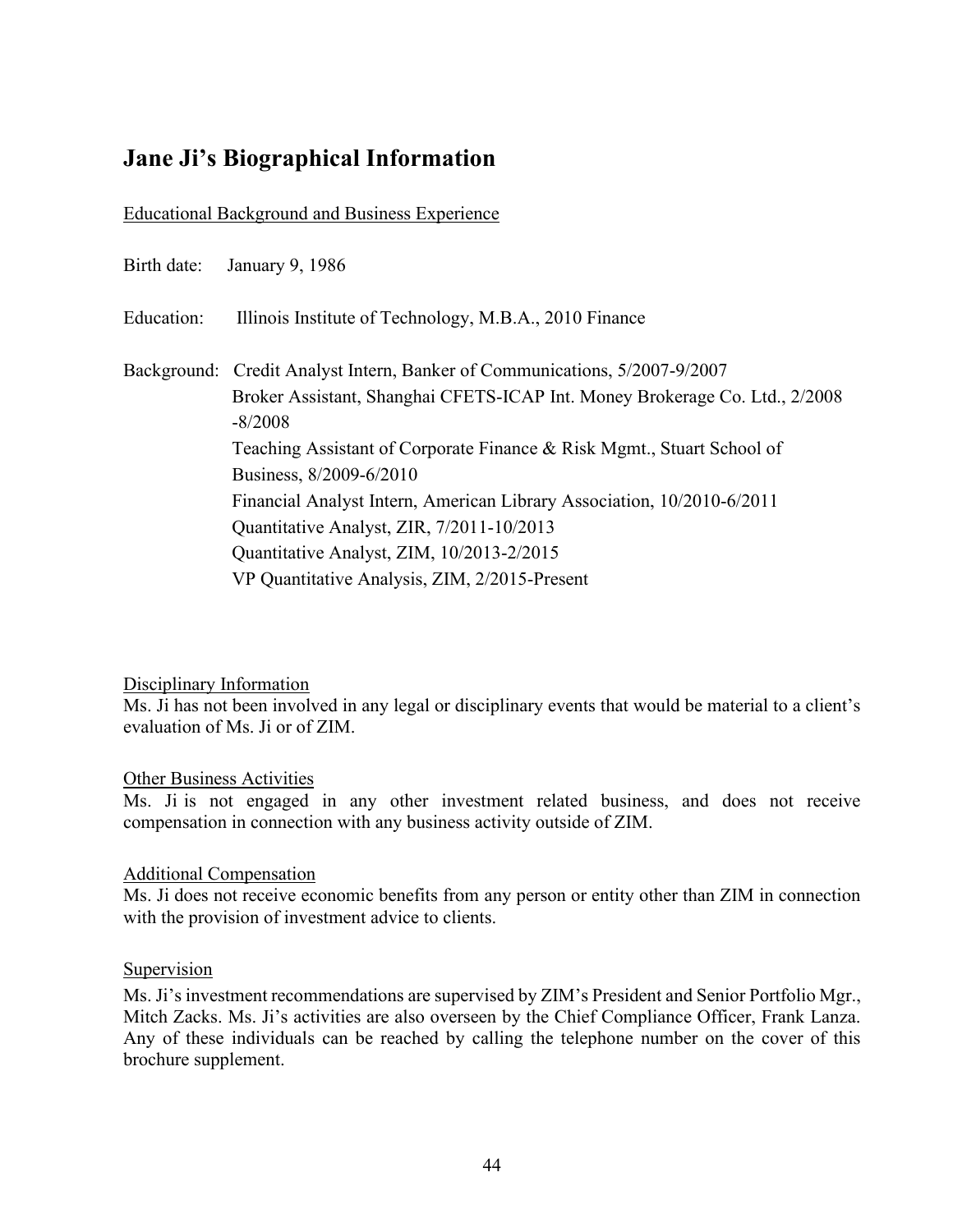# Jane Ji's Biographical Information

Educational Background and Business Experience

Birth date: January 9, 1986

Education: Illinois Institute of Technology, M.B.A., 2010 Finance

Background: Credit Analyst Intern, Banker of Communications, 5/2007-9/2007
Broker Assistant, Shanghai CFETS-ICAP Int. Money Brokerage Co. Ltd., 2/2008 -8/2008
Teaching Assistant of Corporate Finance & Risk Mgmt., Stuart School of Business, 8/2009-6/2010
Financial Analyst Intern, American Library Association, 10/2010-6/2011
Quantitative Analyst, ZIR, 7/2011-10/2013
Quantitative Analyst, ZIM, 10/2013-2/2015
VP Quantitative Analysis, ZIM, 2/2015-Present

Disciplinary Information

Ms. Ji has not been involved in any legal or disciplinary events that would be material to a client's evaluation of Ms. Ji or of ZIM.

Other Business Activities

Ms. Ji is not engaged in any other investment related business, and does not receive compensation in connection with any business activity outside of ZIM.

Additional Compensation

Ms. Ji does not receive economic benefits from any person or entity other than ZIM in connection with the provision of investment advice to clients.

Supervision

Ms. Ji's investment recommendations are supervised by ZIM's President and Senior Portfolio Mgr., Mitch Zacks. Ms. Ji's activities are also overseen by the Chief Compliance Officer, Frank Lanza. Any of these individuals can be reached by calling the telephone number on the cover of this brochure supplement.